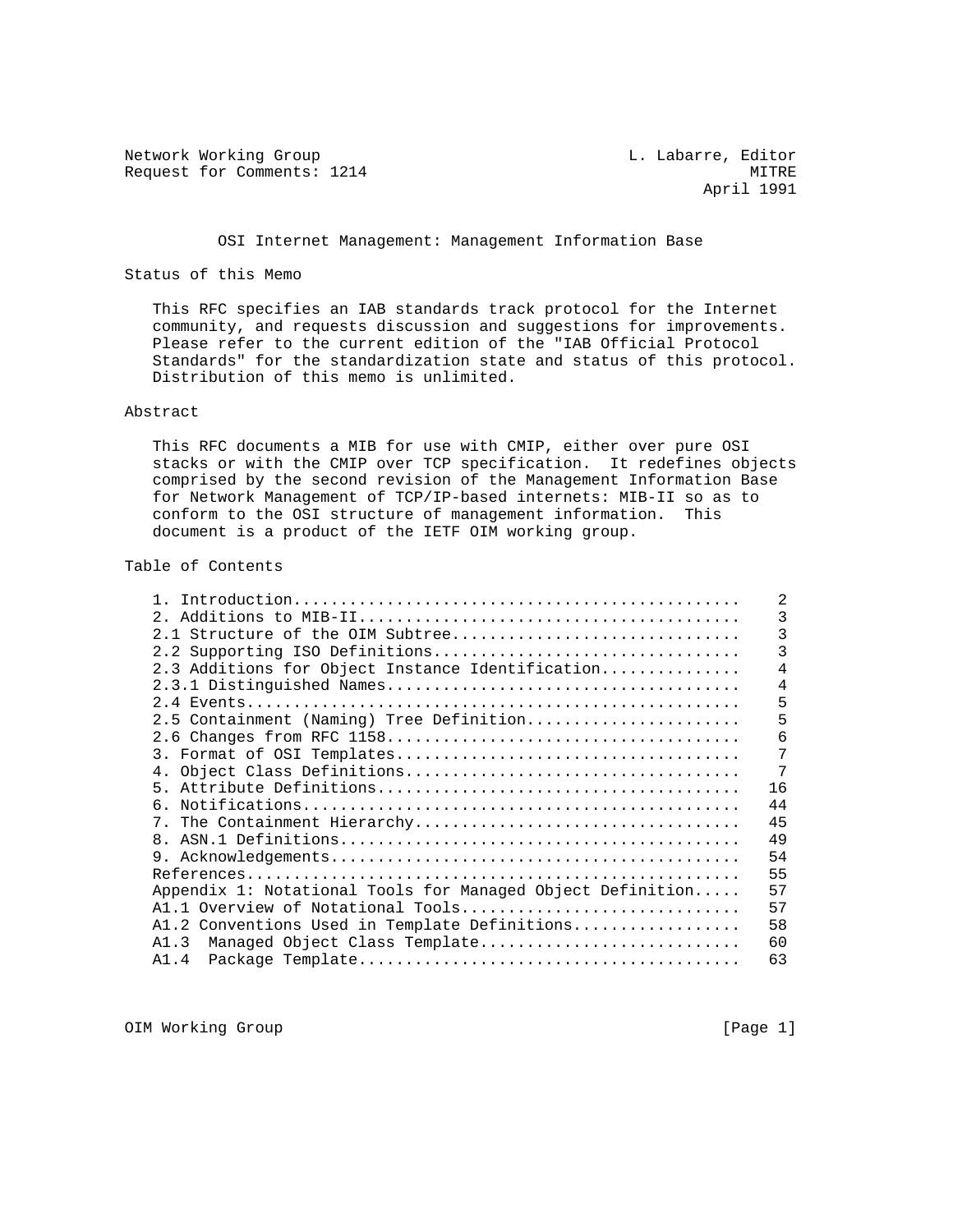Network Working Group L. Labarre, Editor
Request for Comments: 1214 MITRE
April 1991

# OSI Internet Management: Management Information Base

## Status of this Memo

This RFC specifies an IAB standards track protocol for the Internet community, and requests discussion and suggestions for improvements. Please refer to the current edition of the "IAB Official Protocol Standards" for the standardization state and status of this protocol. Distribution of this memo is unlimited.

## Abstract

This RFC documents a MIB for use with CMIP, either over pure OSI stacks or with the CMIP over TCP specification. It redefines objects comprised by the second revision of the Management Information Base for Network Management of TCP/IP-based internets: MIB-II so as to conform to the OSI structure of management information. This document is a product of the IETF OIM working group.

## Table of Contents

```
1. Introduction...............................................    2
2. Additions to MIB-II........................................    3
2.1 Structure of the OIM Subtree..............................    3
2.2 Supporting ISO Definitions................................    3
2.3 Additions for Object Instance Identification..............    4
2.3.1 Distinguished Names.....................................    4
2.4 Events....................................................    5
2.5 Containment (Naming) Tree Definition......................    5
2.6 Changes from RFC 1158.....................................    6
3. Format of OSI Templates....................................    7
4. Object Class Definitions...................................    7
5. Attribute Definitions......................................   16
6. Notifications..............................................   44
7. The Containment Hierarchy..................................   45
8. ASN.1 Definitions..........................................   49
9. Acknowledgements...........................................   54
References....................................................   55
Appendix 1: Notational Tools for Managed Object Definition.....   57
A1.1 Overview of Notational Tools.............................   57
A1.2 Conventions Used in Template Definitions.................   58
A1.3  Managed Object Class Template...........................   60
A1.4  Package Template........................................   63
```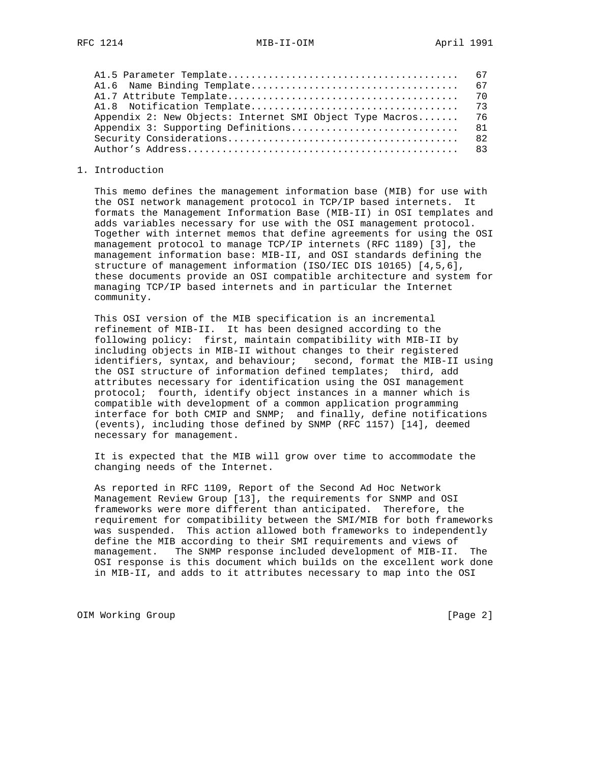A1.5 Parameter Template....................................... 67
A1.6 Name Binding Template.................................... 67
A1.7 Attribute Template....................................... 70
A1.8 Notification Template.................................... 73
Appendix 2: New Objects: Internet SMI Object Type Macros....... 76
Appendix 3: Supporting Definitions............................. 81
Security Considerations........................................ 82
Author's Address............................................... 83

## 1. Introduction

This memo defines the management information base (MIB) for use with the OSI network management protocol in TCP/IP based internets. It formats the Management Information Base (MIB-II) in OSI templates and adds variables necessary for use with the OSI management protocol. Together with internet memos that define agreements for using the OSI management protocol to manage TCP/IP internets (RFC 1189) [3], the management information base: MIB-II, and OSI standards defining the structure of management information (ISO/IEC DIS 10165) [4,5,6], these documents provide an OSI compatible architecture and system for managing TCP/IP based internets and in particular the Internet community.

This OSI version of the MIB specification is an incremental refinement of MIB-II. It has been designed according to the following policy: first, maintain compatibility with MIB-II by including objects in MIB-II without changes to their registered identifiers, syntax, and behaviour; second, format the MIB-II using the OSI structure of information defined templates; third, add attributes necessary for identification using the OSI management protocol; fourth, identify object instances in a manner which is compatible with development of a common application programming interface for both CMIP and SNMP; and finally, define notifications (events), including those defined by SNMP (RFC 1157) [14], deemed necessary for management.

It is expected that the MIB will grow over time to accommodate the changing needs of the Internet.

As reported in RFC 1109, Report of the Second Ad Hoc Network Management Review Group [13], the requirements for SNMP and OSI frameworks were more different than anticipated. Therefore, the requirement for compatibility between the SMI/MIB for both frameworks was suspended. This action allowed both frameworks to independently define the MIB according to their SMI requirements and views of management. The SNMP response included development of MIB-II. The OSI response is this document which builds on the excellent work done in MIB-II, and adds to it attributes necessary to map into the OSI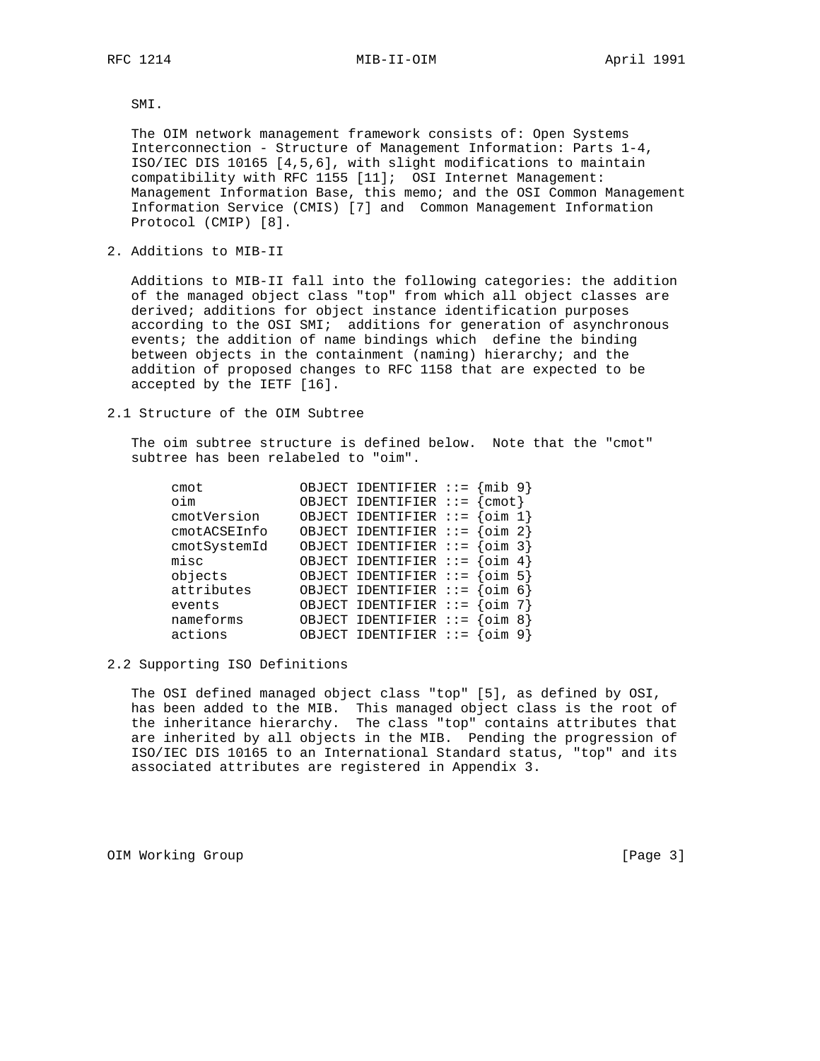SMI.

The OIM network management framework consists of: Open Systems Interconnection - Structure of Management Information: Parts 1-4, ISO/IEC DIS 10165 [4,5,6], with slight modifications to maintain compatibility with RFC 1155 [11]; OSI Internet Management: Management Information Base, this memo; and the OSI Common Management Information Service (CMIS) [7] and Common Management Information Protocol (CMIP) [8].

## 2. Additions to MIB-II

Additions to MIB-II fall into the following categories: the addition of the managed object class "top" from which all object classes are derived; additions for object instance identification purposes according to the OSI SMI; additions for generation of asynchronous events; the addition of name bindings which define the binding between objects in the containment (naming) hierarchy; and the addition of proposed changes to RFC 1158 that are expected to be accepted by the IETF [16].

### 2.1 Structure of the OIM Subtree

The oim subtree structure is defined below. Note that the "cmot" subtree has been relabeled to "oim".

```
cmot            OBJECT IDENTIFIER ::= {mib 9}
oim             OBJECT IDENTIFIER ::= {cmot}
cmotVersion     OBJECT IDENTIFIER ::= {oim 1}
cmotACSEInfo    OBJECT IDENTIFIER ::= {oim 2}
cmotSystemId    OBJECT IDENTIFIER ::= {oim 3}
misc            OBJECT IDENTIFIER ::= {oim 4}
objects         OBJECT IDENTIFIER ::= {oim 5}
attributes      OBJECT IDENTIFIER ::= {oim 6}
events          OBJECT IDENTIFIER ::= {oim 7}
nameforms       OBJECT IDENTIFIER ::= {oim 8}
actions         OBJECT IDENTIFIER ::= {oim 9}
```

### 2.2 Supporting ISO Definitions

The OSI defined managed object class "top" [5], as defined by OSI, has been added to the MIB. This managed object class is the root of the inheritance hierarchy. The class "top" contains attributes that are inherited by all objects in the MIB. Pending the progression of ISO/IEC DIS 10165 to an International Standard status, "top" and its associated attributes are registered in Appendix 3.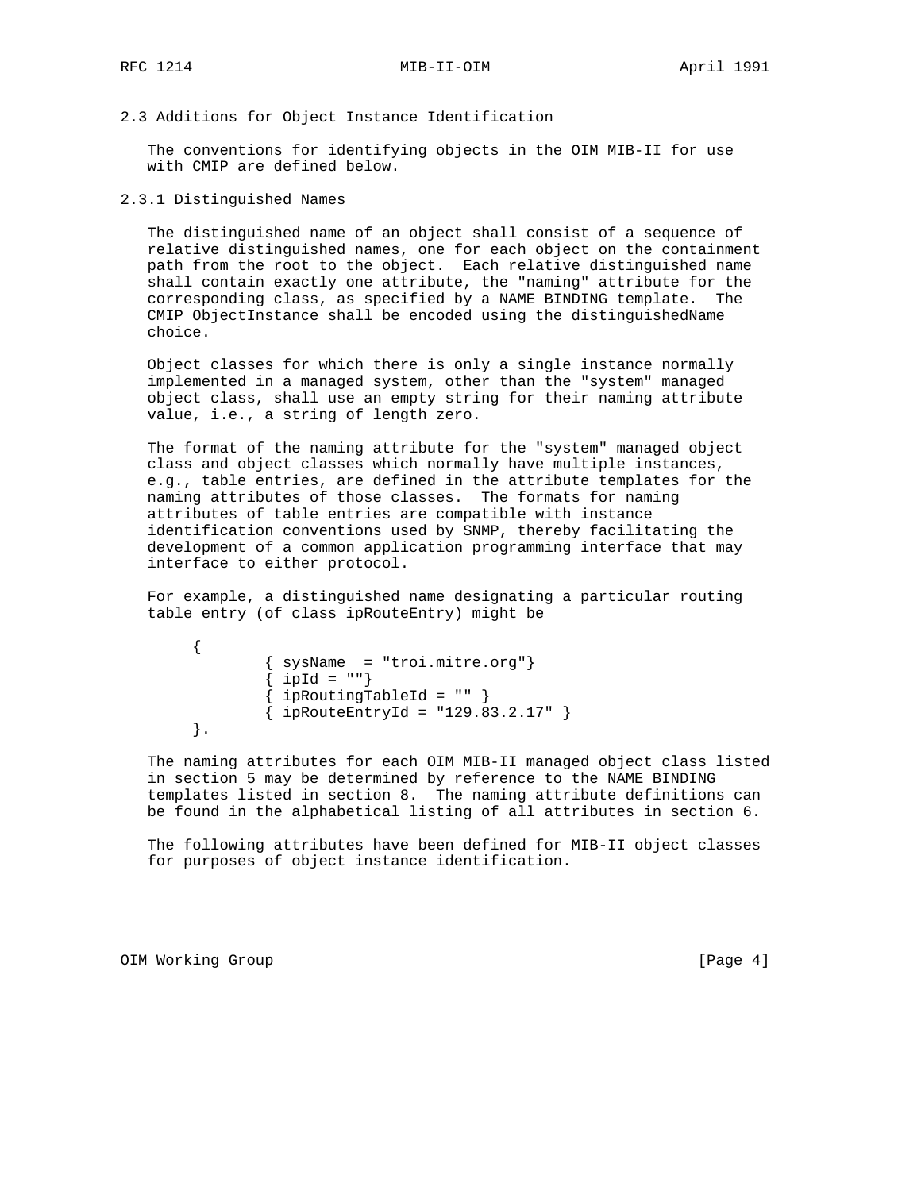### 2.3 Additions for Object Instance Identification

The conventions for identifying objects in the OIM MIB-II for use with CMIP are defined below.

#### 2.3.1 Distinguished Names

The distinguished name of an object shall consist of a sequence of relative distinguished names, one for each object on the containment path from the root to the object. Each relative distinguished name shall contain exactly one attribute, the "naming" attribute for the corresponding class, as specified by a NAME BINDING template. The CMIP ObjectInstance shall be encoded using the distinguishedName choice.

Object classes for which there is only a single instance normally implemented in a managed system, other than the "system" managed object class, shall use an empty string for their naming attribute value, i.e., a string of length zero.

The format of the naming attribute for the "system" managed object class and object classes which normally have multiple instances, e.g., table entries, are defined in the attribute templates for the naming attributes of those classes. The formats for naming attributes of table entries are compatible with instance identification conventions used by SNMP, thereby facilitating the development of a common application programming interface that may interface to either protocol.

For example, a distinguished name designating a particular routing table entry (of class ipRouteEntry) might be

```
{
        { sysName  = "troi.mitre.org"}
        { ipId = ""}
        { ipRoutingTableId = "" }
        { ipRouteEntryId = "129.83.2.17" }
}.
```

The naming attributes for each OIM MIB-II managed object class listed in section 5 may be determined by reference to the NAME BINDING templates listed in section 8. The naming attribute definitions can be found in the alphabetical listing of all attributes in section 6.

The following attributes have been defined for MIB-II object classes for purposes of object instance identification.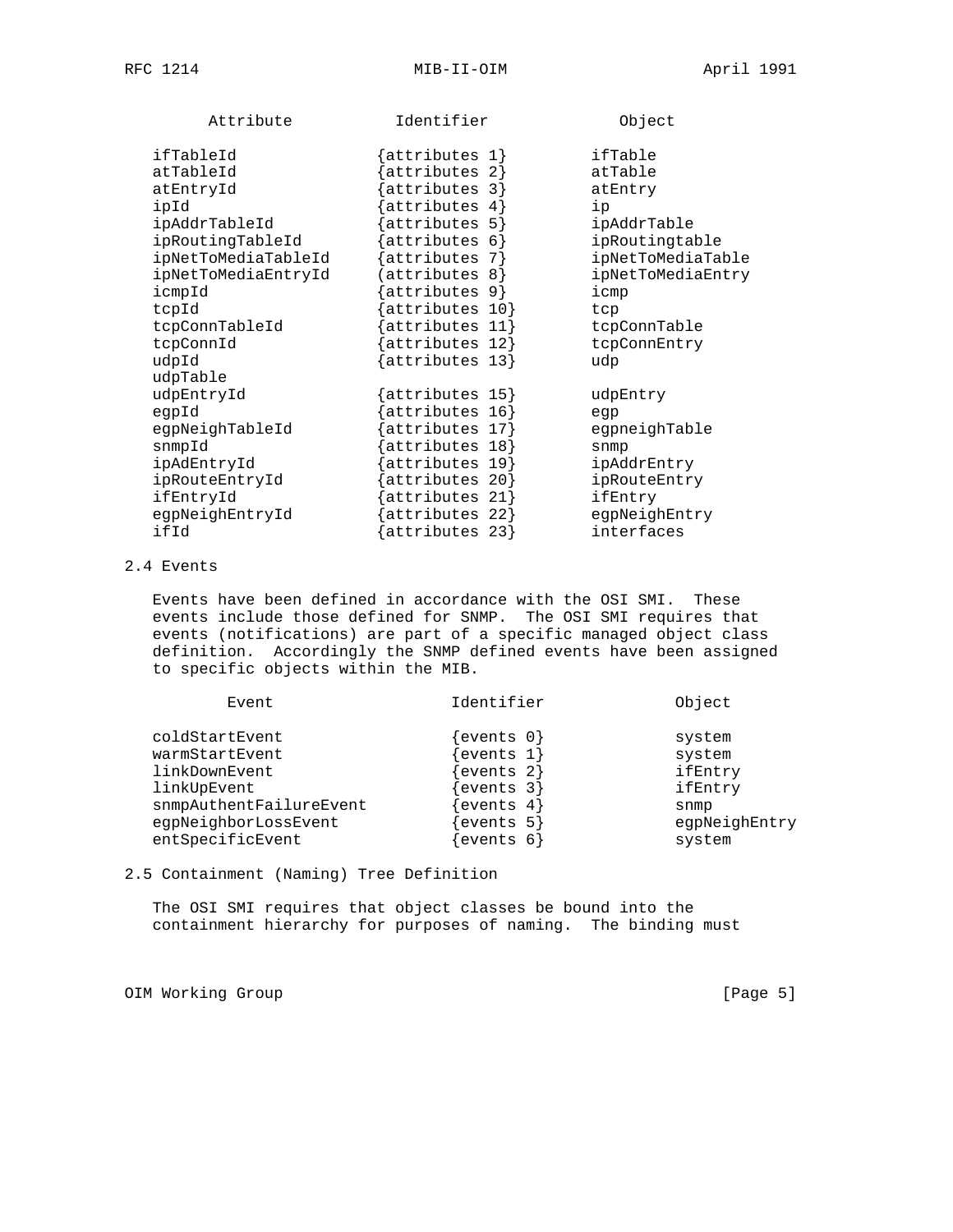| Attribute | Identifier | Object |
|---|---|---|
| ifTableId | {attributes 1} | ifTable |
| atTableId | {attributes 2} | atTable |
| atEntryId | {attributes 3} | atEntry |
| ipId | {attributes 4} | ip |
| ipAddrTableId | {attributes 5} | ipAddrTable |
| ipRoutingTableId | {attributes 6} | ipRoutingtable |
| ipNetToMediaTableId | {attributes 7} | ipNetToMediaTable |
| ipNetToMediaEntryId | (attributes 8} | ipNetToMediaEntry |
| icmpId | {attributes 9} | icmp |
| tcpId | {attributes 10} | tcp |
| tcpConnTableId | {attributes 11} | tcpConnTable |
| tcpConnId | {attributes 12} | tcpConnEntry |
| udpId | {attributes 13} | udp |
| udpTable | | |
| udpEntryId | {attributes 15} | udpEntry |
| egpId | {attributes 16} | egp |
| egpNeighTableId | {attributes 17} | egpneighTable |
| snmpId | {attributes 18} | snmp |
| ipAdEntryId | {attributes 19} | ipAddrEntry |
| ipRouteEntryId | {attributes 20} | ipRouteEntry |
| ifEntryId | {attributes 21} | ifEntry |
| egpNeighEntryId | {attributes 22} | egpNeighEntry |
| ifId | {attributes 23} | interfaces |

## 2.4 Events

Events have been defined in accordance with the OSI SMI. These events include those defined for SNMP. The OSI SMI requires that events (notifications) are part of a specific managed object class definition. Accordingly the SNMP defined events have been assigned to specific objects within the MIB.

| Event | Identifier | Object |
|---|---|---|
| coldStartEvent | {events 0} | system |
| warmStartEvent | {events 1} | system |
| linkDownEvent | {events 2} | ifEntry |
| linkUpEvent | {events 3} | ifEntry |
| snmpAuthentFailureEvent | {events 4} | snmp |
| egpNeighborLossEvent | {events 5} | egpNeighEntry |
| entSpecificEvent | {events 6} | system |

## 2.5 Containment (Naming) Tree Definition

The OSI SMI requires that object classes be bound into the containment hierarchy for purposes of naming. The binding must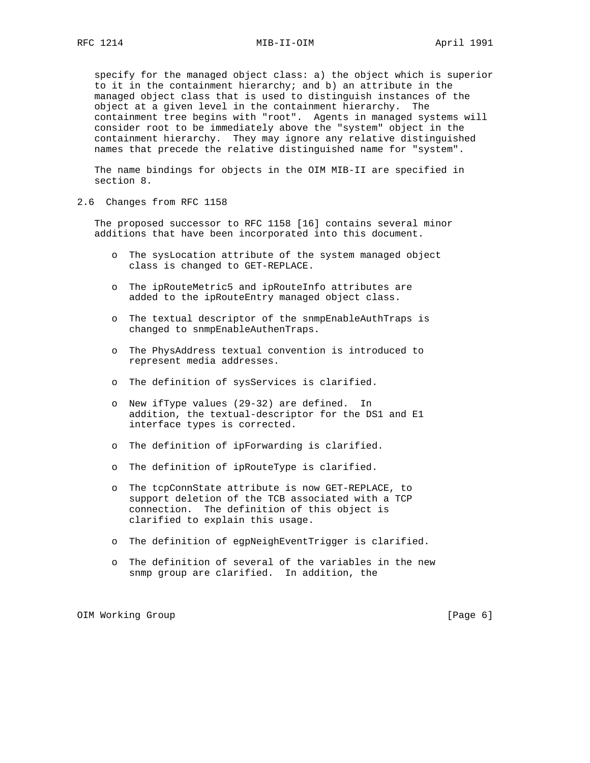specify for the managed object class: a) the object which is superior to it in the containment hierarchy; and b) an attribute in the managed object class that is used to distinguish instances of the object at a given level in the containment hierarchy. The containment tree begins with "root". Agents in managed systems will consider root to be immediately above the "system" object in the containment hierarchy. They may ignore any relative distinguished names that precede the relative distinguished name for "system".

The name bindings for objects in the OIM MIB-II are specified in section 8.

## 2.6 Changes from RFC 1158

The proposed successor to RFC 1158 [16] contains several minor additions that have been incorporated into this document.

- The sysLocation attribute of the system managed object class is changed to GET-REPLACE.
- The ipRouteMetric5 and ipRouteInfo attributes are added to the ipRouteEntry managed object class.
- The textual descriptor of the snmpEnableAuthTraps is changed to snmpEnableAuthenTraps.
- The PhysAddress textual convention is introduced to represent media addresses.
- The definition of sysServices is clarified.
- New ifType values (29-32) are defined. In addition, the textual-descriptor for the DS1 and E1 interface types is corrected.
- The definition of ipForwarding is clarified.
- The definition of ipRouteType is clarified.
- The tcpConnState attribute is now GET-REPLACE, to support deletion of the TCB associated with a TCP connection. The definition of this object is clarified to explain this usage.
- The definition of egpNeighEventTrigger is clarified.
- The definition of several of the variables in the new snmp group are clarified. In addition, the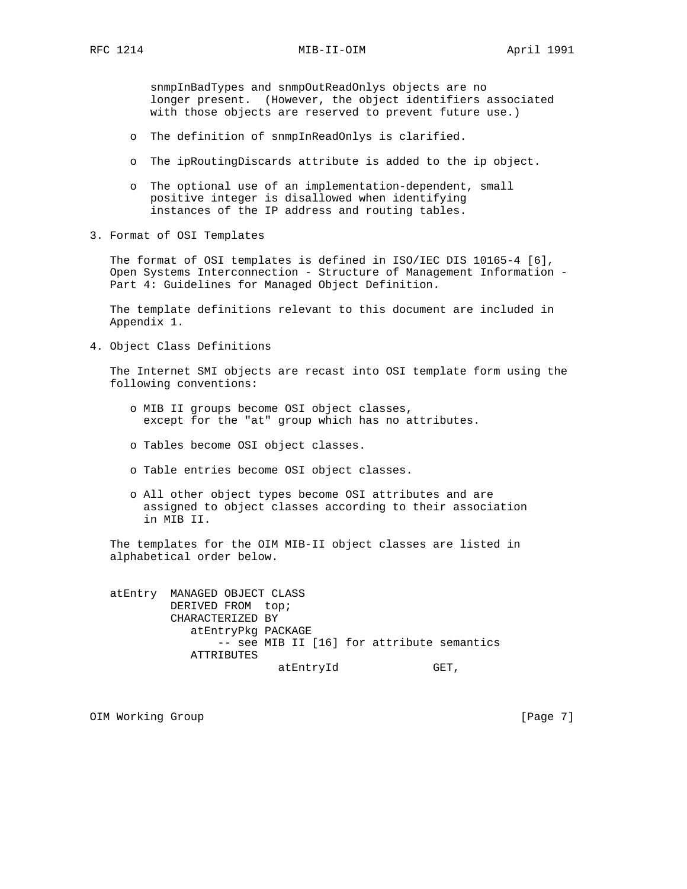snmpInBadTypes and snmpOutReadOnlys objects are no longer present. (However, the object identifiers associated with those objects are reserved to prevent future use.)

- The definition of snmpInReadOnlys is clarified.
- The ipRoutingDiscards attribute is added to the ip object.
- The optional use of an implementation-dependent, small positive integer is disallowed when identifying instances of the IP address and routing tables.

## 3. Format of OSI Templates

The format of OSI templates is defined in ISO/IEC DIS 10165-4 [6], Open Systems Interconnection - Structure of Management Information - Part 4: Guidelines for Managed Object Definition.

The template definitions relevant to this document are included in Appendix 1.

## 4. Object Class Definitions

The Internet SMI objects are recast into OSI template form using the following conventions:

- MIB II groups become OSI object classes, except for the "at" group which has no attributes.
- Tables become OSI object classes.
- Table entries become OSI object classes.
- All other object types become OSI attributes and are assigned to object classes according to their association in MIB II.

The templates for the OIM MIB-II object classes are listed in alphabetical order below.

```
atEntry  MANAGED OBJECT CLASS
         DERIVED FROM  top;
         CHARACTERIZED BY
            atEntryPkg PACKAGE
                -- see MIB II [16] for attribute semantics
            ATTRIBUTES
                         atEntryId              GET,
```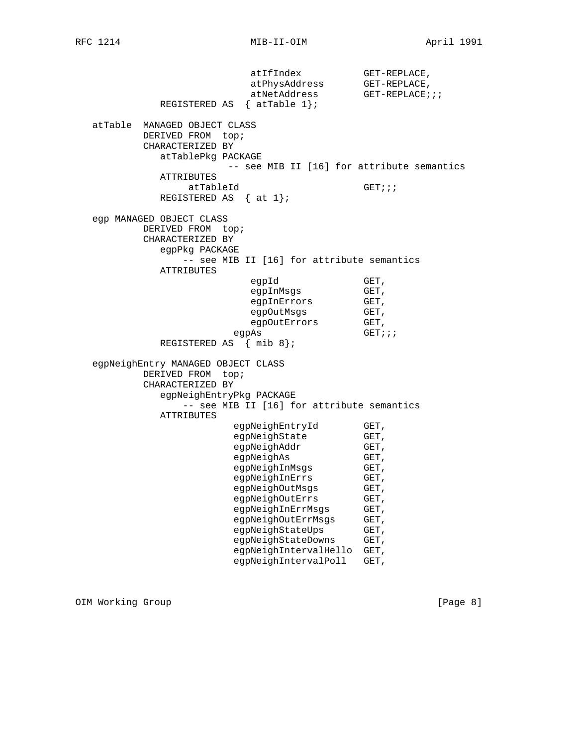```
                         atIfIndex           GET-REPLACE,
                         atPhysAddress       GET-REPLACE,
                         atNetAddress        GET-REPLACE;;;
             REGISTERED AS  { atTable 1};

   atTable  MANAGED OBJECT CLASS
          DERIVED FROM  top;
          CHARACTERIZED BY
             atTablePkg PACKAGE
                       -- see MIB II [16] for attribute semantics
             ATTRIBUTES
                  atTableId                     GET;;;
             REGISTERED AS  { at 1};

   egp MANAGED OBJECT CLASS
          DERIVED FROM  top;
          CHARACTERIZED BY
             egpPkg PACKAGE
                 -- see MIB II [16] for attribute semantics
             ATTRIBUTES
                         egpId               GET,
                         egpInMsgs           GET,
                         egpInErrors         GET,
                         egpOutMsgs          GET,
                         egpOutErrors        GET,
                      egpAs                  GET;;;
             REGISTERED AS  { mib 8};

   egpNeighEntry MANAGED OBJECT CLASS
          DERIVED FROM  top;
          CHARACTERIZED BY
             egpNeighEntryPkg PACKAGE
                 -- see MIB II [16] for attribute semantics
             ATTRIBUTES
                        egpNeighEntryId        GET,
                        egpNeighState          GET,
                        egpNeighAddr           GET,
                        egpNeighAs             GET,
                        egpNeighInMsgs         GET,
                        egpNeighInErrs         GET,
                        egpNeighOutMsgs        GET,
                        egpNeighOutErrs        GET,
                        egpNeighInErrMsgs      GET,
                        egpNeighOutErrMsgs     GET,
                        egpNeighStateUps       GET,
                        egpNeighStateDowns     GET,
                        egpNeighIntervalHello  GET,
                        egpNeighIntervalPoll   GET,
```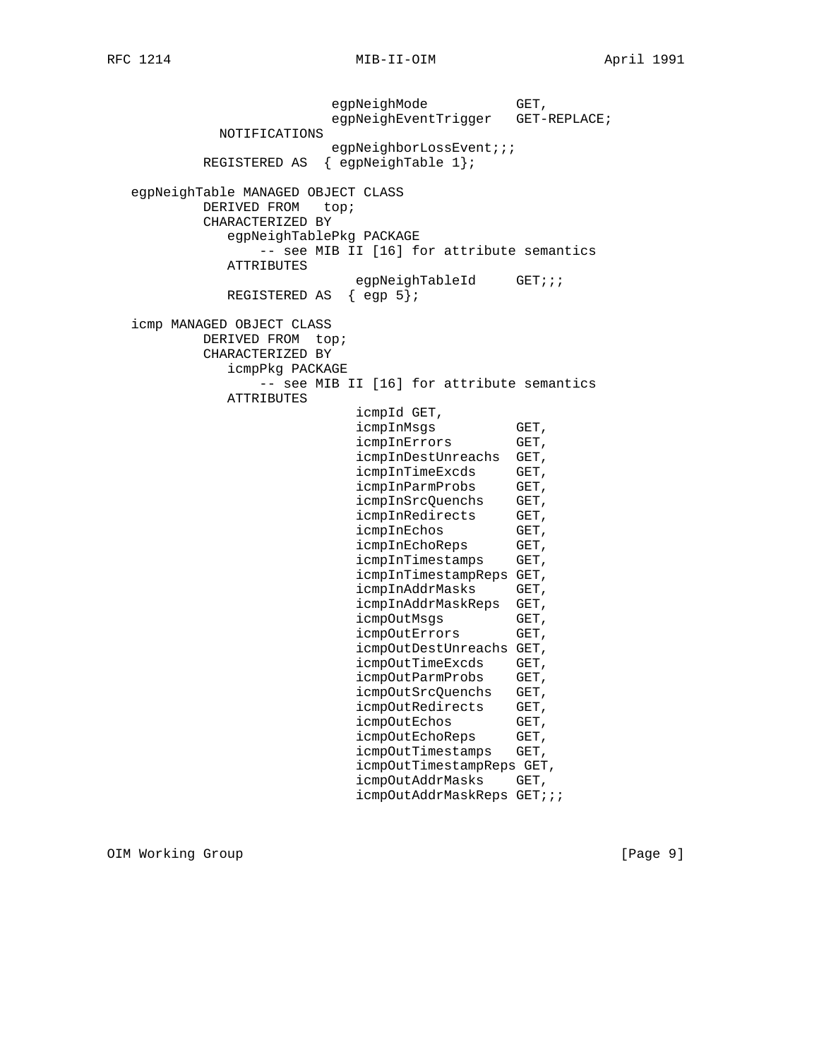```
                          egpNeighMode          GET,
                          egpNeighEventTrigger  GET-REPLACE;
            NOTIFICATIONS
                          egpNeighborLossEvent;;;
          REGISTERED AS  { egpNeighTable 1};

   egpNeighTable MANAGED OBJECT CLASS
          DERIVED FROM   top;
          CHARACTERIZED BY
             egpNeighTablePkg PACKAGE
                 -- see MIB II [16] for attribute semantics
             ATTRIBUTES
                          egpNeighTableId     GET;;;
             REGISTERED AS  { egp 5};

   icmp MANAGED OBJECT CLASS
          DERIVED FROM  top;
          CHARACTERIZED BY
             icmpPkg PACKAGE
                 -- see MIB II [16] for attribute semantics
             ATTRIBUTES
                            icmpId GET,
                            icmpInMsgs          GET,
                            icmpInErrors        GET,
                            icmpInDestUnreachs  GET,
                            icmpInTimeExcds     GET,
                            icmpInParmProbs     GET,
                            icmpInSrcQuenchs    GET,
                            icmpInRedirects     GET,
                            icmpInEchos         GET,
                            icmpInEchoReps      GET,
                            icmpInTimestamps    GET,
                            icmpInTimestampReps GET,
                            icmpInAddrMasks     GET,
                            icmpInAddrMaskReps  GET,
                            icmpOutMsgs         GET,
                            icmpOutErrors       GET,
                            icmpOutDestUnreachs GET,
                            icmpOutTimeExcds    GET,
                            icmpOutParmProbs    GET,
                            icmpOutSrcQuenchs   GET,
                            icmpOutRedirects    GET,
                            icmpOutEchos        GET,
                            icmpOutEchoReps     GET,
                            icmpOutTimestamps   GET,
                            icmpOutTimestampReps GET,
                            icmpOutAddrMasks    GET,
                            icmpOutAddrMaskReps GET;;;
```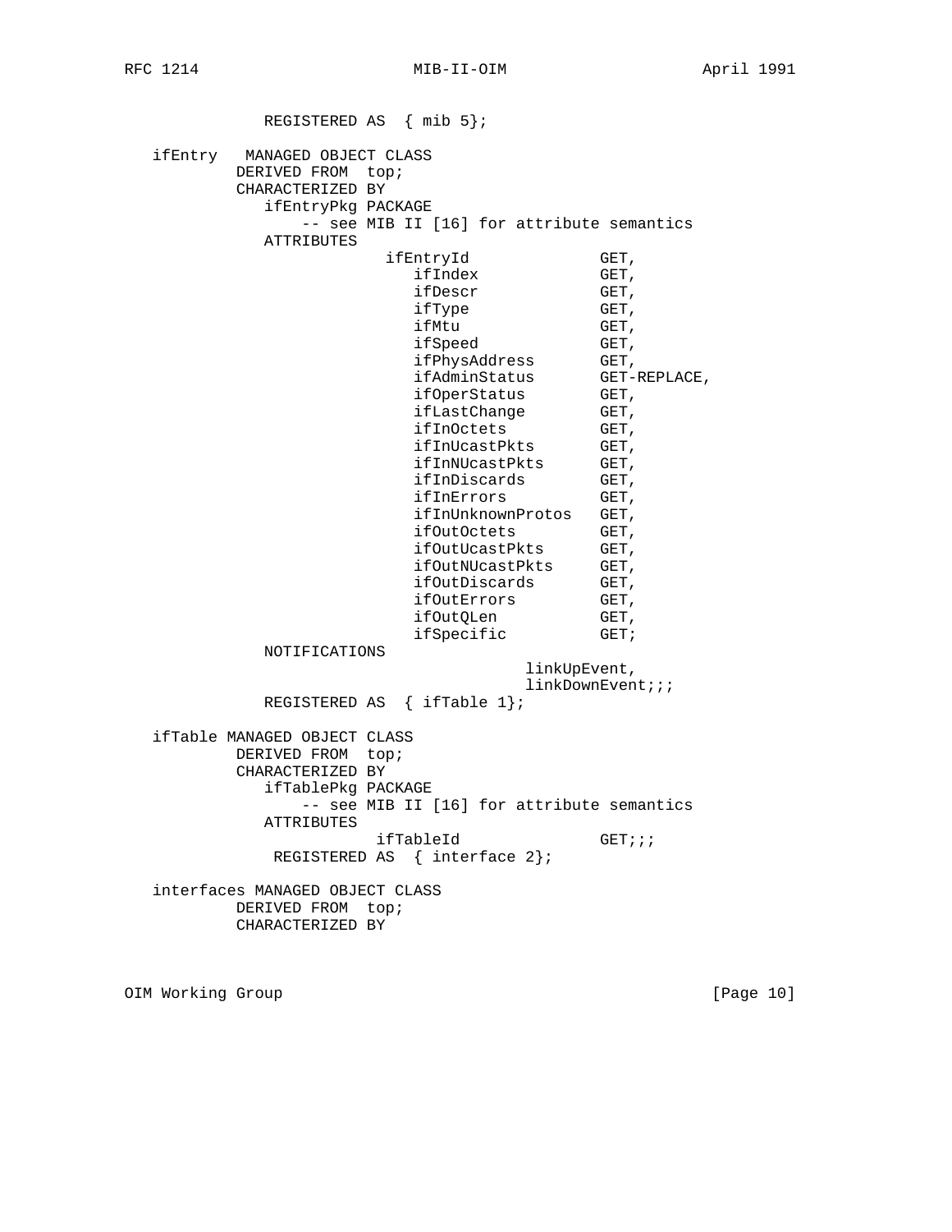```
              REGISTERED AS  { mib 5};

   ifEntry   MANAGED OBJECT CLASS
           DERIVED FROM  top;
           CHARACTERIZED BY
              ifEntryPkg PACKAGE
                  -- see MIB II [16] for attribute semantics
              ATTRIBUTES
                           ifEntryId              GET,
                              ifIndex             GET,
                              ifDescr             GET,
                              ifType              GET,
                              ifMtu               GET,
                              ifSpeed             GET,
                              ifPhysAddress       GET,
                              ifAdminStatus       GET-REPLACE,
                              ifOperStatus        GET,
                              ifLastChange        GET,
                              ifInOctets          GET,
                              ifInUcastPkts       GET,
                              ifInNUcastPkts      GET,
                              ifInDiscards        GET,
                              ifInErrors          GET,
                              ifInUnknownProtos   GET,
                              ifOutOctets         GET,
                              ifOutUcastPkts      GET,
                              ifOutNUcastPkts     GET,
                              ifOutDiscards       GET,
                              ifOutErrors         GET,
                              ifOutQLen           GET,
                              ifSpecific          GET;
              NOTIFICATIONS
                                          linkUpEvent,
                                          linkDownEvent;;;
              REGISTERED AS  { ifTable 1};

   ifTable MANAGED OBJECT CLASS
           DERIVED FROM  top;
           CHARACTERIZED BY
              ifTablePkg PACKAGE
                  -- see MIB II [16] for attribute semantics
              ATTRIBUTES
                          ifTableId               GET;;;
               REGISTERED AS  { interface 2};

   interfaces MANAGED OBJECT CLASS
           DERIVED FROM  top;
           CHARACTERIZED BY
```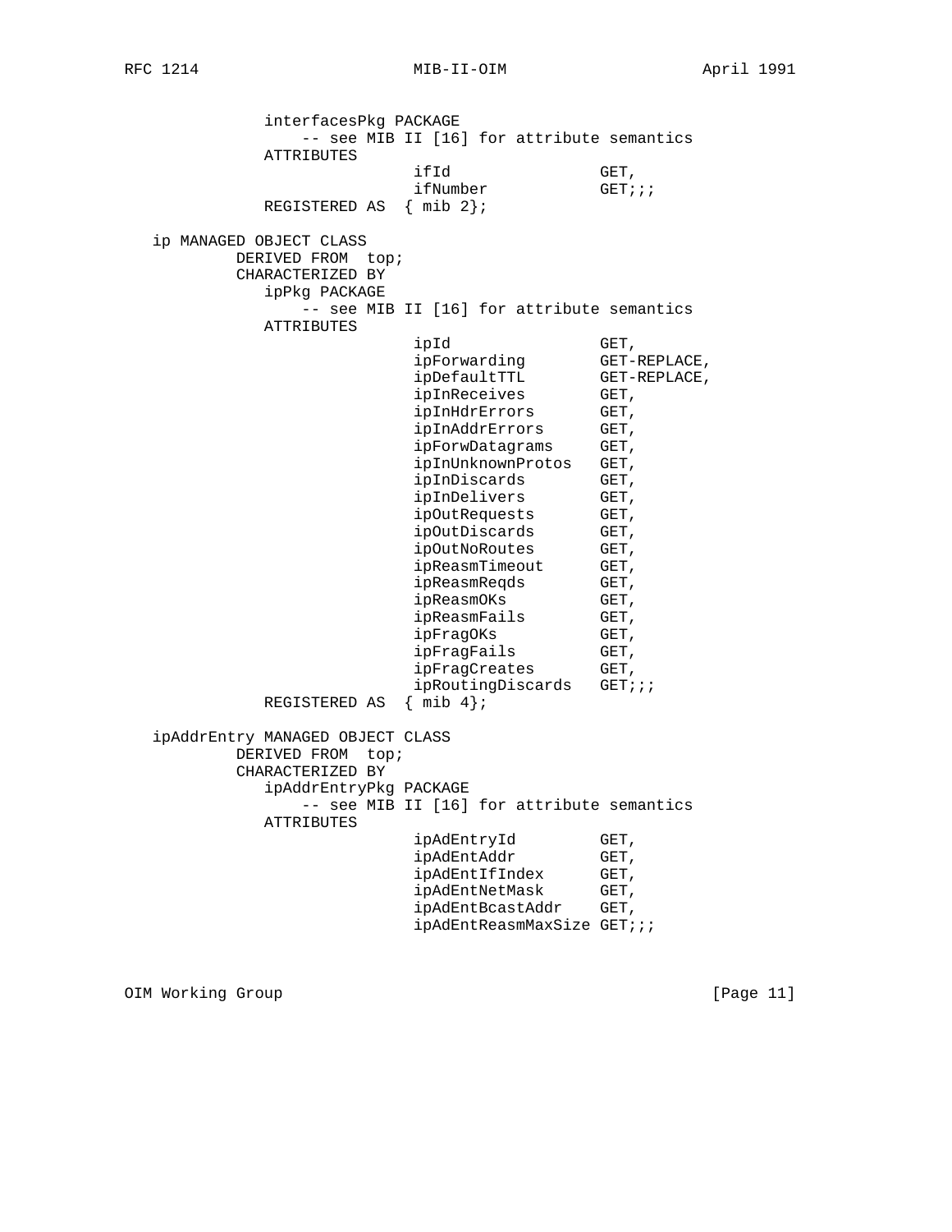```
             interfacesPkg PACKAGE
                 -- see MIB II [16] for attribute semantics
             ATTRIBUTES
                              ifId                GET,
                              ifNumber            GET;;;
             REGISTERED AS  { mib 2};

   ip MANAGED OBJECT CLASS
           DERIVED FROM  top;
           CHARACTERIZED BY
              ipPkg PACKAGE
                 -- see MIB II [16] for attribute semantics
              ATTRIBUTES
                              ipId                GET,
                              ipForwarding        GET-REPLACE,
                              ipDefaultTTL        GET-REPLACE,
                              ipInReceives        GET,
                              ipInHdrErrors       GET,
                              ipInAddrErrors      GET,
                              ipForwDatagrams     GET,
                              ipInUnknownProtos   GET,
                              ipInDiscards        GET,
                              ipInDelivers        GET,
                              ipOutRequests       GET,
                              ipOutDiscards       GET,
                              ipOutNoRoutes       GET,
                              ipReasmTimeout      GET,
                              ipReasmReqds        GET,
                              ipReasmOKs          GET,
                              ipReasmFails        GET,
                              ipFragOKs           GET,
                              ipFragFails         GET,
                              ipFragCreates       GET,
                              ipRoutingDiscards   GET;;;
              REGISTERED AS  { mib 4};

   ipAddrEntry MANAGED OBJECT CLASS
           DERIVED FROM  top;
           CHARACTERIZED BY
              ipAddrEntryPkg PACKAGE
                 -- see MIB II [16] for attribute semantics
              ATTRIBUTES
                              ipAdEntryId         GET,
                              ipAdEntAddr         GET,
                              ipAdEntIfIndex      GET,
                              ipAdEntNetMask      GET,
                              ipAdEntBcastAddr    GET,
                              ipAdEntReasmMaxSize GET;;;
```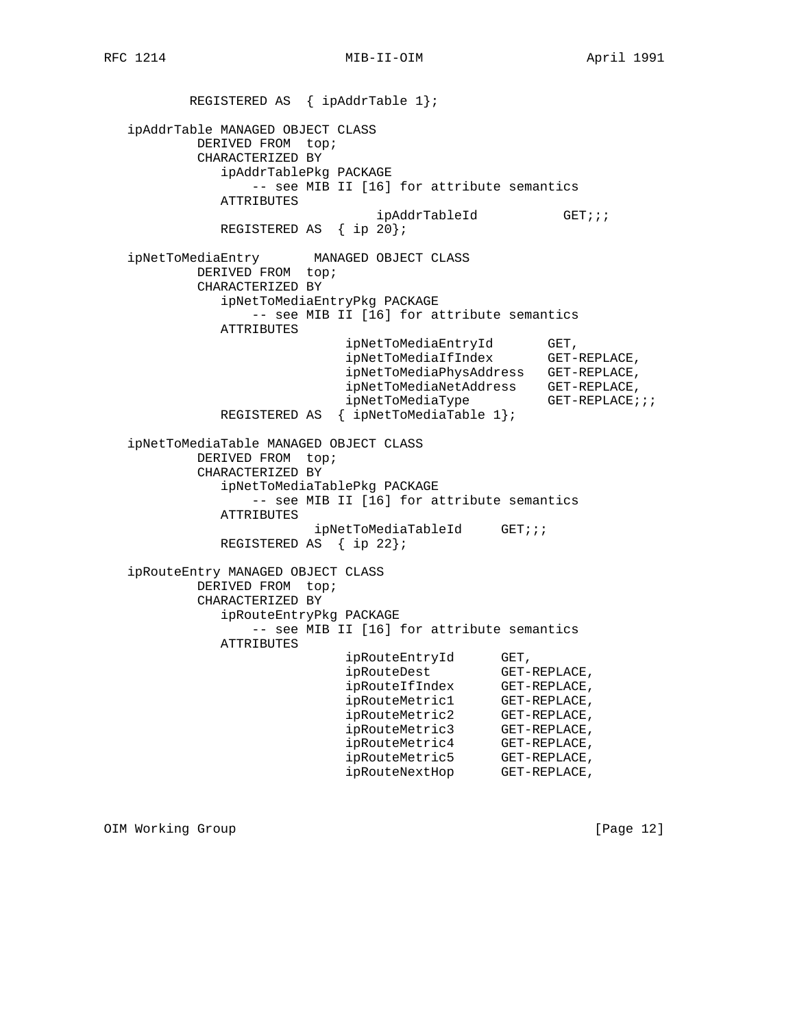```
          REGISTERED AS  { ipAddrTable 1};

   ipAddrTable MANAGED OBJECT CLASS
           DERIVED FROM  top;
           CHARACTERIZED BY
              ipAddrTablePkg PACKAGE
                  -- see MIB II [16] for attribute semantics
              ATTRIBUTES
                                  ipAddrTableId           GET;;;
              REGISTERED AS  { ip 20};

   ipNetToMediaEntry       MANAGED OBJECT CLASS
           DERIVED FROM  top;
           CHARACTERIZED BY
              ipNetToMediaEntryPkg PACKAGE
                  -- see MIB II [16] for attribute semantics
              ATTRIBUTES
                            ipNetToMediaEntryId       GET,
                            ipNetToMediaIfIndex       GET-REPLACE,
                            ipNetToMediaPhysAddress   GET-REPLACE,
                            ipNetToMediaNetAddress    GET-REPLACE,
                            ipNetToMediaType          GET-REPLACE;;;
              REGISTERED AS  { ipNetToMediaTable 1};

   ipNetToMediaTable MANAGED OBJECT CLASS
           DERIVED FROM  top;
           CHARACTERIZED BY
              ipNetToMediaTablePkg PACKAGE
                  -- see MIB II [16] for attribute semantics
              ATTRIBUTES
                        ipNetToMediaTableId     GET;;;
              REGISTERED AS  { ip 22};

   ipRouteEntry MANAGED OBJECT CLASS
           DERIVED FROM  top;
           CHARACTERIZED BY
              ipRouteEntryPkg PACKAGE
                  -- see MIB II [16] for attribute semantics
              ATTRIBUTES
                            ipRouteEntryId      GET,
                            ipRouteDest         GET-REPLACE,
                            ipRouteIfIndex      GET-REPLACE,
                            ipRouteMetric1      GET-REPLACE,
                            ipRouteMetric2      GET-REPLACE,
                            ipRouteMetric3      GET-REPLACE,
                            ipRouteMetric4      GET-REPLACE,
                            ipRouteMetric5      GET-REPLACE,
                            ipRouteNextHop      GET-REPLACE,
```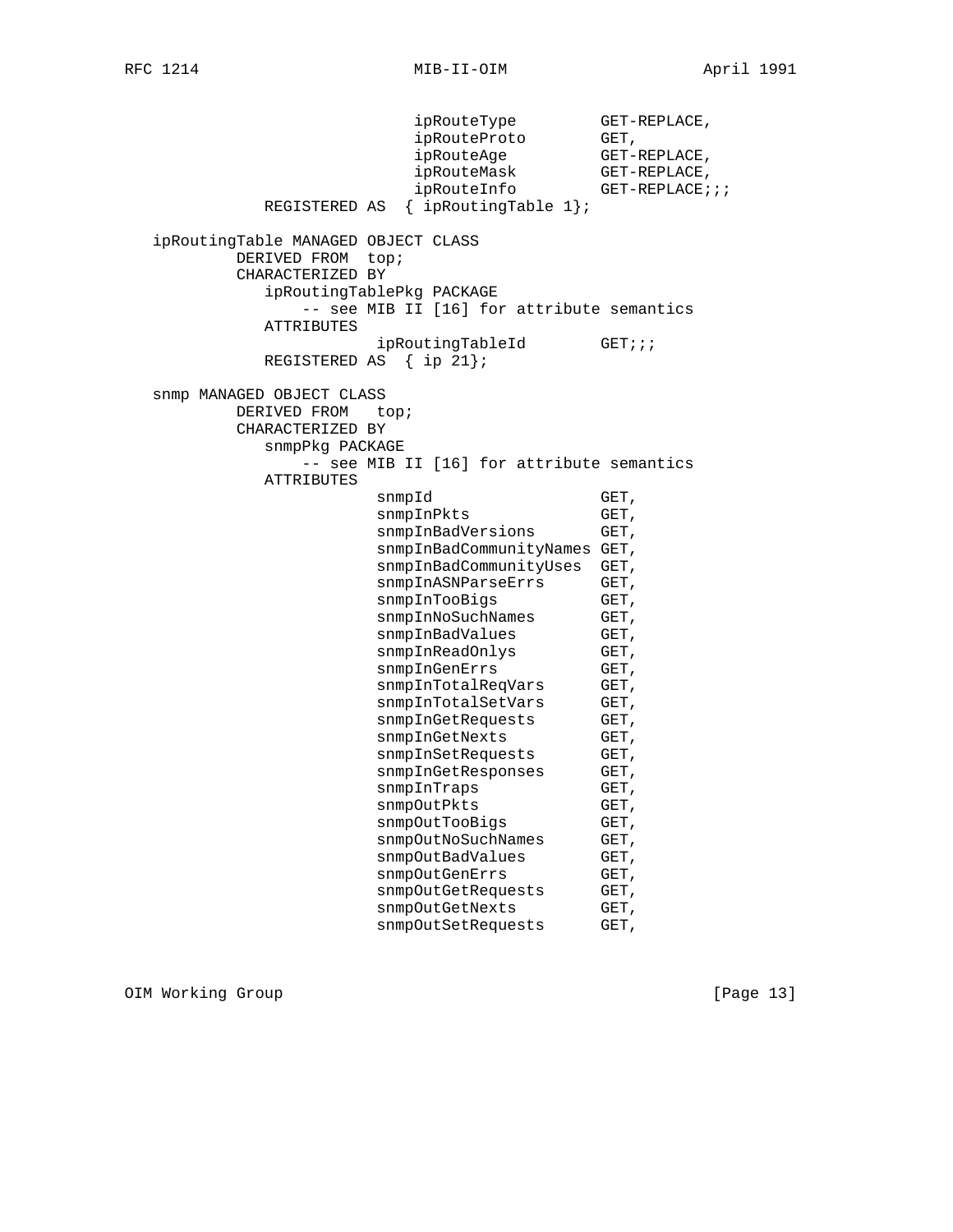```
                              ipRouteType         GET-REPLACE,
                              ipRouteProto        GET,
                              ipRouteAge          GET-REPLACE,
                              ipRouteMask         GET-REPLACE,
                              ipRouteInfo         GET-REPLACE;;;
               REGISTERED AS  { ipRoutingTable 1};

   ipRoutingTable MANAGED OBJECT CLASS
            DERIVED FROM  top;
            CHARACTERIZED BY
               ipRoutingTablePkg PACKAGE
                   -- see MIB II [16] for attribute semantics
               ATTRIBUTES
                           ipRoutingTableId        GET;;;
               REGISTERED AS  { ip 21};

   snmp MANAGED OBJECT CLASS
            DERIVED FROM   top;
            CHARACTERIZED BY
               snmpPkg PACKAGE
                   -- see MIB II [16] for attribute semantics
               ATTRIBUTES
                           snmpId                  GET,
                           snmpInPkts              GET,
                           snmpInBadVersions       GET,
                           snmpInBadCommunityNames GET,
                           snmpInBadCommunityUses  GET,
                           snmpInASNParseErrs      GET,
                           snmpInTooBigs           GET,
                           snmpInNoSuchNames       GET,
                           snmpInBadValues         GET,
                           snmpInReadOnlys         GET,
                           snmpInGenErrs           GET,
                           snmpInTotalReqVars      GET,
                           snmpInTotalSetVars      GET,
                           snmpInGetRequests       GET,
                           snmpInGetNexts          GET,
                           snmpInSetRequests       GET,
                           snmpInGetResponses      GET,
                           snmpInTraps             GET,
                           snmpOutPkts             GET,
                           snmpOutTooBigs          GET,
                           snmpOutNoSuchNames      GET,
                           snmpOutBadValues        GET,
                           snmpOutGenErrs          GET,
                           snmpOutGetRequests      GET,
                           snmpOutGetNexts         GET,
                           snmpOutSetRequests      GET,
```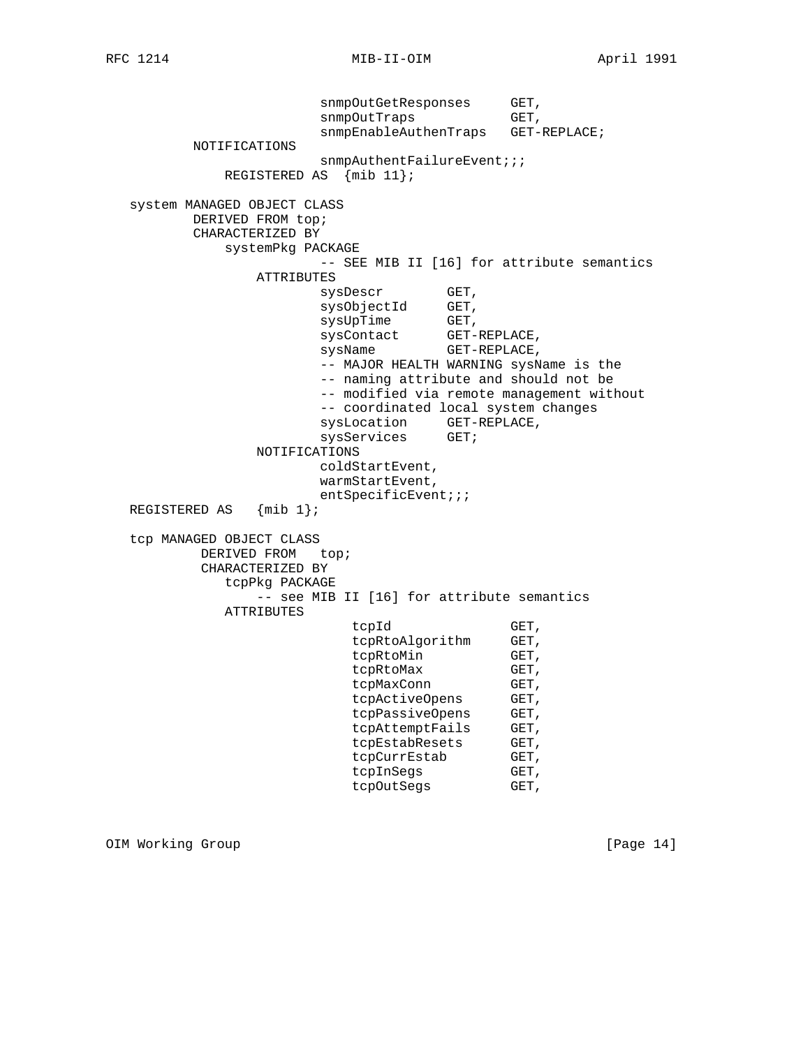```
                        snmpOutGetResponses     GET,
                        snmpOutTraps            GET,
                        snmpEnableAuthenTraps   GET-REPLACE;
        NOTIFICATIONS
                        snmpAuthentFailureEvent;;;
            REGISTERED AS  {mib 11};

   system MANAGED OBJECT CLASS
        DERIVED FROM top;
        CHARACTERIZED BY
            systemPkg PACKAGE
                        -- SEE MIB II [16] for attribute semantics
                ATTRIBUTES
                        sysDescr        GET,
                        sysObjectId     GET,
                        sysUpTime       GET,
                        sysContact      GET-REPLACE,
                        sysName         GET-REPLACE,
                        -- MAJOR HEALTH WARNING sysName is the
                        -- naming attribute and should not be
                        -- modified via remote management without
                        -- coordinated local system changes
                        sysLocation     GET-REPLACE,
                        sysServices     GET;
                NOTIFICATIONS
                        coldStartEvent,
                        warmStartEvent,
                        entSpecificEvent;;;
   REGISTERED AS   {mib 1};

   tcp MANAGED OBJECT CLASS
         DERIVED FROM   top;
         CHARACTERIZED BY
            tcpPkg PACKAGE
               -- see MIB II [16] for attribute semantics
            ATTRIBUTES
                            tcpId                GET,
                            tcpRtoAlgorithm      GET,
                            tcpRtoMin            GET,
                            tcpRtoMax            GET,
                            tcpMaxConn           GET,
                            tcpActiveOpens       GET,
                            tcpPassiveOpens      GET,
                            tcpAttemptFails      GET,
                            tcpEstabResets       GET,
                            tcpCurrEstab         GET,
                            tcpInSegs            GET,
                            tcpOutSegs           GET,
```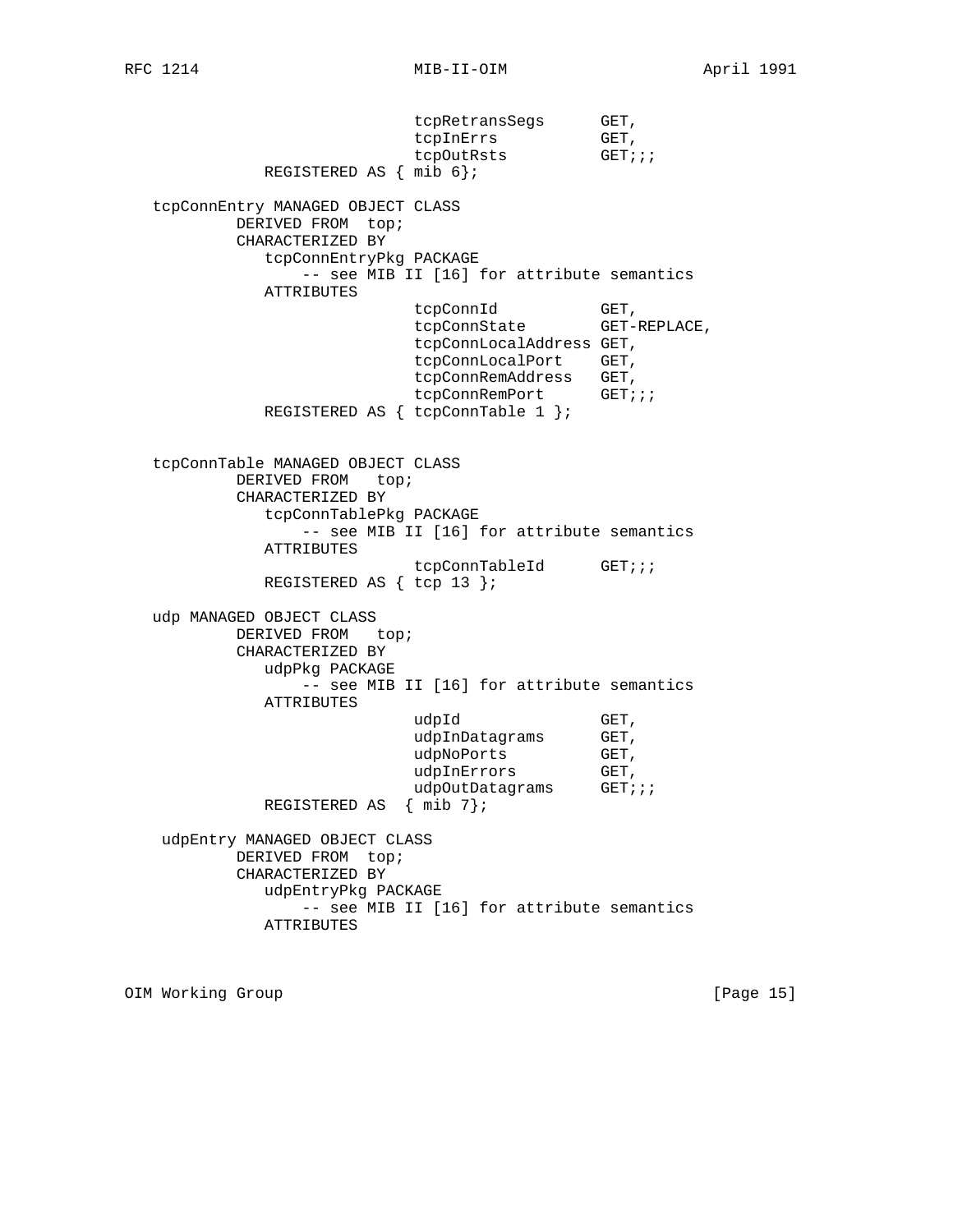```
                         tcpRetransSegs      GET,
                         tcpInErrs           GET,
                         tcpOutRsts          GET;;;
            REGISTERED AS { mib 6};

   tcpConnEntry MANAGED OBJECT CLASS
         DERIVED FROM  top;
         CHARACTERIZED BY
            tcpConnEntryPkg PACKAGE
                -- see MIB II [16] for attribute semantics
            ATTRIBUTES
                         tcpConnId           GET,
                         tcpConnState        GET-REPLACE,
                         tcpConnLocalAddress GET,
                         tcpConnLocalPort    GET,
                         tcpConnRemAddress   GET,
                         tcpConnRemPort      GET;;;
            REGISTERED AS { tcpConnTable 1 };


   tcpConnTable MANAGED OBJECT CLASS
         DERIVED FROM   top;
         CHARACTERIZED BY
            tcpConnTablePkg PACKAGE
                -- see MIB II [16] for attribute semantics
            ATTRIBUTES
                         tcpConnTableId      GET;;;
            REGISTERED AS { tcp 13 };

   udp MANAGED OBJECT CLASS
         DERIVED FROM   top;
         CHARACTERIZED BY
            udpPkg PACKAGE
                -- see MIB II [16] for attribute semantics
            ATTRIBUTES
                         udpId               GET,
                         udpInDatagrams      GET,
                         udpNoPorts          GET,
                         udpInErrors         GET,
                         udpOutDatagrams     GET;;;
            REGISTERED AS  { mib 7};

    udpEntry MANAGED OBJECT CLASS
         DERIVED FROM  top;
         CHARACTERIZED BY
            udpEntryPkg PACKAGE
                -- see MIB II [16] for attribute semantics
            ATTRIBUTES
```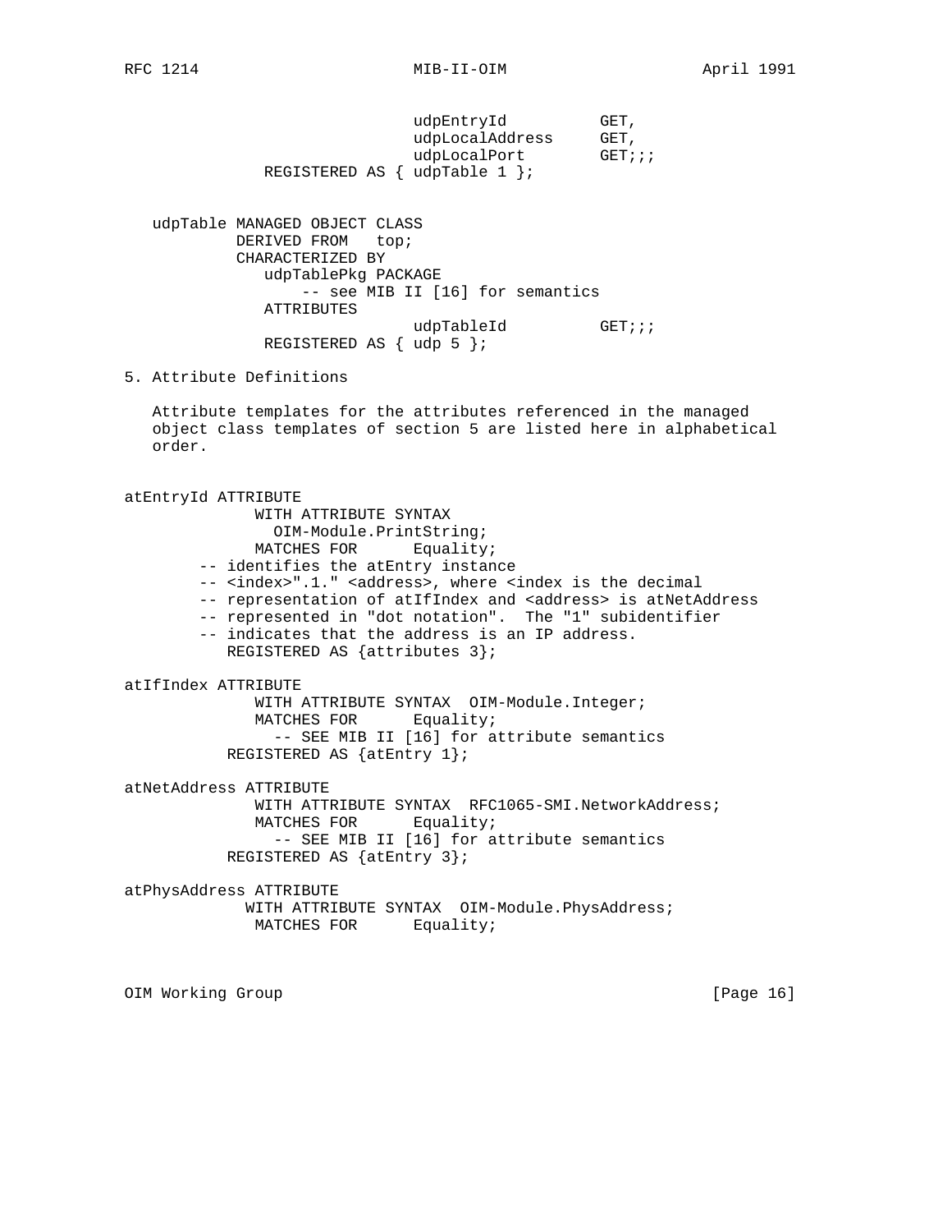```
                              udpEntryId          GET,
                              udpLocalAddress     GET,
                              udpLocalPort        GET;;;
               REGISTERED AS { udpTable 1 };


   udpTable MANAGED OBJECT CLASS
            DERIVED FROM   top;
            CHARACTERIZED BY
               udpTablePkg PACKAGE
                   -- see MIB II [16] for semantics
               ATTRIBUTES
                              udpTableId          GET;;;
               REGISTERED AS { udp 5 };
```

5. Attribute Definitions

   Attribute templates for the attributes referenced in the managed
   object class templates of section 5 are listed here in alphabetical
   order.

```
atEntryId ATTRIBUTE
              WITH ATTRIBUTE SYNTAX
                OIM-Module.PrintString;
              MATCHES FOR      Equality;
        -- identifies the atEntry instance
        -- <index>".1." <address>, where <index is the decimal
        -- representation of atIfIndex and <address> is atNetAddress
        -- represented in "dot notation".  The "1" subidentifier
        -- indicates that the address is an IP address.
           REGISTERED AS {attributes 3};

atIfIndex ATTRIBUTE
              WITH ATTRIBUTE SYNTAX  OIM-Module.Integer;
              MATCHES FOR      Equality;
                -- SEE MIB II [16] for attribute semantics
           REGISTERED AS {atEntry 1};

atNetAddress ATTRIBUTE
              WITH ATTRIBUTE SYNTAX  RFC1065-SMI.NetworkAddress;
              MATCHES FOR      Equality;
                -- SEE MIB II [16] for attribute semantics
           REGISTERED AS {atEntry 3};

atPhysAddress ATTRIBUTE
             WITH ATTRIBUTE SYNTAX  OIM-Module.PhysAddress;
              MATCHES FOR      Equality;
```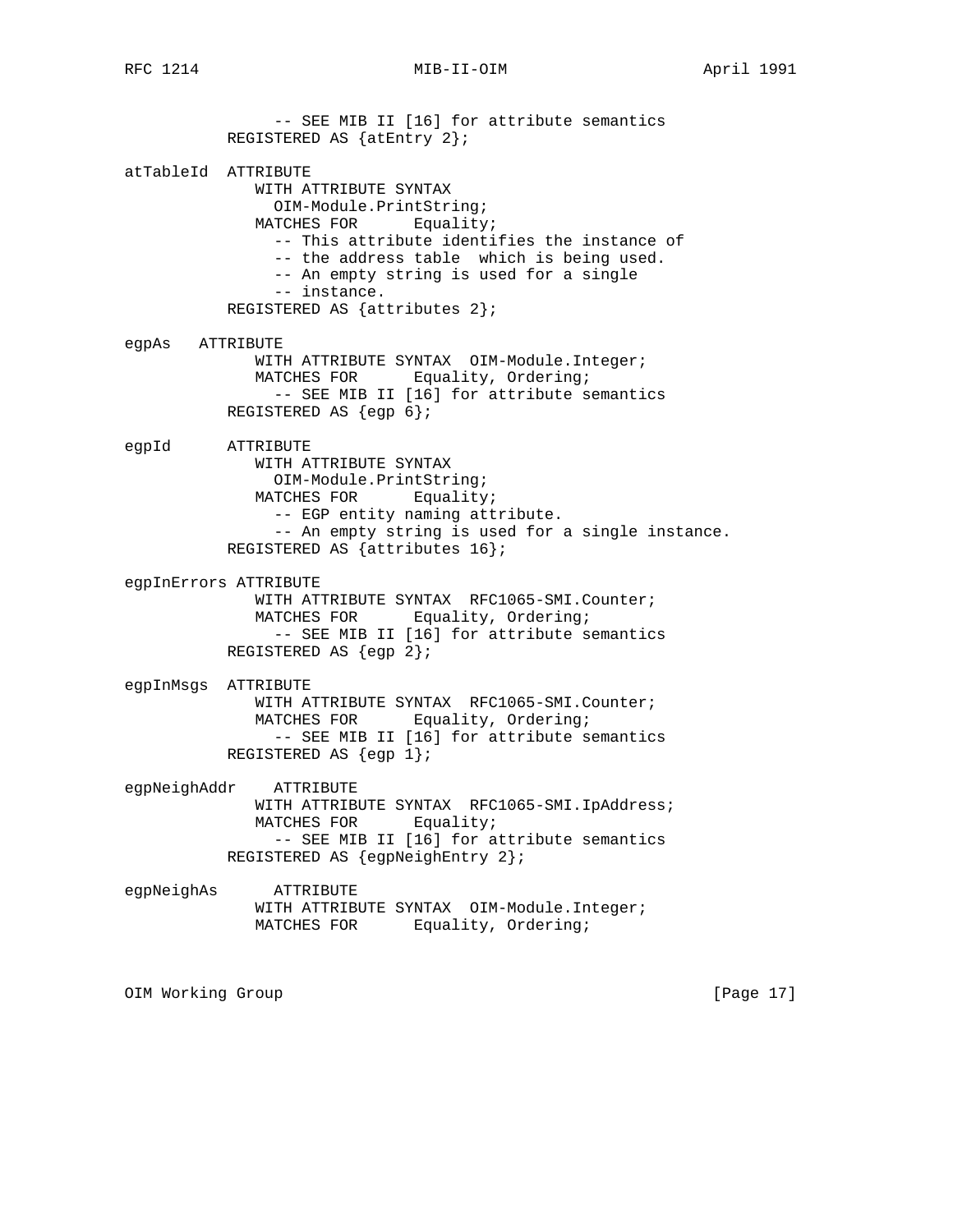```
                -- SEE MIB II [16] for attribute semantics
           REGISTERED AS {atEntry 2};

atTableId  ATTRIBUTE
              WITH ATTRIBUTE SYNTAX
                OIM-Module.PrintString;
              MATCHES FOR      Equality;
                -- This attribute identifies the instance of
                -- the address table  which is being used.
                -- An empty string is used for a single
                -- instance.
           REGISTERED AS {attributes 2};

egpAs   ATTRIBUTE
              WITH ATTRIBUTE SYNTAX  OIM-Module.Integer;
              MATCHES FOR      Equality, Ordering;
                -- SEE MIB II [16] for attribute semantics
           REGISTERED AS {egp 6};

egpId      ATTRIBUTE
              WITH ATTRIBUTE SYNTAX
                OIM-Module.PrintString;
              MATCHES FOR      Equality;
                -- EGP entity naming attribute.
                -- An empty string is used for a single instance.
           REGISTERED AS {attributes 16};

egpInErrors ATTRIBUTE
              WITH ATTRIBUTE SYNTAX  RFC1065-SMI.Counter;
              MATCHES FOR      Equality, Ordering;
                -- SEE MIB II [16] for attribute semantics
           REGISTERED AS {egp 2};

egpInMsgs  ATTRIBUTE
              WITH ATTRIBUTE SYNTAX  RFC1065-SMI.Counter;
              MATCHES FOR      Equality, Ordering;
                -- SEE MIB II [16] for attribute semantics
           REGISTERED AS {egp 1};

egpNeighAddr    ATTRIBUTE
              WITH ATTRIBUTE SYNTAX  RFC1065-SMI.IpAddress;
              MATCHES FOR      Equality;
                -- SEE MIB II [16] for attribute semantics
           REGISTERED AS {egpNeighEntry 2};

egpNeighAs      ATTRIBUTE
              WITH ATTRIBUTE SYNTAX  OIM-Module.Integer;
              MATCHES FOR      Equality, Ordering;
```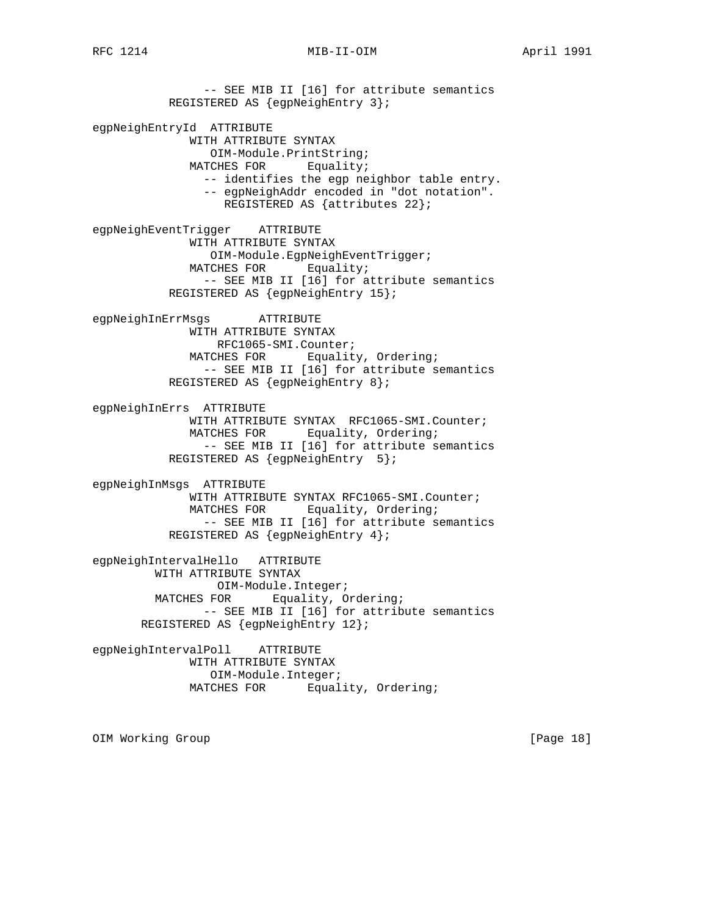```
                -- SEE MIB II [16] for attribute semantics
           REGISTERED AS {egpNeighEntry 3};

egpNeighEntryId  ATTRIBUTE
              WITH ATTRIBUTE SYNTAX
                 OIM-Module.PrintString;
              MATCHES FOR      Equality;
                -- identifies the egp neighbor table entry.
                -- egpNeighAddr encoded in "dot notation".
                   REGISTERED AS {attributes 22};

egpNeighEventTrigger    ATTRIBUTE
              WITH ATTRIBUTE SYNTAX
                 OIM-Module.EgpNeighEventTrigger;
              MATCHES FOR      Equality;
                -- SEE MIB II [16] for attribute semantics
           REGISTERED AS {egpNeighEntry 15};

egpNeighInErrMsgs       ATTRIBUTE
              WITH ATTRIBUTE SYNTAX
                  RFC1065-SMI.Counter;
              MATCHES FOR      Equality, Ordering;
                -- SEE MIB II [16] for attribute semantics
           REGISTERED AS {egpNeighEntry 8};

egpNeighInErrs  ATTRIBUTE
              WITH ATTRIBUTE SYNTAX  RFC1065-SMI.Counter;
              MATCHES FOR      Equality, Ordering;
                -- SEE MIB II [16] for attribute semantics
           REGISTERED AS {egpNeighEntry  5};

egpNeighInMsgs  ATTRIBUTE
              WITH ATTRIBUTE SYNTAX RFC1065-SMI.Counter;
              MATCHES FOR      Equality, Ordering;
                -- SEE MIB II [16] for attribute semantics
           REGISTERED AS {egpNeighEntry 4};

egpNeighIntervalHello   ATTRIBUTE
         WITH ATTRIBUTE SYNTAX
                  OIM-Module.Integer;
         MATCHES FOR      Equality, Ordering;
                -- SEE MIB II [16] for attribute semantics
       REGISTERED AS {egpNeighEntry 12};

egpNeighIntervalPoll    ATTRIBUTE
              WITH ATTRIBUTE SYNTAX
                 OIM-Module.Integer;
              MATCHES FOR      Equality, Ordering;
```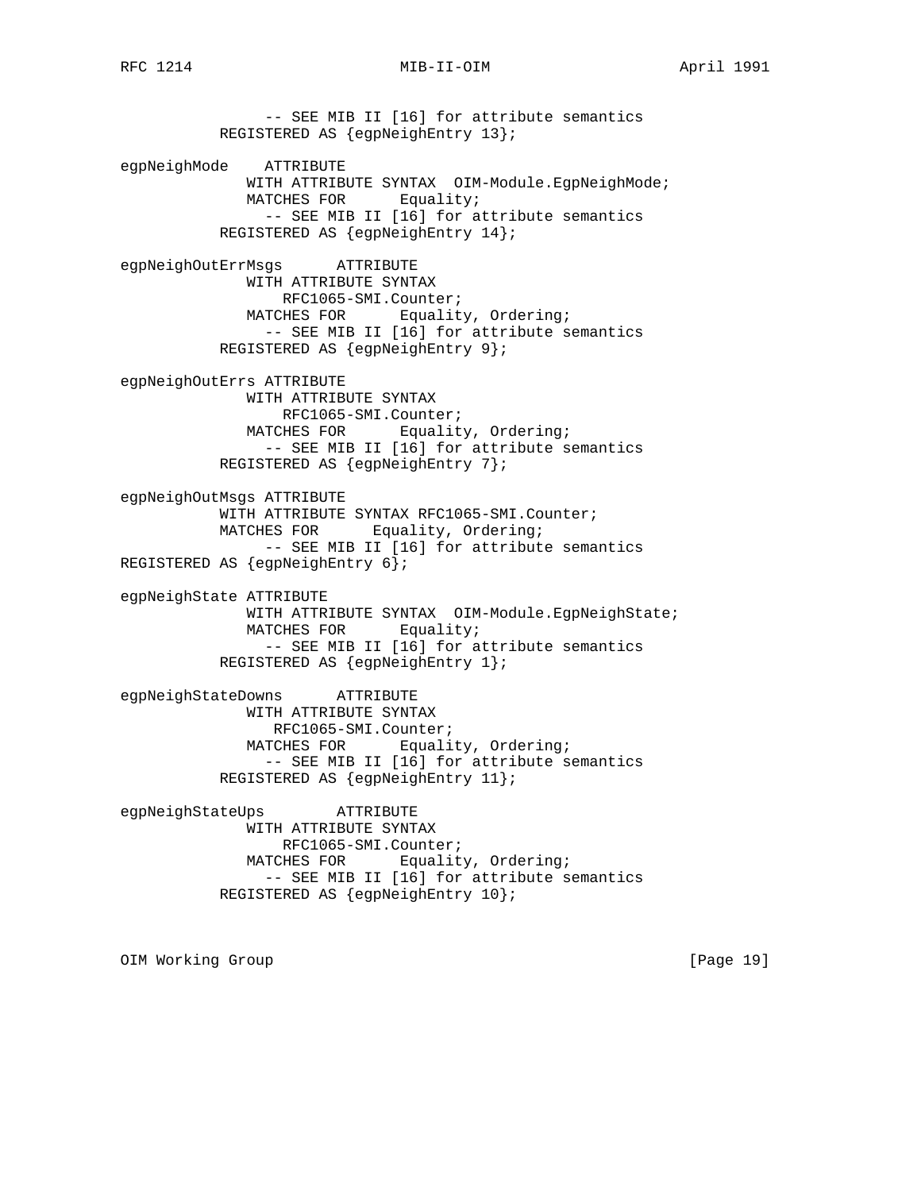```
                -- SEE MIB II [16] for attribute semantics
           REGISTERED AS {egpNeighEntry 13};

egpNeighMode    ATTRIBUTE
              WITH ATTRIBUTE SYNTAX  OIM-Module.EgpNeighMode;
              MATCHES FOR      Equality;
                -- SEE MIB II [16] for attribute semantics
           REGISTERED AS {egpNeighEntry 14};

egpNeighOutErrMsgs      ATTRIBUTE
              WITH ATTRIBUTE SYNTAX
                  RFC1065-SMI.Counter;
              MATCHES FOR      Equality, Ordering;
                -- SEE MIB II [16] for attribute semantics
           REGISTERED AS {egpNeighEntry 9};

egpNeighOutErrs ATTRIBUTE
              WITH ATTRIBUTE SYNTAX
                  RFC1065-SMI.Counter;
              MATCHES FOR      Equality, Ordering;
                -- SEE MIB II [16] for attribute semantics
           REGISTERED AS {egpNeighEntry 7};

egpNeighOutMsgs ATTRIBUTE
           WITH ATTRIBUTE SYNTAX RFC1065-SMI.Counter;
           MATCHES FOR      Equality, Ordering;
                -- SEE MIB II [16] for attribute semantics
REGISTERED AS {egpNeighEntry 6};

egpNeighState ATTRIBUTE
              WITH ATTRIBUTE SYNTAX  OIM-Module.EgpNeighState;
              MATCHES FOR      Equality;
                -- SEE MIB II [16] for attribute semantics
           REGISTERED AS {egpNeighEntry 1};

egpNeighStateDowns      ATTRIBUTE
              WITH ATTRIBUTE SYNTAX
                 RFC1065-SMI.Counter;
              MATCHES FOR      Equality, Ordering;
                -- SEE MIB II [16] for attribute semantics
           REGISTERED AS {egpNeighEntry 11};

egpNeighStateUps        ATTRIBUTE
              WITH ATTRIBUTE SYNTAX
                  RFC1065-SMI.Counter;
              MATCHES FOR      Equality, Ordering;
                -- SEE MIB II [16] for attribute semantics
           REGISTERED AS {egpNeighEntry 10};
```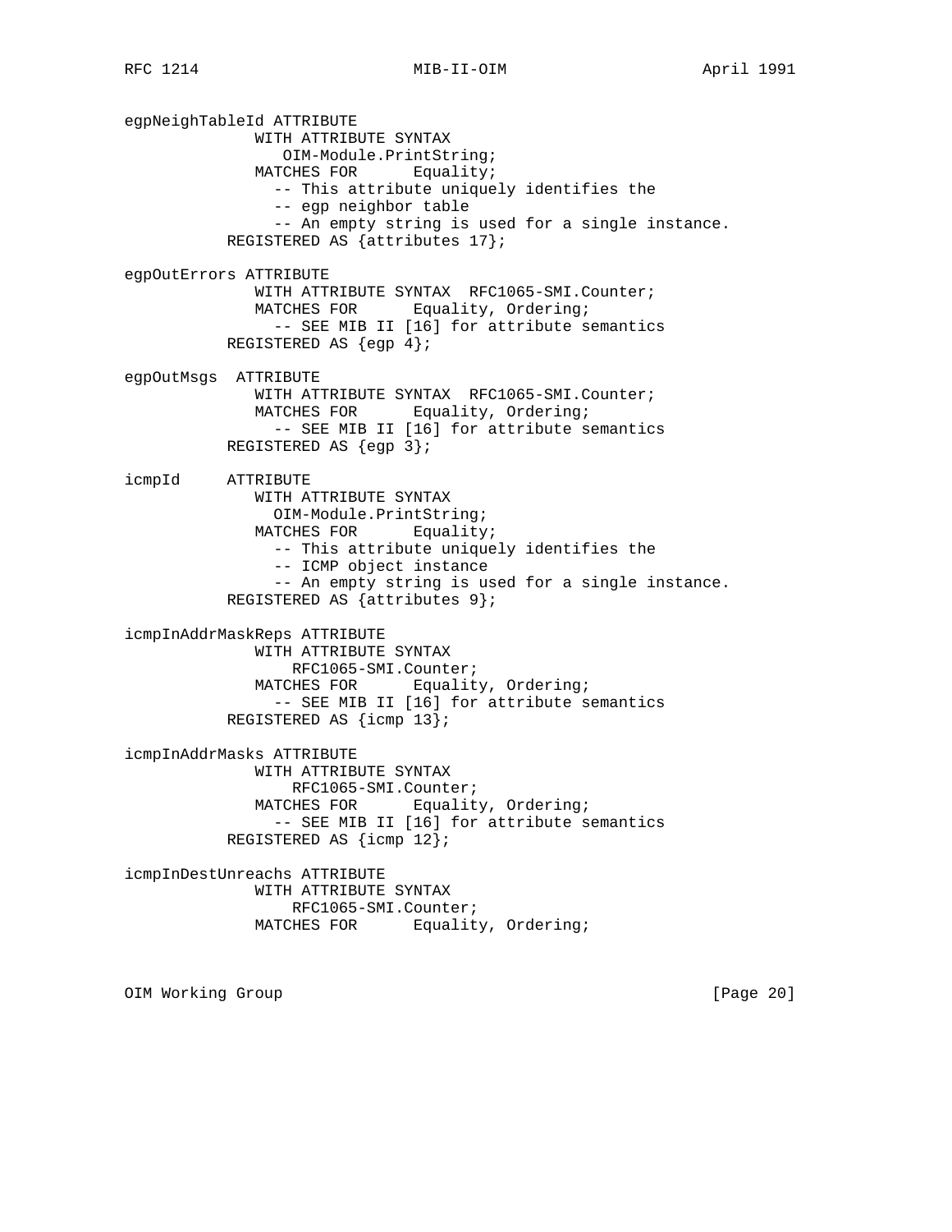```
egpNeighTableId ATTRIBUTE
              WITH ATTRIBUTE SYNTAX
                 OIM-Module.PrintString;
              MATCHES FOR      Equality;
                -- This attribute uniquely identifies the
                -- egp neighbor table
                -- An empty string is used for a single instance.
           REGISTERED AS {attributes 17};

egpOutErrors ATTRIBUTE
              WITH ATTRIBUTE SYNTAX  RFC1065-SMI.Counter;
              MATCHES FOR      Equality, Ordering;
                -- SEE MIB II [16] for attribute semantics
           REGISTERED AS {egp 4};

egpOutMsgs  ATTRIBUTE
              WITH ATTRIBUTE SYNTAX  RFC1065-SMI.Counter;
              MATCHES FOR      Equality, Ordering;
                -- SEE MIB II [16] for attribute semantics
           REGISTERED AS {egp 3};

icmpId     ATTRIBUTE
              WITH ATTRIBUTE SYNTAX
                OIM-Module.PrintString;
              MATCHES FOR      Equality;
                -- This attribute uniquely identifies the
                -- ICMP object instance
                -- An empty string is used for a single instance.
           REGISTERED AS {attributes 9};

icmpInAddrMaskReps ATTRIBUTE
              WITH ATTRIBUTE SYNTAX
                  RFC1065-SMI.Counter;
              MATCHES FOR      Equality, Ordering;
                -- SEE MIB II [16] for attribute semantics
           REGISTERED AS {icmp 13};

icmpInAddrMasks ATTRIBUTE
              WITH ATTRIBUTE SYNTAX
                  RFC1065-SMI.Counter;
              MATCHES FOR      Equality, Ordering;
                -- SEE MIB II [16] for attribute semantics
           REGISTERED AS {icmp 12};

icmpInDestUnreachs ATTRIBUTE
              WITH ATTRIBUTE SYNTAX
                  RFC1065-SMI.Counter;
              MATCHES FOR      Equality, Ordering;
```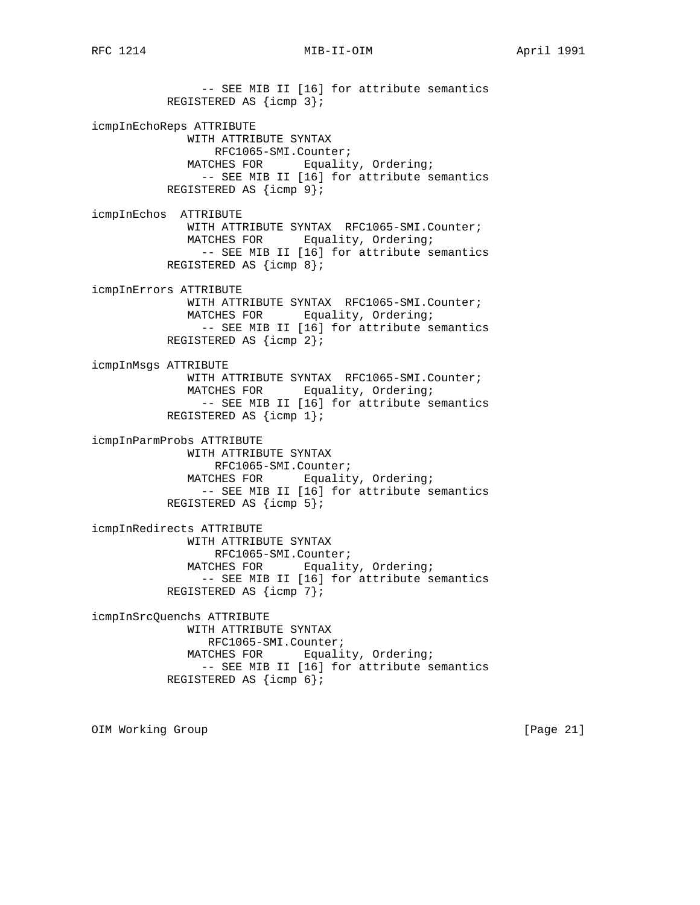```
                -- SEE MIB II [16] for attribute semantics
           REGISTERED AS {icmp 3};

icmpInEchoReps ATTRIBUTE
              WITH ATTRIBUTE SYNTAX
                  RFC1065-SMI.Counter;
              MATCHES FOR      Equality, Ordering;
                -- SEE MIB II [16] for attribute semantics
           REGISTERED AS {icmp 9};

icmpInEchos  ATTRIBUTE
              WITH ATTRIBUTE SYNTAX  RFC1065-SMI.Counter;
              MATCHES FOR      Equality, Ordering;
                -- SEE MIB II [16] for attribute semantics
           REGISTERED AS {icmp 8};

icmpInErrors ATTRIBUTE
              WITH ATTRIBUTE SYNTAX  RFC1065-SMI.Counter;
              MATCHES FOR      Equality, Ordering;
                -- SEE MIB II [16] for attribute semantics
           REGISTERED AS {icmp 2};

icmpInMsgs ATTRIBUTE
              WITH ATTRIBUTE SYNTAX  RFC1065-SMI.Counter;
              MATCHES FOR      Equality, Ordering;
                -- SEE MIB II [16] for attribute semantics
           REGISTERED AS {icmp 1};

icmpInParmProbs ATTRIBUTE
              WITH ATTRIBUTE SYNTAX
                  RFC1065-SMI.Counter;
              MATCHES FOR      Equality, Ordering;
                -- SEE MIB II [16] for attribute semantics
           REGISTERED AS {icmp 5};

icmpInRedirects ATTRIBUTE
              WITH ATTRIBUTE SYNTAX
                  RFC1065-SMI.Counter;
              MATCHES FOR      Equality, Ordering;
                -- SEE MIB II [16] for attribute semantics
           REGISTERED AS {icmp 7};

icmpInSrcQuenchs ATTRIBUTE
              WITH ATTRIBUTE SYNTAX
                 RFC1065-SMI.Counter;
              MATCHES FOR      Equality, Ordering;
                -- SEE MIB II [16] for attribute semantics
           REGISTERED AS {icmp 6};
```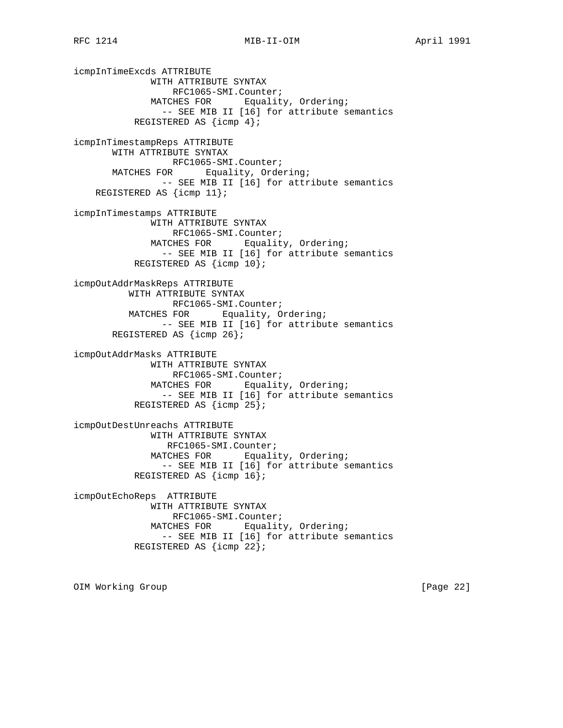```
icmpInTimeExcds ATTRIBUTE
              WITH ATTRIBUTE SYNTAX
                  RFC1065-SMI.Counter;
              MATCHES FOR      Equality, Ordering;
                -- SEE MIB II [16] for attribute semantics
           REGISTERED AS {icmp 4};

icmpInTimestampReps ATTRIBUTE
       WITH ATTRIBUTE SYNTAX
                  RFC1065-SMI.Counter;
       MATCHES FOR      Equality, Ordering;
                -- SEE MIB II [16] for attribute semantics
    REGISTERED AS {icmp 11};

icmpInTimestamps ATTRIBUTE
              WITH ATTRIBUTE SYNTAX
                  RFC1065-SMI.Counter;
              MATCHES FOR      Equality, Ordering;
                -- SEE MIB II [16] for attribute semantics
           REGISTERED AS {icmp 10};

icmpOutAddrMaskReps ATTRIBUTE
          WITH ATTRIBUTE SYNTAX
                  RFC1065-SMI.Counter;
          MATCHES FOR      Equality, Ordering;
                -- SEE MIB II [16] for attribute semantics
       REGISTERED AS {icmp 26};

icmpOutAddrMasks ATTRIBUTE
              WITH ATTRIBUTE SYNTAX
                  RFC1065-SMI.Counter;
              MATCHES FOR      Equality, Ordering;
                -- SEE MIB II [16] for attribute semantics
           REGISTERED AS {icmp 25};

icmpOutDestUnreachs ATTRIBUTE
              WITH ATTRIBUTE SYNTAX
                 RFC1065-SMI.Counter;
              MATCHES FOR      Equality, Ordering;
                -- SEE MIB II [16] for attribute semantics
           REGISTERED AS {icmp 16};

icmpOutEchoReps  ATTRIBUTE
              WITH ATTRIBUTE SYNTAX
                  RFC1065-SMI.Counter;
              MATCHES FOR      Equality, Ordering;
                -- SEE MIB II [16] for attribute semantics
           REGISTERED AS {icmp 22};
```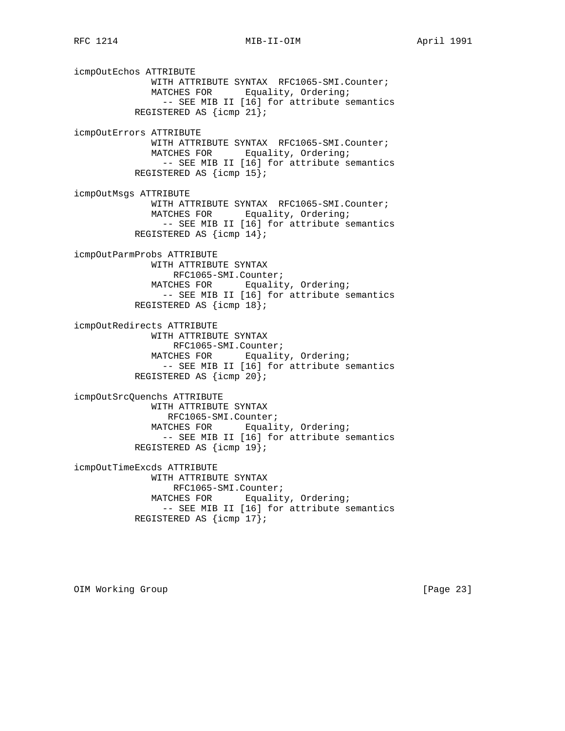```
icmpOutEchos ATTRIBUTE
              WITH ATTRIBUTE SYNTAX  RFC1065-SMI.Counter;
              MATCHES FOR      Equality, Ordering;
                -- SEE MIB II [16] for attribute semantics
           REGISTERED AS {icmp 21};

icmpOutErrors ATTRIBUTE
              WITH ATTRIBUTE SYNTAX  RFC1065-SMI.Counter;
              MATCHES FOR      Equality, Ordering;
                -- SEE MIB II [16] for attribute semantics
           REGISTERED AS {icmp 15};

icmpOutMsgs ATTRIBUTE
              WITH ATTRIBUTE SYNTAX  RFC1065-SMI.Counter;
              MATCHES FOR      Equality, Ordering;
                -- SEE MIB II [16] for attribute semantics
           REGISTERED AS {icmp 14};

icmpOutParmProbs ATTRIBUTE
              WITH ATTRIBUTE SYNTAX
                  RFC1065-SMI.Counter;
              MATCHES FOR      Equality, Ordering;
                -- SEE MIB II [16] for attribute semantics
           REGISTERED AS {icmp 18};

icmpOutRedirects ATTRIBUTE
              WITH ATTRIBUTE SYNTAX
                  RFC1065-SMI.Counter;
              MATCHES FOR      Equality, Ordering;
                -- SEE MIB II [16] for attribute semantics
           REGISTERED AS {icmp 20};

icmpOutSrcQuenchs ATTRIBUTE
              WITH ATTRIBUTE SYNTAX
                 RFC1065-SMI.Counter;
              MATCHES FOR      Equality, Ordering;
                -- SEE MIB II [16] for attribute semantics
           REGISTERED AS {icmp 19};

icmpOutTimeExcds ATTRIBUTE
              WITH ATTRIBUTE SYNTAX
                  RFC1065-SMI.Counter;
              MATCHES FOR      Equality, Ordering;
                -- SEE MIB II [16] for attribute semantics
           REGISTERED AS {icmp 17};
```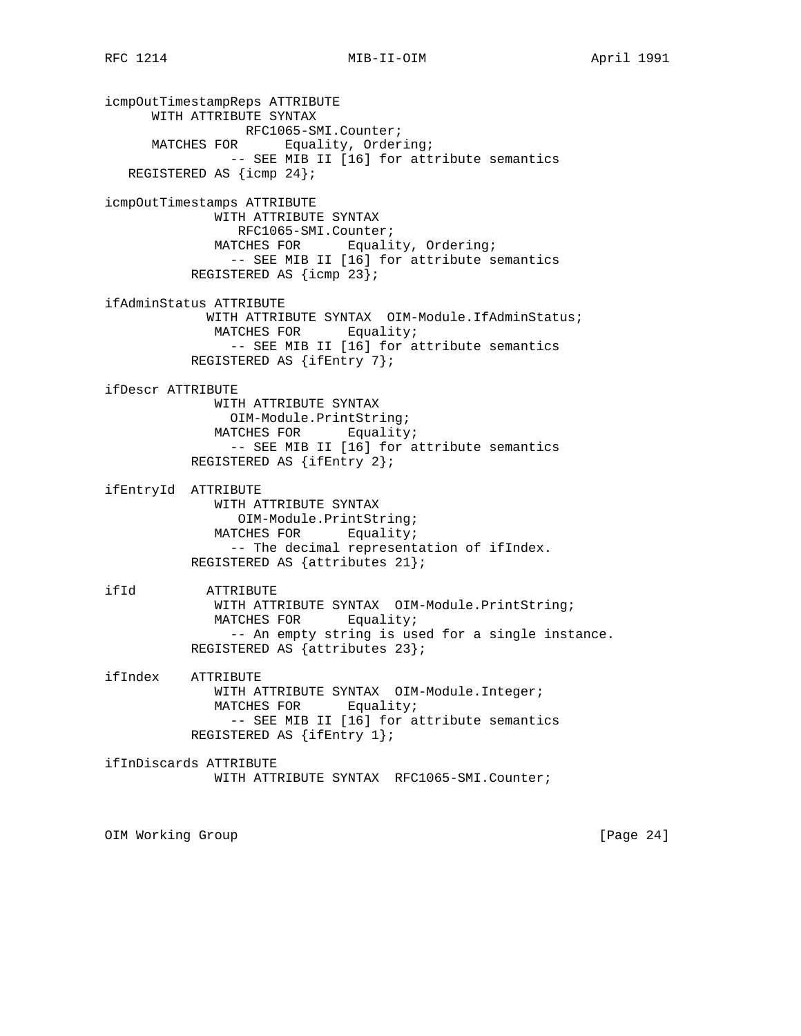```
icmpOutTimestampReps ATTRIBUTE
      WITH ATTRIBUTE SYNTAX
                RFC1065-SMI.Counter;
      MATCHES FOR      Equality, Ordering;
              -- SEE MIB II [16] for attribute semantics
   REGISTERED AS {icmp 24};

icmpOutTimestamps ATTRIBUTE
              WITH ATTRIBUTE SYNTAX
                 RFC1065-SMI.Counter;
              MATCHES FOR      Equality, Ordering;
                -- SEE MIB II [16] for attribute semantics
           REGISTERED AS {icmp 23};

ifAdminStatus ATTRIBUTE
             WITH ATTRIBUTE SYNTAX  OIM-Module.IfAdminStatus;
              MATCHES FOR      Equality;
                -- SEE MIB II [16] for attribute semantics
           REGISTERED AS {ifEntry 7};

ifDescr ATTRIBUTE
              WITH ATTRIBUTE SYNTAX
                OIM-Module.PrintString;
              MATCHES FOR      Equality;
                -- SEE MIB II [16] for attribute semantics
           REGISTERED AS {ifEntry 2};

ifEntryId  ATTRIBUTE
              WITH ATTRIBUTE SYNTAX
                 OIM-Module.PrintString;
              MATCHES FOR      Equality;
                -- The decimal representation of ifIndex.
           REGISTERED AS {attributes 21};

ifId         ATTRIBUTE
              WITH ATTRIBUTE SYNTAX  OIM-Module.PrintString;
              MATCHES FOR      Equality;
                -- An empty string is used for a single instance.
           REGISTERED AS {attributes 23};

ifIndex    ATTRIBUTE
              WITH ATTRIBUTE SYNTAX  OIM-Module.Integer;
              MATCHES FOR      Equality;
                -- SEE MIB II [16] for attribute semantics
           REGISTERED AS {ifEntry 1};

ifInDiscards ATTRIBUTE
              WITH ATTRIBUTE SYNTAX  RFC1065-SMI.Counter;
```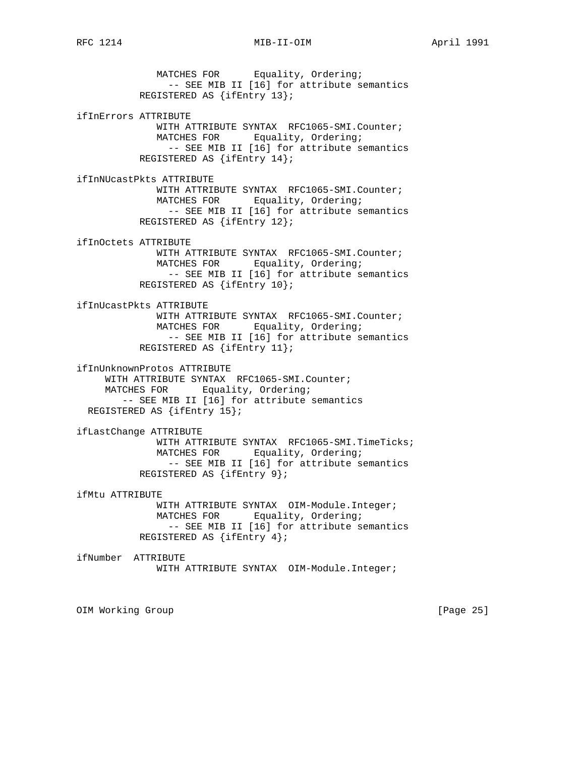```
              MATCHES FOR      Equality, Ordering;
                -- SEE MIB II [16] for attribute semantics
           REGISTERED AS {ifEntry 13};

ifInErrors ATTRIBUTE
              WITH ATTRIBUTE SYNTAX  RFC1065-SMI.Counter;
              MATCHES FOR      Equality, Ordering;
                -- SEE MIB II [16] for attribute semantics
           REGISTERED AS {ifEntry 14};

ifInNUcastPkts ATTRIBUTE
              WITH ATTRIBUTE SYNTAX  RFC1065-SMI.Counter;
              MATCHES FOR      Equality, Ordering;
                -- SEE MIB II [16] for attribute semantics
           REGISTERED AS {ifEntry 12};

ifInOctets ATTRIBUTE
              WITH ATTRIBUTE SYNTAX  RFC1065-SMI.Counter;
              MATCHES FOR      Equality, Ordering;
                -- SEE MIB II [16] for attribute semantics
           REGISTERED AS {ifEntry 10};

ifInUcastPkts ATTRIBUTE
              WITH ATTRIBUTE SYNTAX  RFC1065-SMI.Counter;
              MATCHES FOR      Equality, Ordering;
                -- SEE MIB II [16] for attribute semantics
           REGISTERED AS {ifEntry 11};

ifInUnknownProtos ATTRIBUTE
     WITH ATTRIBUTE SYNTAX  RFC1065-SMI.Counter;
     MATCHES FOR      Equality, Ordering;
        -- SEE MIB II [16] for attribute semantics
  REGISTERED AS {ifEntry 15};

ifLastChange ATTRIBUTE
              WITH ATTRIBUTE SYNTAX  RFC1065-SMI.TimeTicks;
              MATCHES FOR      Equality, Ordering;
                -- SEE MIB II [16] for attribute semantics
           REGISTERED AS {ifEntry 9};

ifMtu ATTRIBUTE
              WITH ATTRIBUTE SYNTAX  OIM-Module.Integer;
              MATCHES FOR      Equality, Ordering;
                -- SEE MIB II [16] for attribute semantics
           REGISTERED AS {ifEntry 4};

ifNumber  ATTRIBUTE
              WITH ATTRIBUTE SYNTAX  OIM-Module.Integer;
```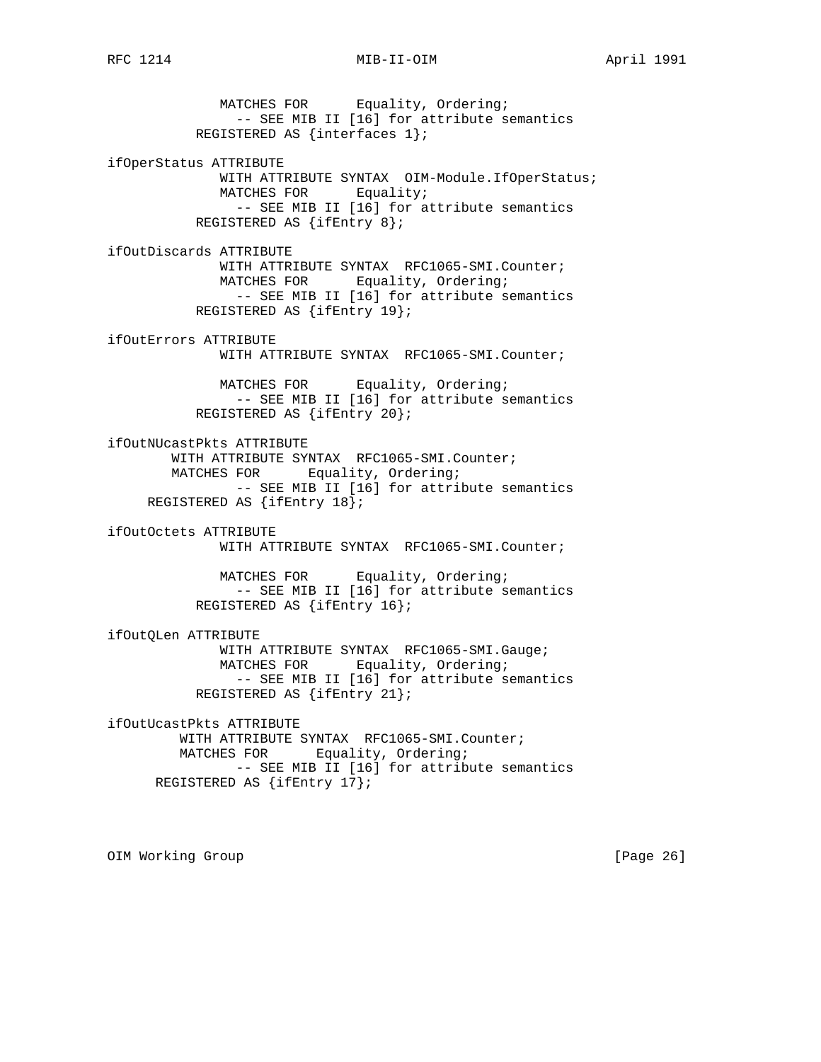```
              MATCHES FOR      Equality, Ordering;
                -- SEE MIB II [16] for attribute semantics
            REGISTERED AS {interfaces 1};

ifOperStatus ATTRIBUTE
              WITH ATTRIBUTE SYNTAX  OIM-Module.IfOperStatus;
              MATCHES FOR      Equality;
                -- SEE MIB II [16] for attribute semantics
            REGISTERED AS {ifEntry 8};

ifOutDiscards ATTRIBUTE
              WITH ATTRIBUTE SYNTAX  RFC1065-SMI.Counter;
              MATCHES FOR      Equality, Ordering;
                -- SEE MIB II [16] for attribute semantics
            REGISTERED AS {ifEntry 19};

ifOutErrors ATTRIBUTE
              WITH ATTRIBUTE SYNTAX  RFC1065-SMI.Counter;

              MATCHES FOR      Equality, Ordering;
                -- SEE MIB II [16] for attribute semantics
            REGISTERED AS {ifEntry 20};

ifOutNUcastPkts ATTRIBUTE
        WITH ATTRIBUTE SYNTAX  RFC1065-SMI.Counter;
        MATCHES FOR      Equality, Ordering;
                -- SEE MIB II [16] for attribute semantics
     REGISTERED AS {ifEntry 18};

ifOutOctets ATTRIBUTE
              WITH ATTRIBUTE SYNTAX  RFC1065-SMI.Counter;

              MATCHES FOR      Equality, Ordering;
                -- SEE MIB II [16] for attribute semantics
            REGISTERED AS {ifEntry 16};

ifOutQLen ATTRIBUTE
              WITH ATTRIBUTE SYNTAX  RFC1065-SMI.Gauge;
              MATCHES FOR      Equality, Ordering;
                -- SEE MIB II [16] for attribute semantics
            REGISTERED AS {ifEntry 21};

ifOutUcastPkts ATTRIBUTE
         WITH ATTRIBUTE SYNTAX  RFC1065-SMI.Counter;
         MATCHES FOR      Equality, Ordering;
                -- SEE MIB II [16] for attribute semantics
      REGISTERED AS {ifEntry 17};
```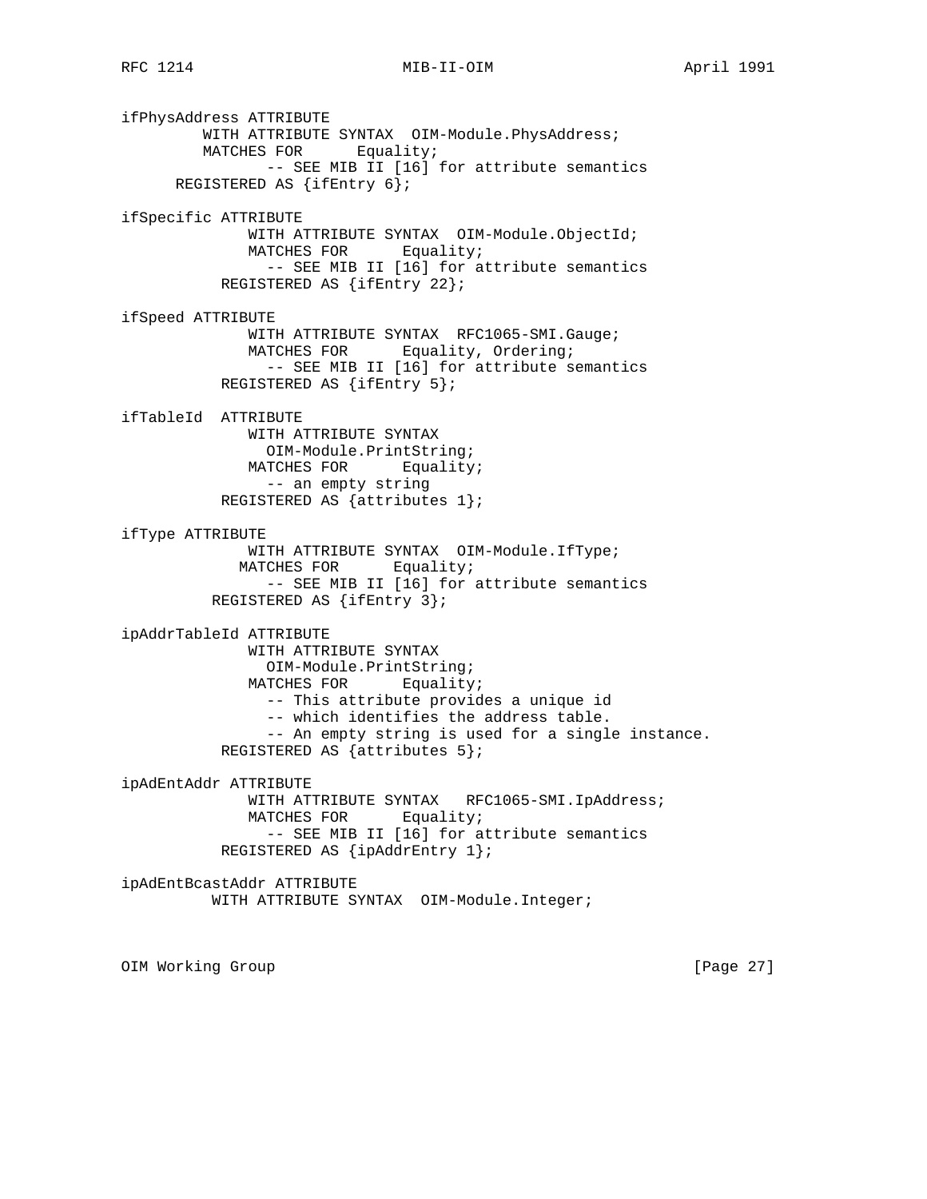```
ifPhysAddress ATTRIBUTE
         WITH ATTRIBUTE SYNTAX  OIM-Module.PhysAddress;
         MATCHES FOR      Equality;
              -- SEE MIB II [16] for attribute semantics
      REGISTERED AS {ifEntry 6};

ifSpecific ATTRIBUTE
              WITH ATTRIBUTE SYNTAX  OIM-Module.ObjectId;
              MATCHES FOR      Equality;
                -- SEE MIB II [16] for attribute semantics
           REGISTERED AS {ifEntry 22};

ifSpeed ATTRIBUTE
              WITH ATTRIBUTE SYNTAX  RFC1065-SMI.Gauge;
              MATCHES FOR      Equality, Ordering;
                -- SEE MIB II [16] for attribute semantics
           REGISTERED AS {ifEntry 5};

ifTableId  ATTRIBUTE
              WITH ATTRIBUTE SYNTAX
                OIM-Module.PrintString;
              MATCHES FOR      Equality;
                -- an empty string
           REGISTERED AS {attributes 1};

ifType ATTRIBUTE
              WITH ATTRIBUTE SYNTAX  OIM-Module.IfType;
             MATCHES FOR      Equality;
                -- SEE MIB II [16] for attribute semantics
          REGISTERED AS {ifEntry 3};

ipAddrTableId ATTRIBUTE
              WITH ATTRIBUTE SYNTAX
                OIM-Module.PrintString;
              MATCHES FOR      Equality;
                -- This attribute provides a unique id
                -- which identifies the address table.
                -- An empty string is used for a single instance.
           REGISTERED AS {attributes 5};

ipAdEntAddr ATTRIBUTE
              WITH ATTRIBUTE SYNTAX   RFC1065-SMI.IpAddress;
              MATCHES FOR      Equality;
                -- SEE MIB II [16] for attribute semantics
           REGISTERED AS {ipAddrEntry 1};

ipAdEntBcastAddr ATTRIBUTE
          WITH ATTRIBUTE SYNTAX  OIM-Module.Integer;
```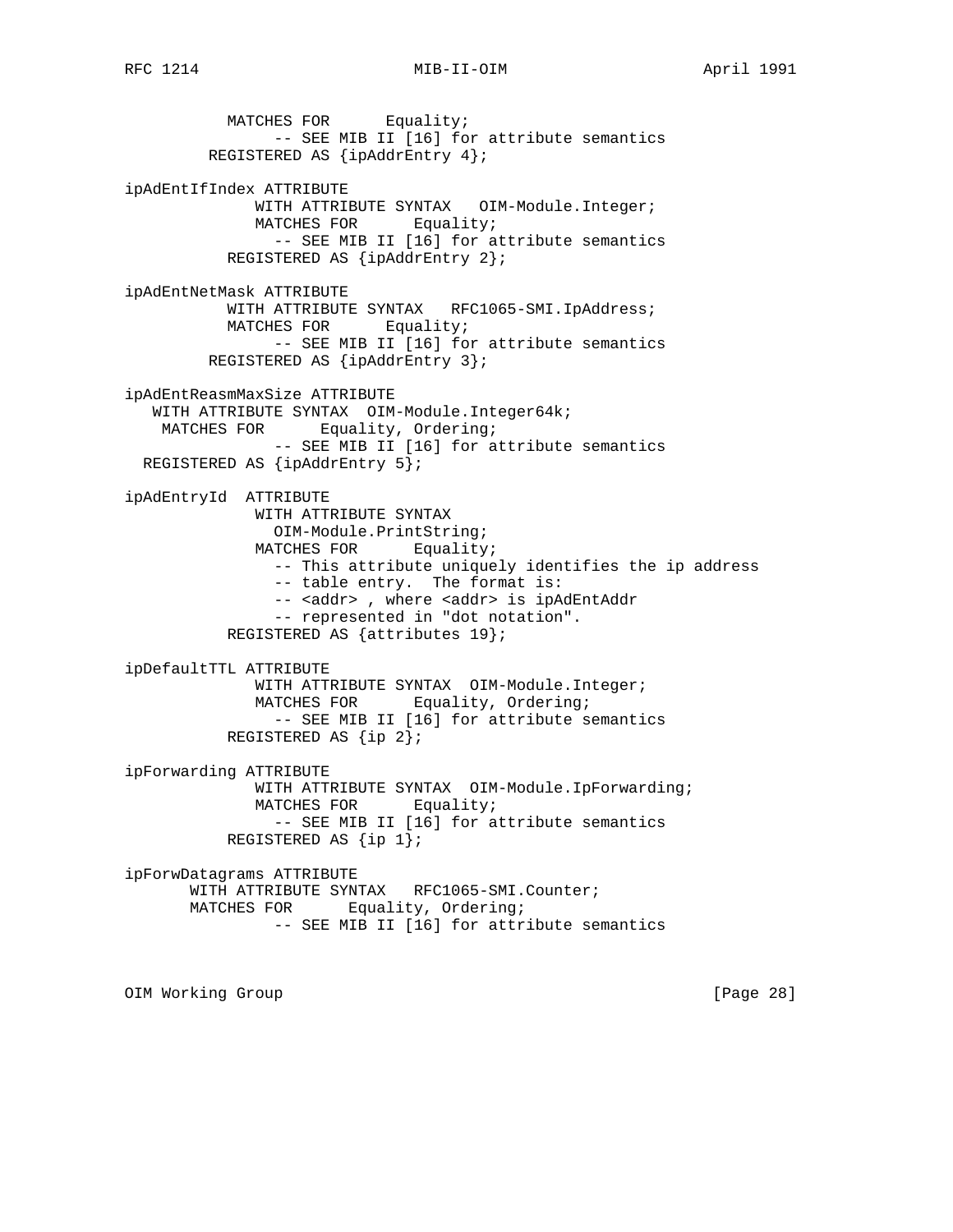```
           MATCHES FOR      Equality;
                -- SEE MIB II [16] for attribute semantics
         REGISTERED AS {ipAddrEntry 4};

ipAdEntIfIndex ATTRIBUTE
              WITH ATTRIBUTE SYNTAX   OIM-Module.Integer;
              MATCHES FOR      Equality;
                -- SEE MIB II [16] for attribute semantics
           REGISTERED AS {ipAddrEntry 2};

ipAdEntNetMask ATTRIBUTE
           WITH ATTRIBUTE SYNTAX   RFC1065-SMI.IpAddress;
           MATCHES FOR      Equality;
                -- SEE MIB II [16] for attribute semantics
         REGISTERED AS {ipAddrEntry 3};

ipAdEntReasmMaxSize ATTRIBUTE
   WITH ATTRIBUTE SYNTAX  OIM-Module.Integer64k;
    MATCHES FOR      Equality, Ordering;
                -- SEE MIB II [16] for attribute semantics
  REGISTERED AS {ipAddrEntry 5};

ipAdEntryId  ATTRIBUTE
              WITH ATTRIBUTE SYNTAX
                OIM-Module.PrintString;
              MATCHES FOR      Equality;
                -- This attribute uniquely identifies the ip address
                -- table entry.  The format is:
                -- <addr> , where <addr> is ipAdEntAddr
                -- represented in "dot notation".
           REGISTERED AS {attributes 19};

ipDefaultTTL ATTRIBUTE
              WITH ATTRIBUTE SYNTAX  OIM-Module.Integer;
              MATCHES FOR      Equality, Ordering;
                -- SEE MIB II [16] for attribute semantics
           REGISTERED AS {ip 2};

ipForwarding ATTRIBUTE
              WITH ATTRIBUTE SYNTAX  OIM-Module.IpForwarding;
              MATCHES FOR      Equality;
                -- SEE MIB II [16] for attribute semantics
           REGISTERED AS {ip 1};

ipForwDatagrams ATTRIBUTE
       WITH ATTRIBUTE SYNTAX   RFC1065-SMI.Counter;
       MATCHES FOR      Equality, Ordering;
                -- SEE MIB II [16] for attribute semantics
```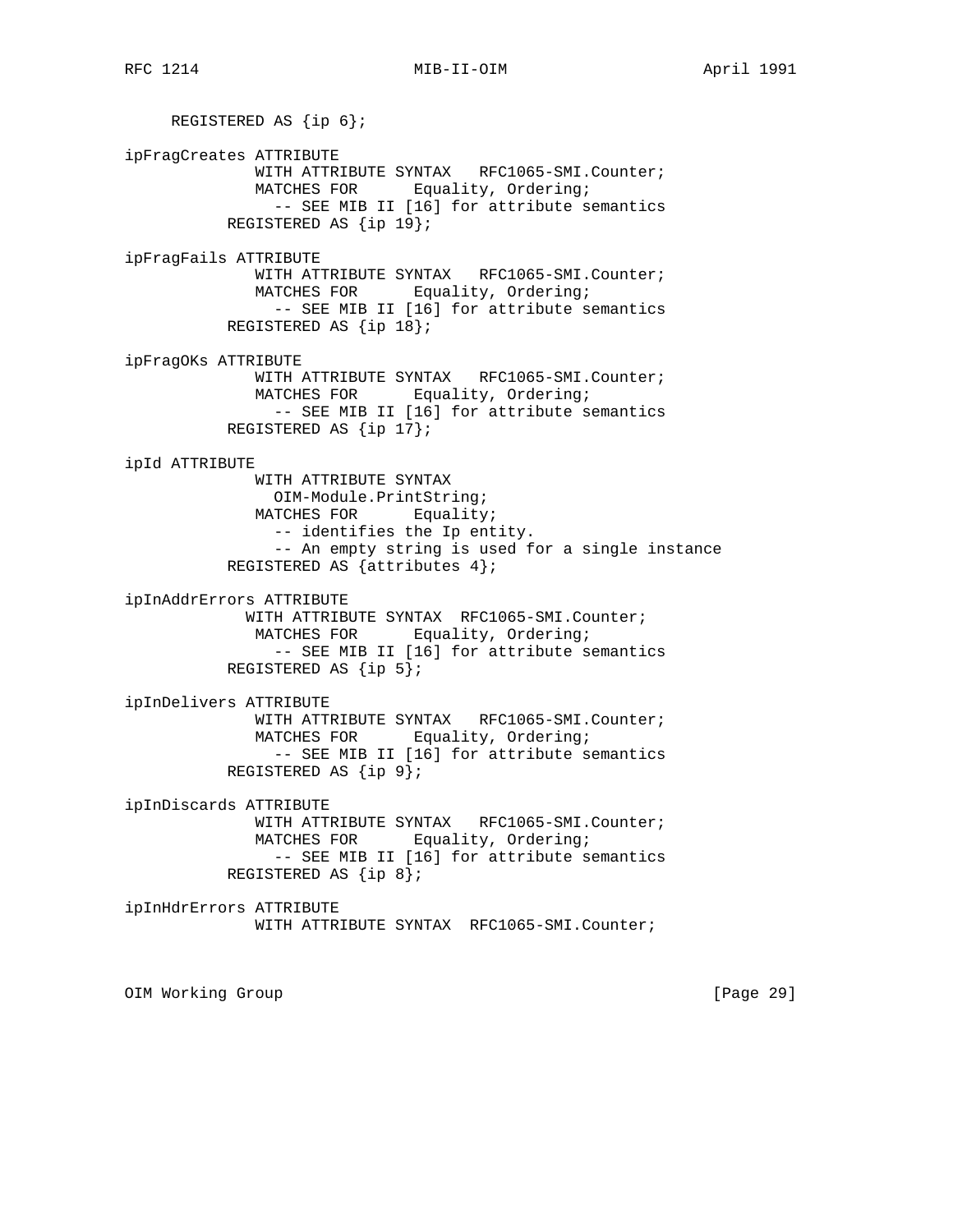```
     REGISTERED AS {ip 6};

ipFragCreates ATTRIBUTE
              WITH ATTRIBUTE SYNTAX   RFC1065-SMI.Counter;
              MATCHES FOR      Equality, Ordering;
                -- SEE MIB II [16] for attribute semantics
           REGISTERED AS {ip 19};

ipFragFails ATTRIBUTE
              WITH ATTRIBUTE SYNTAX   RFC1065-SMI.Counter;
              MATCHES FOR      Equality, Ordering;
                -- SEE MIB II [16] for attribute semantics
           REGISTERED AS {ip 18};

ipFragOKs ATTRIBUTE
              WITH ATTRIBUTE SYNTAX   RFC1065-SMI.Counter;
              MATCHES FOR      Equality, Ordering;
                -- SEE MIB II [16] for attribute semantics
           REGISTERED AS {ip 17};

ipId ATTRIBUTE
              WITH ATTRIBUTE SYNTAX
                OIM-Module.PrintString;
              MATCHES FOR      Equality;
                -- identifies the Ip entity.
                -- An empty string is used for a single instance
           REGISTERED AS {attributes 4};

ipInAddrErrors ATTRIBUTE
             WITH ATTRIBUTE SYNTAX  RFC1065-SMI.Counter;
              MATCHES FOR      Equality, Ordering;
                -- SEE MIB II [16] for attribute semantics
           REGISTERED AS {ip 5};

ipInDelivers ATTRIBUTE
              WITH ATTRIBUTE SYNTAX   RFC1065-SMI.Counter;
              MATCHES FOR      Equality, Ordering;
                -- SEE MIB II [16] for attribute semantics
           REGISTERED AS {ip 9};

ipInDiscards ATTRIBUTE
              WITH ATTRIBUTE SYNTAX   RFC1065-SMI.Counter;
              MATCHES FOR      Equality, Ordering;
                -- SEE MIB II [16] for attribute semantics
           REGISTERED AS {ip 8};

ipInHdrErrors ATTRIBUTE
              WITH ATTRIBUTE SYNTAX  RFC1065-SMI.Counter;
```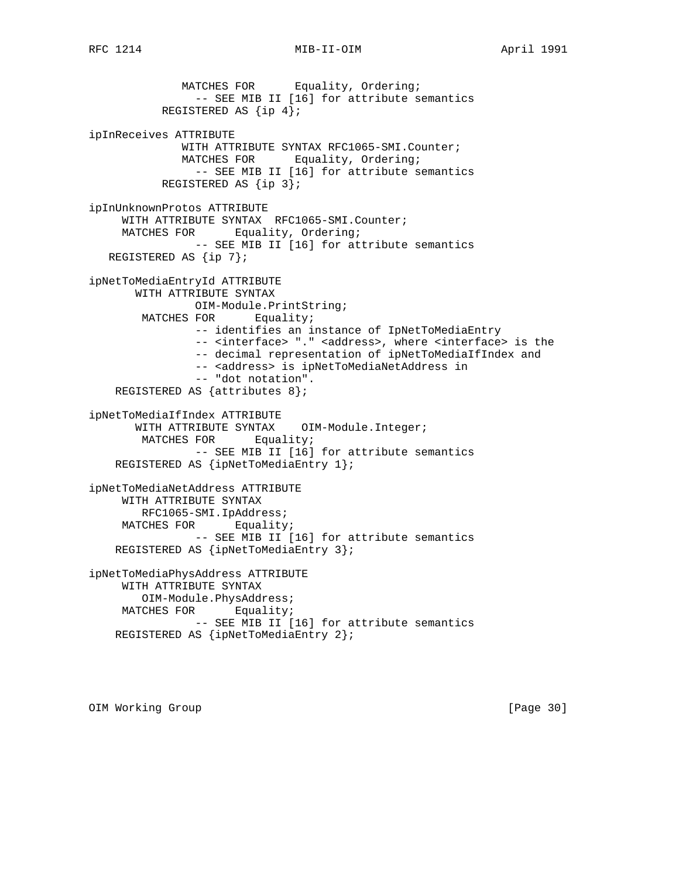```
              MATCHES FOR      Equality, Ordering;
                -- SEE MIB II [16] for attribute semantics
          REGISTERED AS {ip 4};

ipInReceives ATTRIBUTE
              WITH ATTRIBUTE SYNTAX RFC1065-SMI.Counter;
              MATCHES FOR      Equality, Ordering;
                -- SEE MIB II [16] for attribute semantics
          REGISTERED AS {ip 3};

ipInUnknownProtos ATTRIBUTE
     WITH ATTRIBUTE SYNTAX  RFC1065-SMI.Counter;
     MATCHES FOR      Equality, Ordering;
               -- SEE MIB II [16] for attribute semantics
   REGISTERED AS {ip 7};

ipNetToMediaEntryId ATTRIBUTE
       WITH ATTRIBUTE SYNTAX
               OIM-Module.PrintString;
        MATCHES FOR      Equality;
               -- identifies an instance of IpNetToMediaEntry
               -- <interface> "." <address>, where <interface> is the
               -- decimal representation of ipNetToMediaIfIndex and
               -- <address> is ipNetToMediaNetAddress in
               -- "dot notation".
    REGISTERED AS {attributes 8};

ipNetToMediaIfIndex ATTRIBUTE
       WITH ATTRIBUTE SYNTAX    OIM-Module.Integer;
        MATCHES FOR      Equality;
               -- SEE MIB II [16] for attribute semantics
    REGISTERED AS {ipNetToMediaEntry 1};

ipNetToMediaNetAddress ATTRIBUTE
     WITH ATTRIBUTE SYNTAX
        RFC1065-SMI.IpAddress;
     MATCHES FOR      Equality;
               -- SEE MIB II [16] for attribute semantics
    REGISTERED AS {ipNetToMediaEntry 3};

ipNetToMediaPhysAddress ATTRIBUTE
     WITH ATTRIBUTE SYNTAX
        OIM-Module.PhysAddress;
     MATCHES FOR      Equality;
               -- SEE MIB II [16] for attribute semantics
    REGISTERED AS {ipNetToMediaEntry 2};
```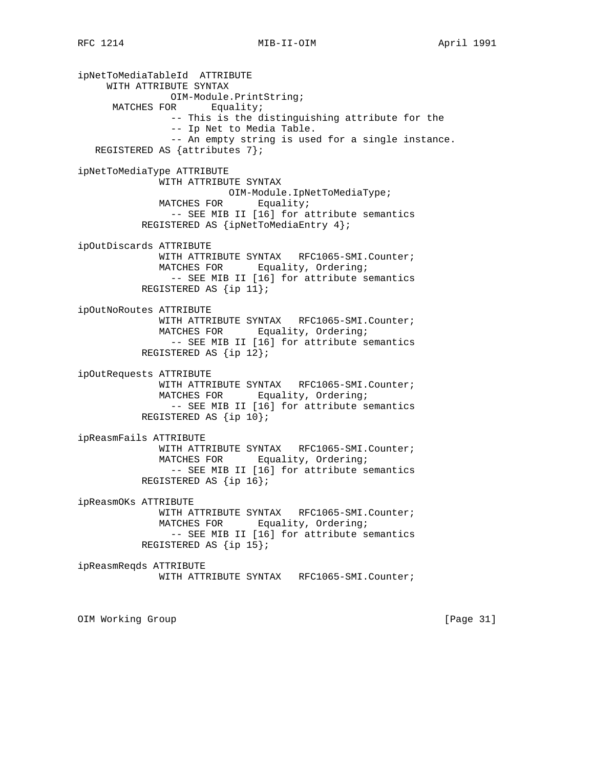```
ipNetToMediaTableId  ATTRIBUTE
     WITH ATTRIBUTE SYNTAX
               OIM-Module.PrintString;
      MATCHES FOR      Equality;
                -- This is the distinguishing attribute for the
                -- Ip Net to Media Table.
                -- An empty string is used for a single instance.
   REGISTERED AS {attributes 7};

ipNetToMediaType ATTRIBUTE
              WITH ATTRIBUTE SYNTAX
                          OIM-Module.IpNetToMediaType;
              MATCHES FOR      Equality;
                -- SEE MIB II [16] for attribute semantics
           REGISTERED AS {ipNetToMediaEntry 4};

ipOutDiscards ATTRIBUTE
              WITH ATTRIBUTE SYNTAX   RFC1065-SMI.Counter;
              MATCHES FOR      Equality, Ordering;
                -- SEE MIB II [16] for attribute semantics
           REGISTERED AS {ip 11};

ipOutNoRoutes ATTRIBUTE
              WITH ATTRIBUTE SYNTAX   RFC1065-SMI.Counter;
              MATCHES FOR      Equality, Ordering;
                -- SEE MIB II [16] for attribute semantics
           REGISTERED AS {ip 12};

ipOutRequests ATTRIBUTE
              WITH ATTRIBUTE SYNTAX   RFC1065-SMI.Counter;
              MATCHES FOR      Equality, Ordering;
                -- SEE MIB II [16] for attribute semantics
           REGISTERED AS {ip 10};

ipReasmFails ATTRIBUTE
              WITH ATTRIBUTE SYNTAX   RFC1065-SMI.Counter;
              MATCHES FOR      Equality, Ordering;
                -- SEE MIB II [16] for attribute semantics
           REGISTERED AS {ip 16};

ipReasmOKs ATTRIBUTE
              WITH ATTRIBUTE SYNTAX   RFC1065-SMI.Counter;
              MATCHES FOR      Equality, Ordering;
                -- SEE MIB II [16] for attribute semantics
           REGISTERED AS {ip 15};

ipReasmReqds ATTRIBUTE
              WITH ATTRIBUTE SYNTAX   RFC1065-SMI.Counter;
```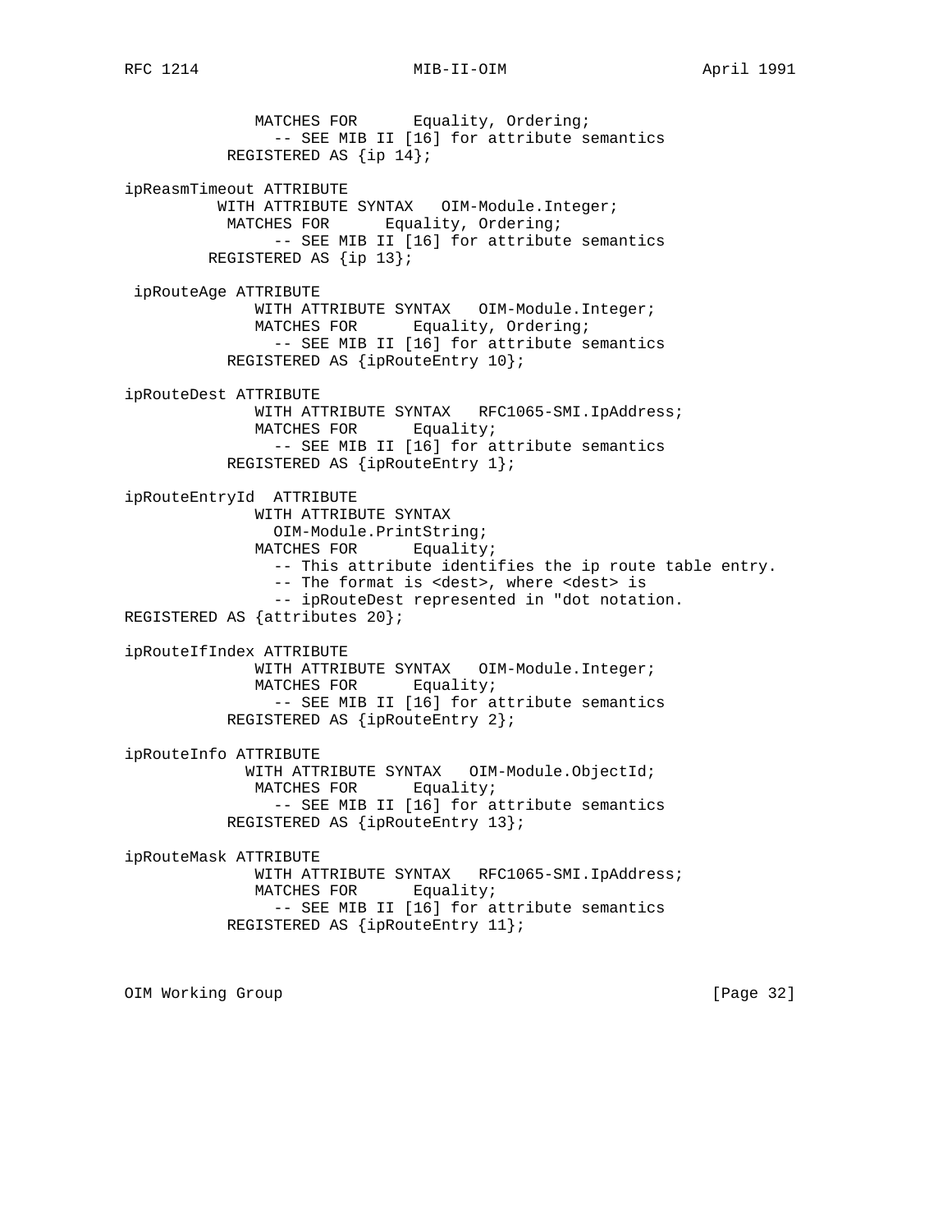```
              MATCHES FOR      Equality, Ordering;
                -- SEE MIB II [16] for attribute semantics
            REGISTERED AS {ip 14};

ipReasmTimeout ATTRIBUTE
             WITH ATTRIBUTE SYNTAX   OIM-Module.Integer;
              MATCHES FOR      Equality, Ordering;
                -- SEE MIB II [16] for attribute semantics
           REGISTERED AS {ip 13};

 ipRouteAge ATTRIBUTE
              WITH ATTRIBUTE SYNTAX   OIM-Module.Integer;
              MATCHES FOR      Equality, Ordering;
                -- SEE MIB II [16] for attribute semantics
            REGISTERED AS {ipRouteEntry 10};

ipRouteDest ATTRIBUTE
              WITH ATTRIBUTE SYNTAX   RFC1065-SMI.IpAddress;
              MATCHES FOR      Equality;
                -- SEE MIB II [16] for attribute semantics
            REGISTERED AS {ipRouteEntry 1};

ipRouteEntryId  ATTRIBUTE
              WITH ATTRIBUTE SYNTAX
                OIM-Module.PrintString;
              MATCHES FOR      Equality;
                -- This attribute identifies the ip route table entry.
                -- The format is <dest>, where <dest> is
                -- ipRouteDest represented in "dot notation.
REGISTERED AS {attributes 20};

ipRouteIfIndex ATTRIBUTE
              WITH ATTRIBUTE SYNTAX   OIM-Module.Integer;
              MATCHES FOR      Equality;
                -- SEE MIB II [16] for attribute semantics
            REGISTERED AS {ipRouteEntry 2};

ipRouteInfo ATTRIBUTE
             WITH ATTRIBUTE SYNTAX   OIM-Module.ObjectId;
              MATCHES FOR      Equality;
                -- SEE MIB II [16] for attribute semantics
            REGISTERED AS {ipRouteEntry 13};

ipRouteMask ATTRIBUTE
              WITH ATTRIBUTE SYNTAX   RFC1065-SMI.IpAddress;
              MATCHES FOR      Equality;
                -- SEE MIB II [16] for attribute semantics
            REGISTERED AS {ipRouteEntry 11};
```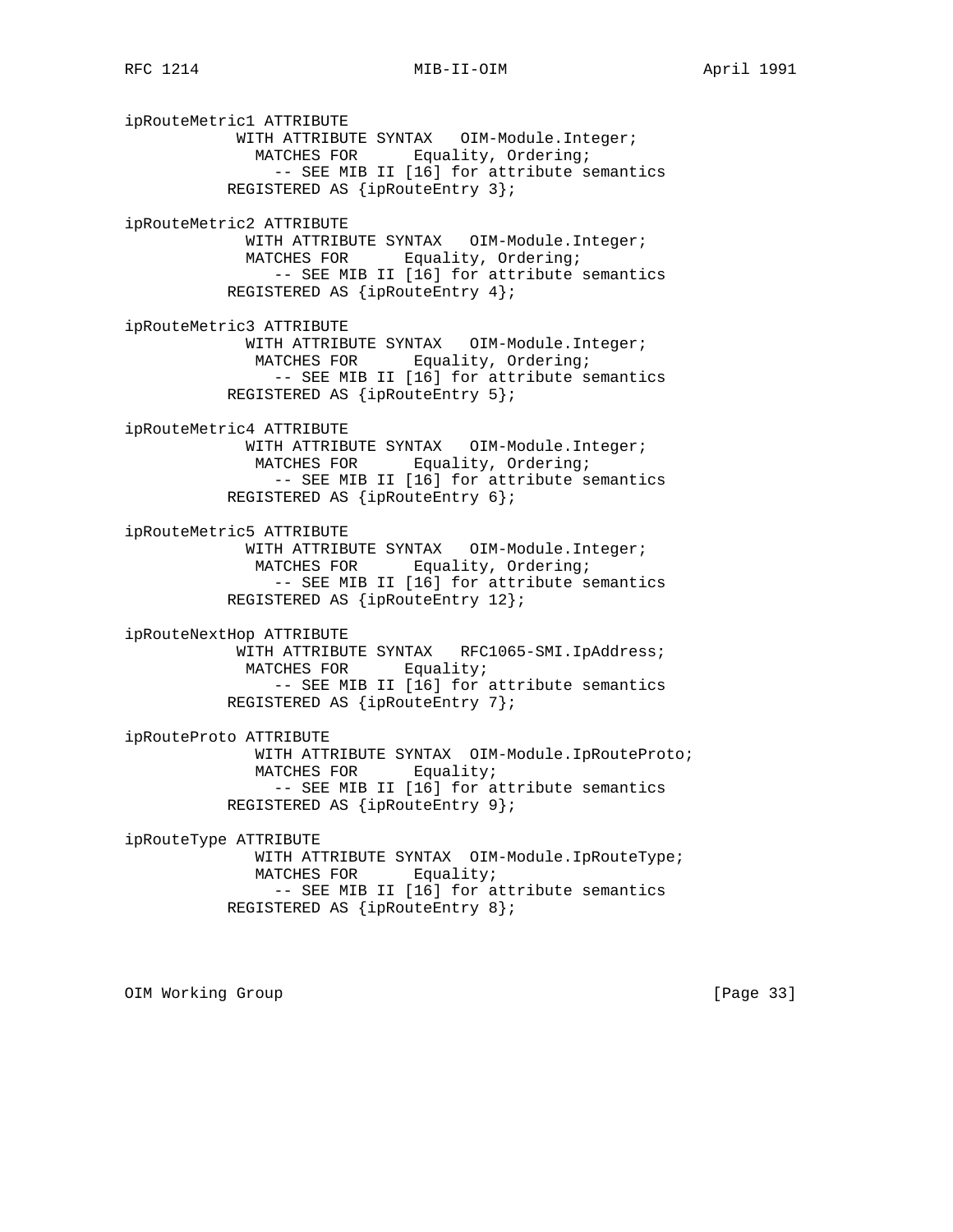```
ipRouteMetric1 ATTRIBUTE
            WITH ATTRIBUTE SYNTAX   OIM-Module.Integer;
              MATCHES FOR      Equality, Ordering;
                -- SEE MIB II [16] for attribute semantics
           REGISTERED AS {ipRouteEntry 3};

ipRouteMetric2 ATTRIBUTE
             WITH ATTRIBUTE SYNTAX   OIM-Module.Integer;
             MATCHES FOR      Equality, Ordering;
                -- SEE MIB II [16] for attribute semantics
           REGISTERED AS {ipRouteEntry 4};

ipRouteMetric3 ATTRIBUTE
             WITH ATTRIBUTE SYNTAX   OIM-Module.Integer;
              MATCHES FOR      Equality, Ordering;
                -- SEE MIB II [16] for attribute semantics
           REGISTERED AS {ipRouteEntry 5};

ipRouteMetric4 ATTRIBUTE
             WITH ATTRIBUTE SYNTAX   OIM-Module.Integer;
              MATCHES FOR      Equality, Ordering;
                -- SEE MIB II [16] for attribute semantics
           REGISTERED AS {ipRouteEntry 6};

ipRouteMetric5 ATTRIBUTE
             WITH ATTRIBUTE SYNTAX   OIM-Module.Integer;
              MATCHES FOR      Equality, Ordering;
                -- SEE MIB II [16] for attribute semantics
           REGISTERED AS {ipRouteEntry 12};

ipRouteNextHop ATTRIBUTE
            WITH ATTRIBUTE SYNTAX   RFC1065-SMI.IpAddress;
             MATCHES FOR      Equality;
                -- SEE MIB II [16] for attribute semantics
           REGISTERED AS {ipRouteEntry 7};

ipRouteProto ATTRIBUTE
              WITH ATTRIBUTE SYNTAX  OIM-Module.IpRouteProto;
              MATCHES FOR      Equality;
                -- SEE MIB II [16] for attribute semantics
           REGISTERED AS {ipRouteEntry 9};

ipRouteType ATTRIBUTE
              WITH ATTRIBUTE SYNTAX  OIM-Module.IpRouteType;
              MATCHES FOR      Equality;
                -- SEE MIB II [16] for attribute semantics
           REGISTERED AS {ipRouteEntry 8};
```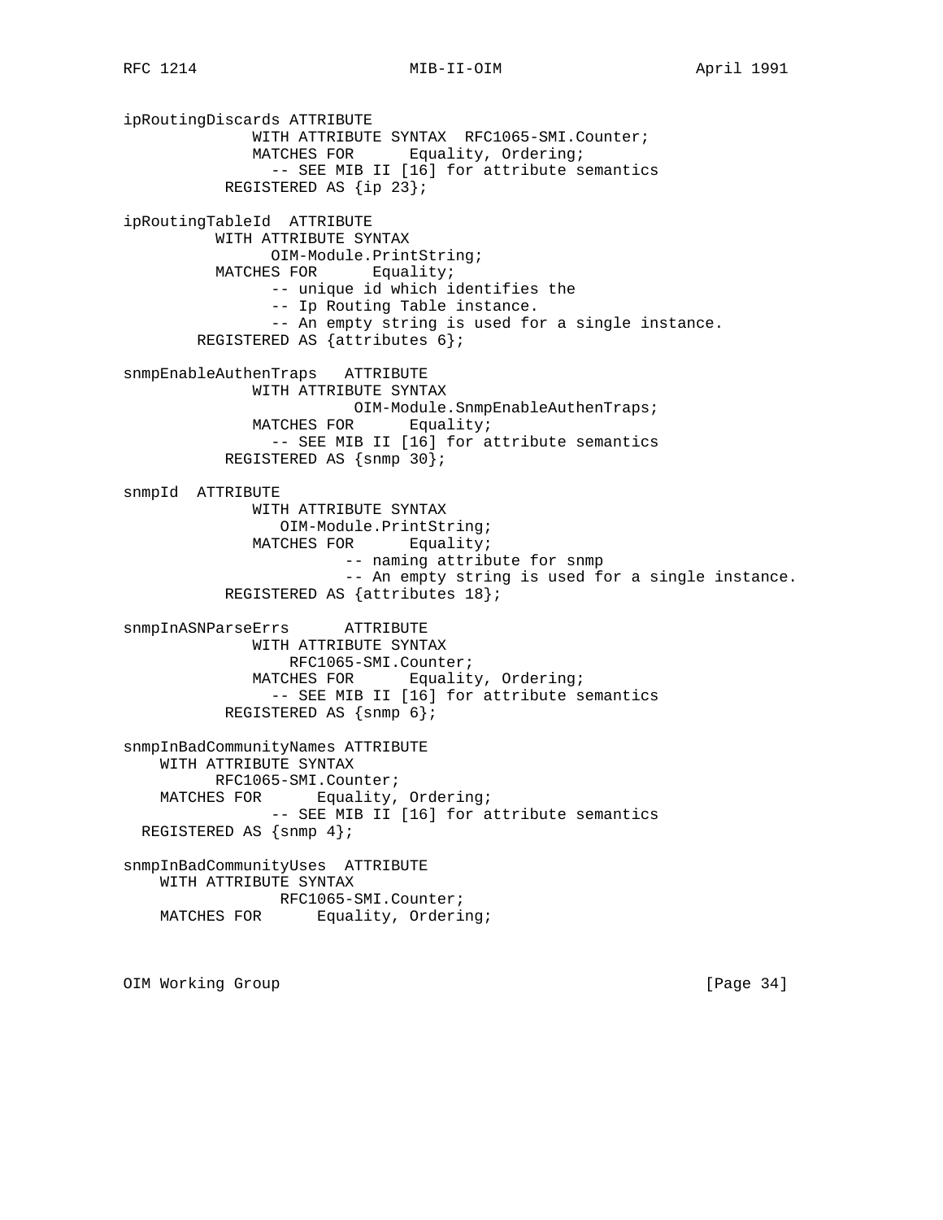```
ipRoutingDiscards ATTRIBUTE
              WITH ATTRIBUTE SYNTAX  RFC1065-SMI.Counter;
              MATCHES FOR      Equality, Ordering;
                -- SEE MIB II [16] for attribute semantics
           REGISTERED AS {ip 23};

ipRoutingTableId  ATTRIBUTE
          WITH ATTRIBUTE SYNTAX
                OIM-Module.PrintString;
          MATCHES FOR      Equality;
                -- unique id which identifies the
                -- Ip Routing Table instance.
                -- An empty string is used for a single instance.
        REGISTERED AS {attributes 6};

snmpEnableAuthenTraps   ATTRIBUTE
              WITH ATTRIBUTE SYNTAX
                         OIM-Module.SnmpEnableAuthenTraps;
              MATCHES FOR      Equality;
                -- SEE MIB II [16] for attribute semantics
           REGISTERED AS {snmp 30};

snmpId  ATTRIBUTE
              WITH ATTRIBUTE SYNTAX
                 OIM-Module.PrintString;
              MATCHES FOR      Equality;
                        -- naming attribute for snmp
                        -- An empty string is used for a single instance.
           REGISTERED AS {attributes 18};

snmpInASNParseErrs      ATTRIBUTE
              WITH ATTRIBUTE SYNTAX
                  RFC1065-SMI.Counter;
              MATCHES FOR      Equality, Ordering;
                -- SEE MIB II [16] for attribute semantics
           REGISTERED AS {snmp 6};

snmpInBadCommunityNames ATTRIBUTE
    WITH ATTRIBUTE SYNTAX
          RFC1065-SMI.Counter;
    MATCHES FOR      Equality, Ordering;
                -- SEE MIB II [16] for attribute semantics
  REGISTERED AS {snmp 4};

snmpInBadCommunityUses  ATTRIBUTE
    WITH ATTRIBUTE SYNTAX
                 RFC1065-SMI.Counter;
    MATCHES FOR      Equality, Ordering;
```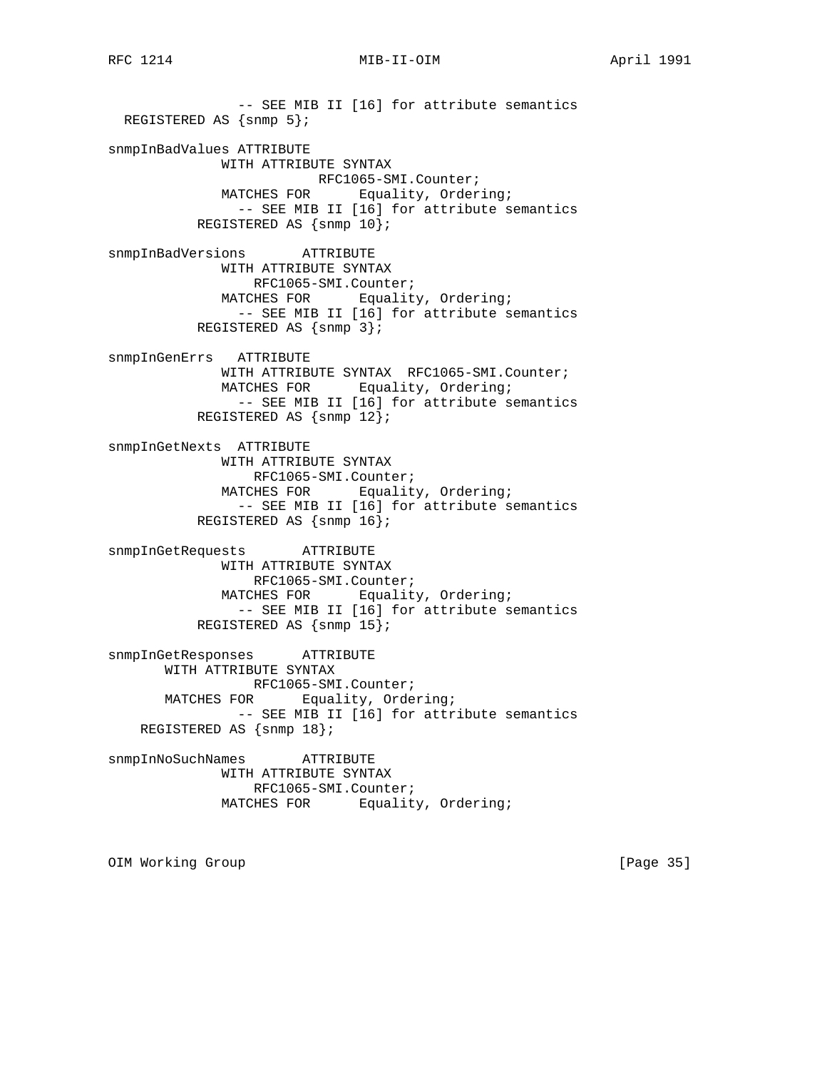```
               -- SEE MIB II [16] for attribute semantics
  REGISTERED AS {snmp 5};

snmpInBadValues ATTRIBUTE
             WITH ATTRIBUTE SYNTAX
                         RFC1065-SMI.Counter;
             MATCHES FOR      Equality, Ordering;
               -- SEE MIB II [16] for attribute semantics
           REGISTERED AS {snmp 10};

snmpInBadVersions       ATTRIBUTE
             WITH ATTRIBUTE SYNTAX
                 RFC1065-SMI.Counter;
             MATCHES FOR      Equality, Ordering;
               -- SEE MIB II [16] for attribute semantics
           REGISTERED AS {snmp 3};

snmpInGenErrs   ATTRIBUTE
             WITH ATTRIBUTE SYNTAX  RFC1065-SMI.Counter;
             MATCHES FOR      Equality, Ordering;
               -- SEE MIB II [16] for attribute semantics
           REGISTERED AS {snmp 12};

snmpInGetNexts  ATTRIBUTE
             WITH ATTRIBUTE SYNTAX
                 RFC1065-SMI.Counter;
             MATCHES FOR      Equality, Ordering;
               -- SEE MIB II [16] for attribute semantics
           REGISTERED AS {snmp 16};

snmpInGetRequests       ATTRIBUTE
             WITH ATTRIBUTE SYNTAX
                 RFC1065-SMI.Counter;
             MATCHES FOR      Equality, Ordering;
               -- SEE MIB II [16] for attribute semantics
           REGISTERED AS {snmp 15};

snmpInGetResponses      ATTRIBUTE
       WITH ATTRIBUTE SYNTAX
                  RFC1065-SMI.Counter;
       MATCHES FOR      Equality, Ordering;
               -- SEE MIB II [16] for attribute semantics
    REGISTERED AS {snmp 18};

snmpInNoSuchNames       ATTRIBUTE
             WITH ATTRIBUTE SYNTAX
                 RFC1065-SMI.Counter;
             MATCHES FOR      Equality, Ordering;
```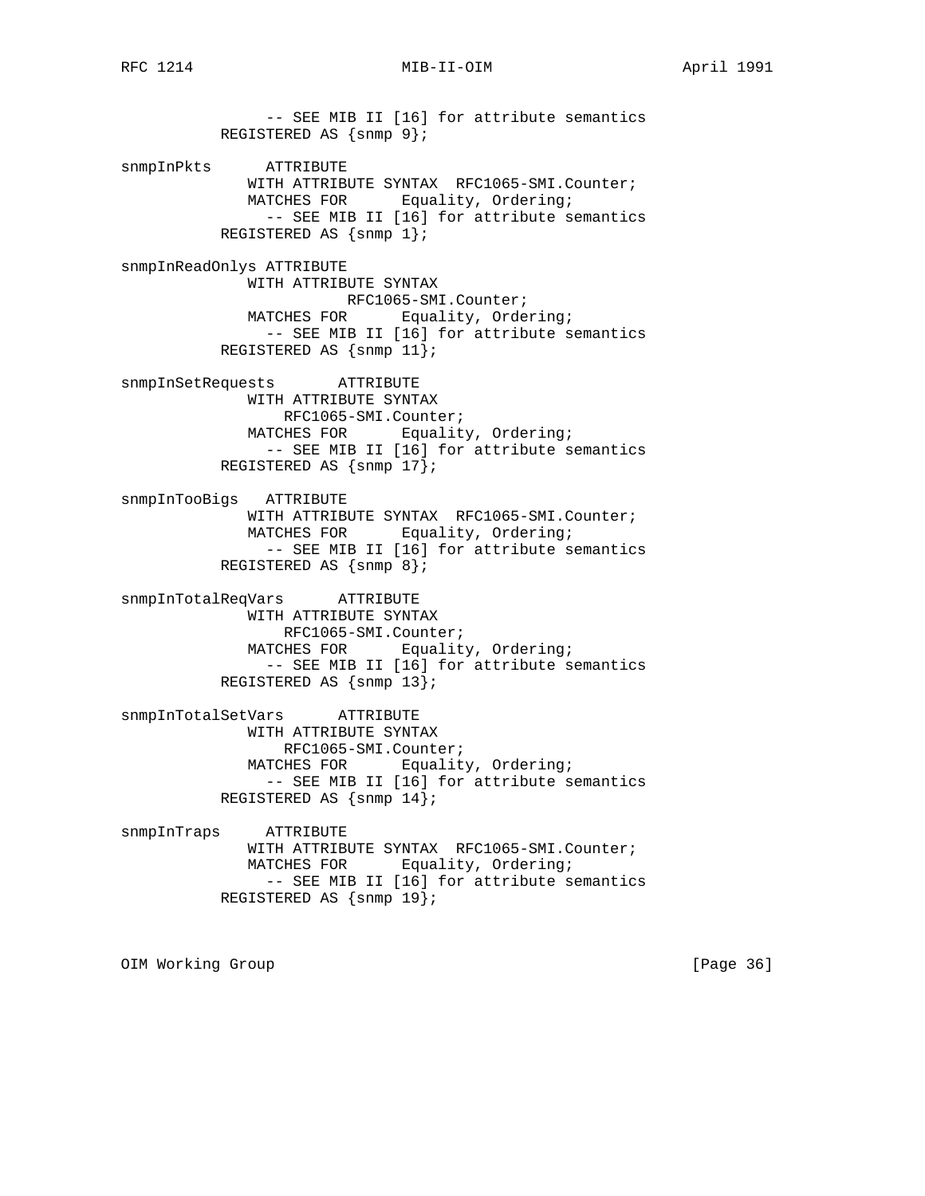```
                -- SEE MIB II [16] for attribute semantics
           REGISTERED AS {snmp 9};

snmpInPkts      ATTRIBUTE
              WITH ATTRIBUTE SYNTAX  RFC1065-SMI.Counter;
              MATCHES FOR      Equality, Ordering;
                -- SEE MIB II [16] for attribute semantics
           REGISTERED AS {snmp 1};

snmpInReadOnlys ATTRIBUTE
              WITH ATTRIBUTE SYNTAX
                         RFC1065-SMI.Counter;
              MATCHES FOR      Equality, Ordering;
                -- SEE MIB II [16] for attribute semantics
           REGISTERED AS {snmp 11};

snmpInSetRequests       ATTRIBUTE
              WITH ATTRIBUTE SYNTAX
                  RFC1065-SMI.Counter;
              MATCHES FOR      Equality, Ordering;
                -- SEE MIB II [16] for attribute semantics
           REGISTERED AS {snmp 17};

snmpInTooBigs   ATTRIBUTE
              WITH ATTRIBUTE SYNTAX  RFC1065-SMI.Counter;
              MATCHES FOR      Equality, Ordering;
                -- SEE MIB II [16] for attribute semantics
           REGISTERED AS {snmp 8};

snmpInTotalReqVars      ATTRIBUTE
              WITH ATTRIBUTE SYNTAX
                 RFC1065-SMI.Counter;
              MATCHES FOR      Equality, Ordering;
                -- SEE MIB II [16] for attribute semantics
           REGISTERED AS {snmp 13};

snmpInTotalSetVars      ATTRIBUTE
              WITH ATTRIBUTE SYNTAX
                  RFC1065-SMI.Counter;
              MATCHES FOR      Equality, Ordering;
                -- SEE MIB II [16] for attribute semantics
           REGISTERED AS {snmp 14};

snmpInTraps     ATTRIBUTE
              WITH ATTRIBUTE SYNTAX  RFC1065-SMI.Counter;
              MATCHES FOR      Equality, Ordering;
                -- SEE MIB II [16] for attribute semantics
           REGISTERED AS {snmp 19};
```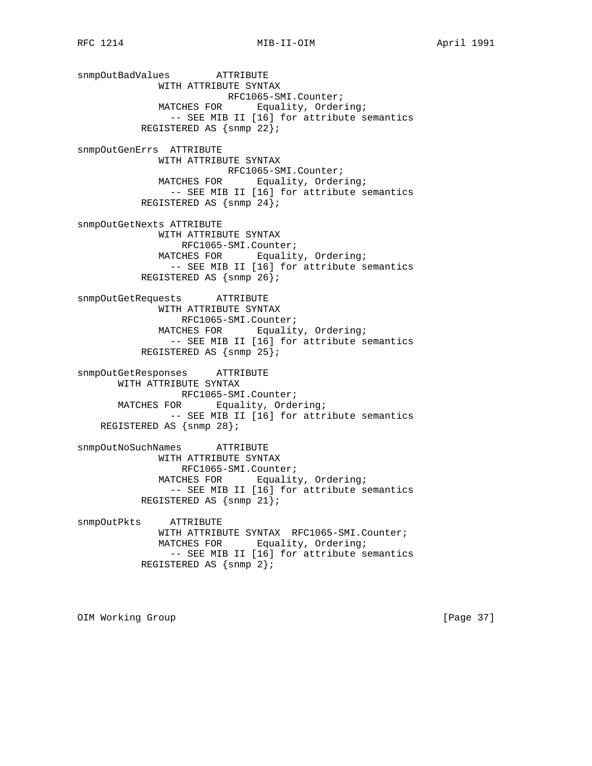```
snmpOutBadValues        ATTRIBUTE
              WITH ATTRIBUTE SYNTAX
                          RFC1065-SMI.Counter;
              MATCHES FOR      Equality, Ordering;
                -- SEE MIB II [16] for attribute semantics
           REGISTERED AS {snmp 22};

snmpOutGenErrs  ATTRIBUTE
              WITH ATTRIBUTE SYNTAX
                          RFC1065-SMI.Counter;
              MATCHES FOR      Equality, Ordering;
                -- SEE MIB II [16] for attribute semantics
           REGISTERED AS {snmp 24};

snmpOutGetNexts ATTRIBUTE
              WITH ATTRIBUTE SYNTAX
                  RFC1065-SMI.Counter;
              MATCHES FOR      Equality, Ordering;
                -- SEE MIB II [16] for attribute semantics
           REGISTERED AS {snmp 26};

snmpOutGetRequests      ATTRIBUTE
              WITH ATTRIBUTE SYNTAX
                  RFC1065-SMI.Counter;
              MATCHES FOR      Equality, Ordering;
                -- SEE MIB II [16] for attribute semantics
           REGISTERED AS {snmp 25};

snmpOutGetResponses     ATTRIBUTE
       WITH ATTRIBUTE SYNTAX
                  RFC1065-SMI.Counter;
       MATCHES FOR      Equality, Ordering;
                -- SEE MIB II [16] for attribute semantics
    REGISTERED AS {snmp 28};

snmpOutNoSuchNames      ATTRIBUTE
              WITH ATTRIBUTE SYNTAX
                  RFC1065-SMI.Counter;
              MATCHES FOR      Equality, Ordering;
                -- SEE MIB II [16] for attribute semantics
           REGISTERED AS {snmp 21};

snmpOutPkts     ATTRIBUTE
              WITH ATTRIBUTE SYNTAX  RFC1065-SMI.Counter;
              MATCHES FOR      Equality, Ordering;
                -- SEE MIB II [16] for attribute semantics
           REGISTERED AS {snmp 2};
```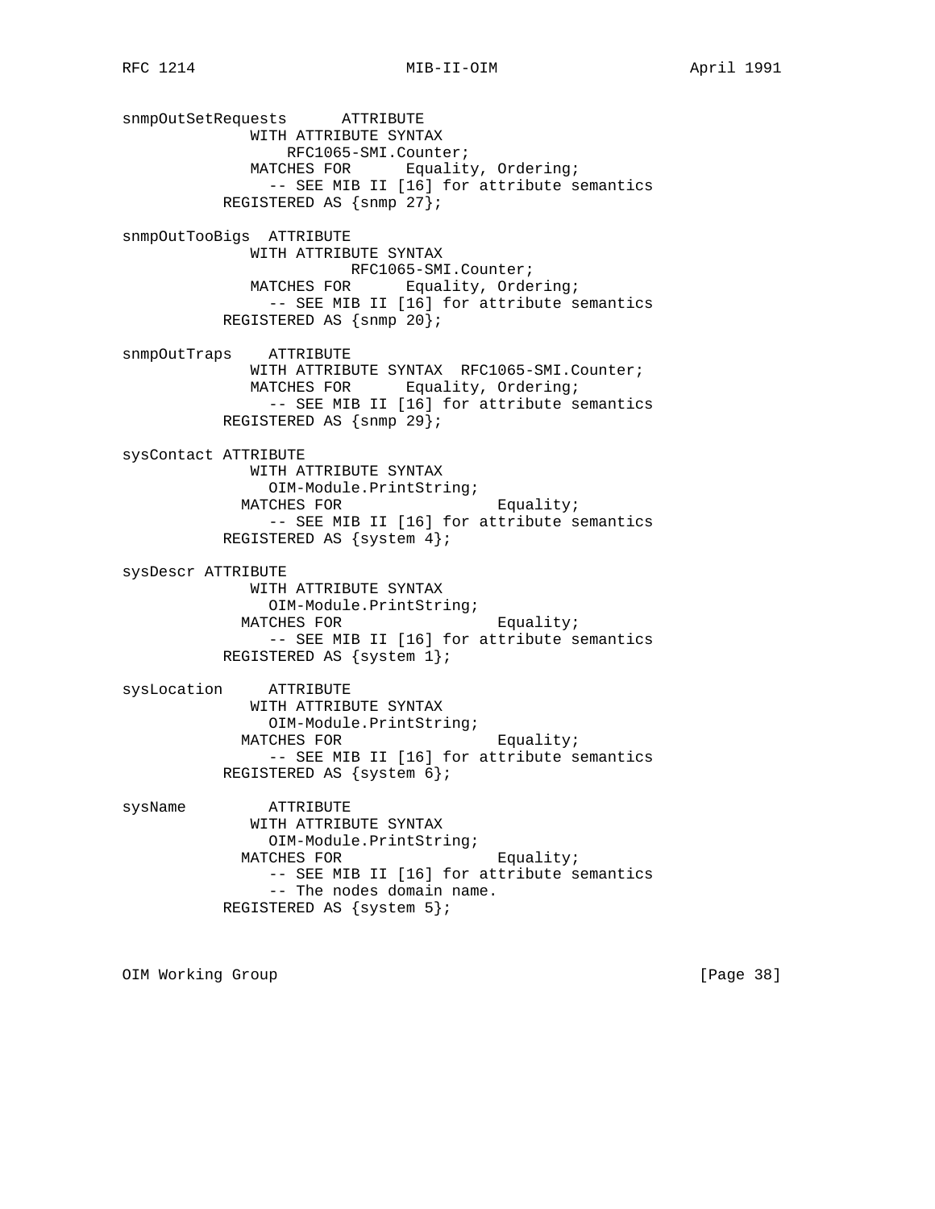```
snmpOutSetRequests      ATTRIBUTE
              WITH ATTRIBUTE SYNTAX
                  RFC1065-SMI.Counter;
              MATCHES FOR      Equality, Ordering;
                -- SEE MIB II [16] for attribute semantics
           REGISTERED AS {snmp 27};

snmpOutTooBigs  ATTRIBUTE
              WITH ATTRIBUTE SYNTAX
                         RFC1065-SMI.Counter;
              MATCHES FOR      Equality, Ordering;
                -- SEE MIB II [16] for attribute semantics
           REGISTERED AS {snmp 20};

snmpOutTraps    ATTRIBUTE
              WITH ATTRIBUTE SYNTAX  RFC1065-SMI.Counter;
              MATCHES FOR      Equality, Ordering;
                -- SEE MIB II [16] for attribute semantics
           REGISTERED AS {snmp 29};

sysContact ATTRIBUTE
              WITH ATTRIBUTE SYNTAX
                OIM-Module.PrintString;
             MATCHES FOR                 Equality;
                -- SEE MIB II [16] for attribute semantics
           REGISTERED AS {system 4};

sysDescr ATTRIBUTE
              WITH ATTRIBUTE SYNTAX
                OIM-Module.PrintString;
             MATCHES FOR                 Equality;
                -- SEE MIB II [16] for attribute semantics
           REGISTERED AS {system 1};

sysLocation     ATTRIBUTE
              WITH ATTRIBUTE SYNTAX
                OIM-Module.PrintString;
             MATCHES FOR                 Equality;
                -- SEE MIB II [16] for attribute semantics
           REGISTERED AS {system 6};

sysName         ATTRIBUTE
              WITH ATTRIBUTE SYNTAX
                OIM-Module.PrintString;
             MATCHES FOR                 Equality;
                -- SEE MIB II [16] for attribute semantics
                -- The nodes domain name.
           REGISTERED AS {system 5};
```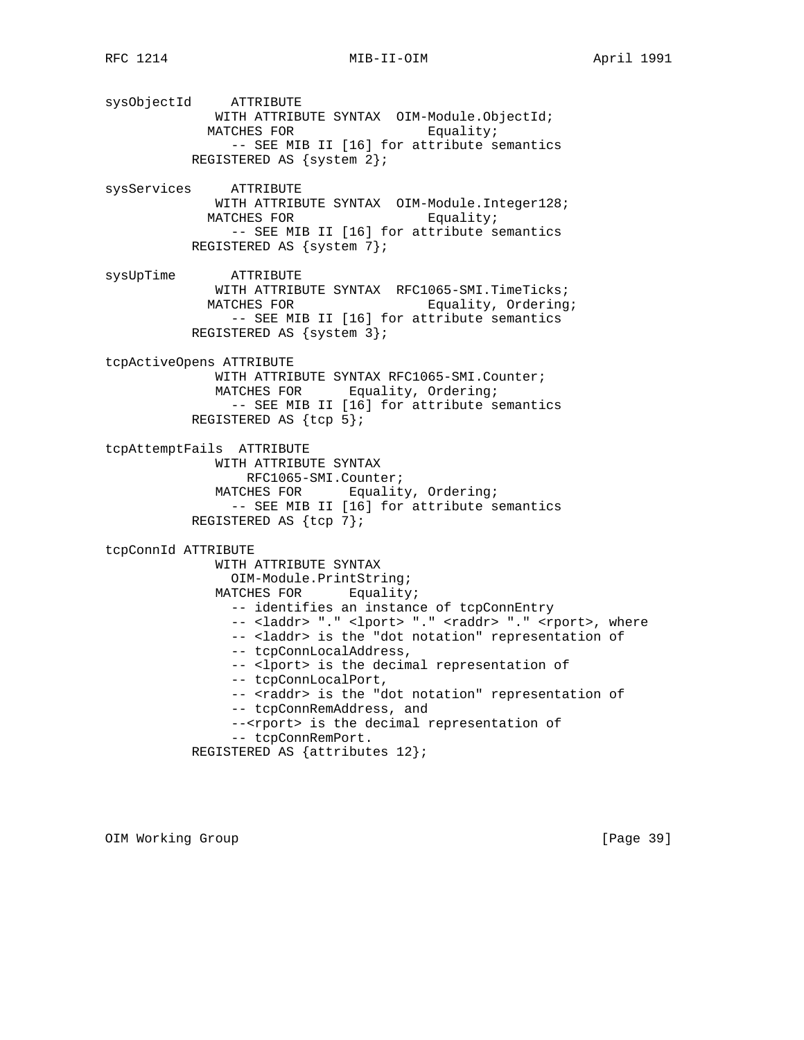```
sysObjectId     ATTRIBUTE
              WITH ATTRIBUTE SYNTAX  OIM-Module.ObjectId;
            MATCHES FOR                 Equality;
                -- SEE MIB II [16] for attribute semantics
          REGISTERED AS {system 2};

sysServices     ATTRIBUTE
              WITH ATTRIBUTE SYNTAX  OIM-Module.Integer128;
            MATCHES FOR                 Equality;
                -- SEE MIB II [16] for attribute semantics
          REGISTERED AS {system 7};

sysUpTime       ATTRIBUTE
              WITH ATTRIBUTE SYNTAX  RFC1065-SMI.TimeTicks;
            MATCHES FOR                 Equality, Ordering;
                -- SEE MIB II [16] for attribute semantics
          REGISTERED AS {system 3};

tcpActiveOpens ATTRIBUTE
              WITH ATTRIBUTE SYNTAX RFC1065-SMI.Counter;
              MATCHES FOR      Equality, Ordering;
                -- SEE MIB II [16] for attribute semantics
          REGISTERED AS {tcp 5};

tcpAttemptFails  ATTRIBUTE
              WITH ATTRIBUTE SYNTAX
                  RFC1065-SMI.Counter;
              MATCHES FOR      Equality, Ordering;
                -- SEE MIB II [16] for attribute semantics
          REGISTERED AS {tcp 7};

tcpConnId ATTRIBUTE
              WITH ATTRIBUTE SYNTAX
                OIM-Module.PrintString;
              MATCHES FOR      Equality;
                -- identifies an instance of tcpConnEntry
                -- <laddr> "." <lport> "." <raddr> "." <rport>, where
                -- <laddr> is the "dot notation" representation of
                -- tcpConnLocalAddress,
                -- <lport> is the decimal representation of
                -- tcpConnLocalPort,
                -- <raddr> is the "dot notation" representation of
                -- tcpConnRemAddress, and
                --<rport> is the decimal representation of
                -- tcpConnRemPort.
          REGISTERED AS {attributes 12};
```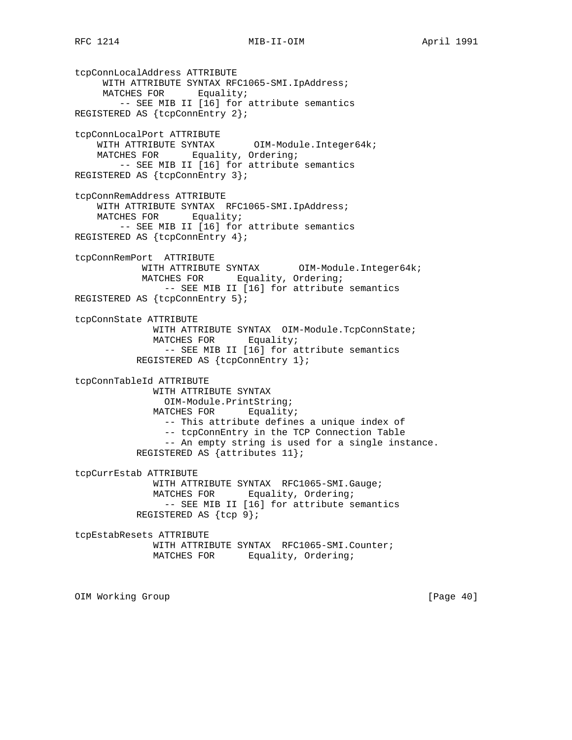```
tcpConnLocalAddress ATTRIBUTE
     WITH ATTRIBUTE SYNTAX RFC1065-SMI.IpAddress;
     MATCHES FOR      Equality;
        -- SEE MIB II [16] for attribute semantics
REGISTERED AS {tcpConnEntry 2};

tcpConnLocalPort ATTRIBUTE
    WITH ATTRIBUTE SYNTAX       OIM-Module.Integer64k;
    MATCHES FOR      Equality, Ordering;
        -- SEE MIB II [16] for attribute semantics
REGISTERED AS {tcpConnEntry 3};

tcpConnRemAddress ATTRIBUTE
    WITH ATTRIBUTE SYNTAX  RFC1065-SMI.IpAddress;
    MATCHES FOR      Equality;
        -- SEE MIB II [16] for attribute semantics
REGISTERED AS {tcpConnEntry 4};

tcpConnRemPort  ATTRIBUTE
            WITH ATTRIBUTE SYNTAX       OIM-Module.Integer64k;
            MATCHES FOR      Equality, Ordering;
                -- SEE MIB II [16] for attribute semantics
REGISTERED AS {tcpConnEntry 5};

tcpConnState ATTRIBUTE
              WITH ATTRIBUTE SYNTAX  OIM-Module.TcpConnState;
              MATCHES FOR      Equality;
                -- SEE MIB II [16] for attribute semantics
           REGISTERED AS {tcpConnEntry 1};

tcpConnTableId ATTRIBUTE
              WITH ATTRIBUTE SYNTAX
                OIM-Module.PrintString;
              MATCHES FOR      Equality;
                -- This attribute defines a unique index of
                -- tcpConnEntry in the TCP Connection Table
                -- An empty string is used for a single instance.
           REGISTERED AS {attributes 11};

tcpCurrEstab ATTRIBUTE
              WITH ATTRIBUTE SYNTAX  RFC1065-SMI.Gauge;
              MATCHES FOR      Equality, Ordering;
                -- SEE MIB II [16] for attribute semantics
           REGISTERED AS {tcp 9};

tcpEstabResets ATTRIBUTE
              WITH ATTRIBUTE SYNTAX  RFC1065-SMI.Counter;
              MATCHES FOR      Equality, Ordering;
```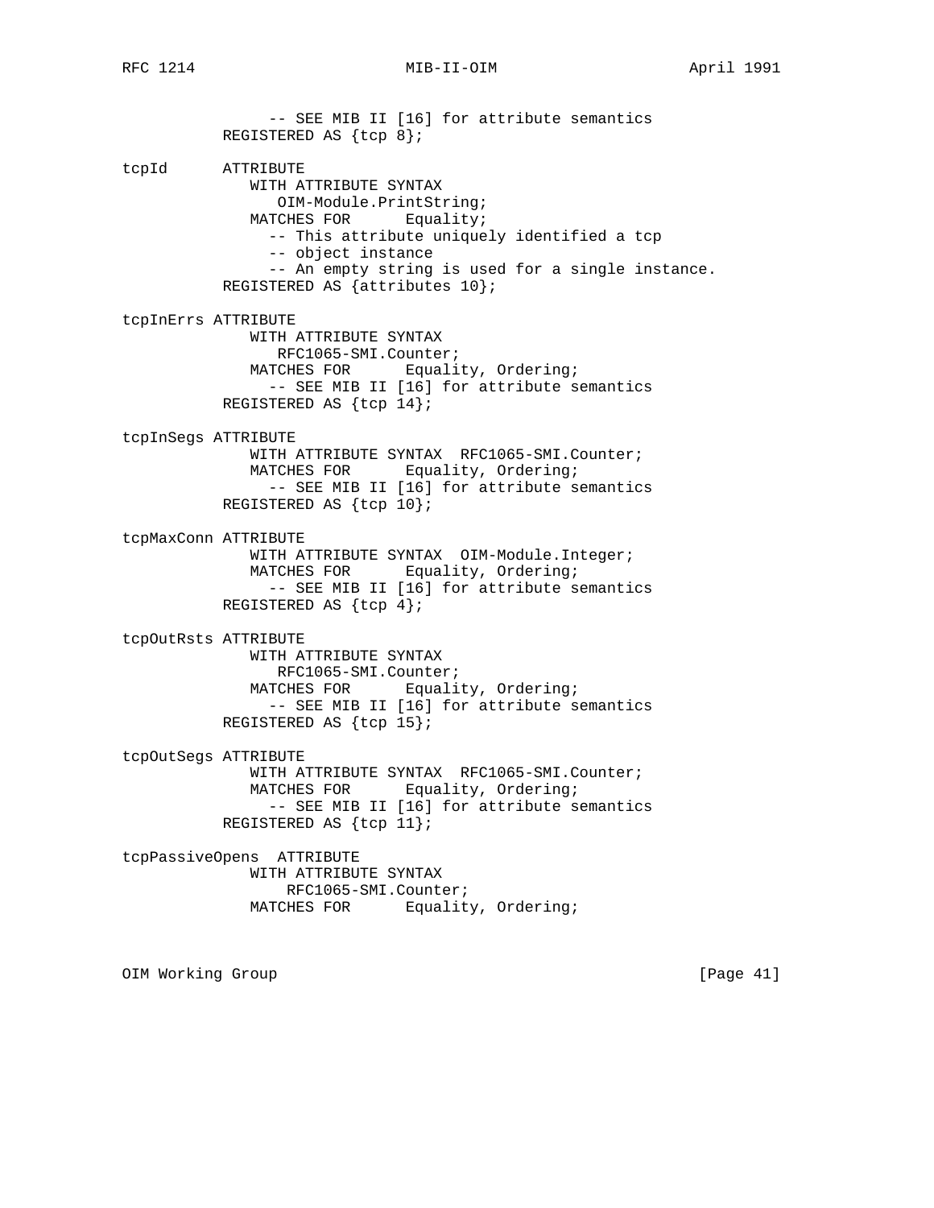```
                -- SEE MIB II [16] for attribute semantics
           REGISTERED AS {tcp 8};

tcpId      ATTRIBUTE
              WITH ATTRIBUTE SYNTAX
                 OIM-Module.PrintString;
              MATCHES FOR      Equality;
                -- This attribute uniquely identified a tcp
                -- object instance
                -- An empty string is used for a single instance.
           REGISTERED AS {attributes 10};

tcpInErrs ATTRIBUTE
              WITH ATTRIBUTE SYNTAX
                 RFC1065-SMI.Counter;
              MATCHES FOR      Equality, Ordering;
                -- SEE MIB II [16] for attribute semantics
           REGISTERED AS {tcp 14};

tcpInSegs ATTRIBUTE
              WITH ATTRIBUTE SYNTAX  RFC1065-SMI.Counter;
              MATCHES FOR      Equality, Ordering;
                -- SEE MIB II [16] for attribute semantics
           REGISTERED AS {tcp 10};

tcpMaxConn ATTRIBUTE
              WITH ATTRIBUTE SYNTAX  OIM-Module.Integer;
              MATCHES FOR      Equality, Ordering;
                -- SEE MIB II [16] for attribute semantics
           REGISTERED AS {tcp 4};

tcpOutRsts ATTRIBUTE
              WITH ATTRIBUTE SYNTAX
                 RFC1065-SMI.Counter;
              MATCHES FOR      Equality, Ordering;
                -- SEE MIB II [16] for attribute semantics
           REGISTERED AS {tcp 15};

tcpOutSegs ATTRIBUTE
              WITH ATTRIBUTE SYNTAX  RFC1065-SMI.Counter;
              MATCHES FOR      Equality, Ordering;
                -- SEE MIB II [16] for attribute semantics
           REGISTERED AS {tcp 11};

tcpPassiveOpens  ATTRIBUTE
              WITH ATTRIBUTE SYNTAX
                  RFC1065-SMI.Counter;
              MATCHES FOR      Equality, Ordering;
```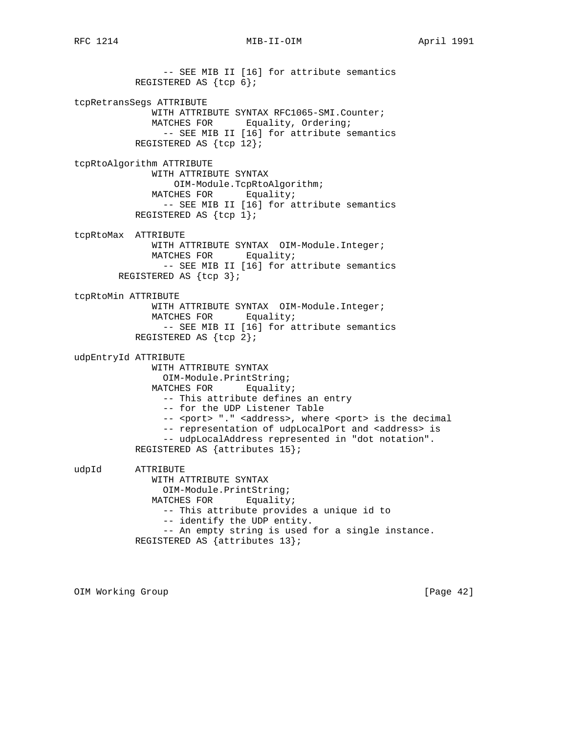```
                -- SEE MIB II [16] for attribute semantics
           REGISTERED AS {tcp 6};

tcpRetransSegs ATTRIBUTE
              WITH ATTRIBUTE SYNTAX RFC1065-SMI.Counter;
              MATCHES FOR      Equality, Ordering;
                -- SEE MIB II [16] for attribute semantics
           REGISTERED AS {tcp 12};

tcpRtoAlgorithm ATTRIBUTE
              WITH ATTRIBUTE SYNTAX
                  OIM-Module.TcpRtoAlgorithm;
              MATCHES FOR      Equality;
                -- SEE MIB II [16] for attribute semantics
           REGISTERED AS {tcp 1};

tcpRtoMax  ATTRIBUTE
              WITH ATTRIBUTE SYNTAX  OIM-Module.Integer;
              MATCHES FOR      Equality;
                -- SEE MIB II [16] for attribute semantics
        REGISTERED AS {tcp 3};

tcpRtoMin ATTRIBUTE
              WITH ATTRIBUTE SYNTAX  OIM-Module.Integer;
              MATCHES FOR      Equality;
                -- SEE MIB II [16] for attribute semantics
           REGISTERED AS {tcp 2};

udpEntryId ATTRIBUTE
              WITH ATTRIBUTE SYNTAX
                OIM-Module.PrintString;
              MATCHES FOR      Equality;
                -- This attribute defines an entry
                -- for the UDP Listener Table
                -- <port> "." <address>, where <port> is the decimal
                -- representation of udpLocalPort and <address> is
                -- udpLocalAddress represented in "dot notation".
           REGISTERED AS {attributes 15};

udpId      ATTRIBUTE
              WITH ATTRIBUTE SYNTAX
                OIM-Module.PrintString;
              MATCHES FOR      Equality;
                -- This attribute provides a unique id to
                -- identify the UDP entity.
                -- An empty string is used for a single instance.
           REGISTERED AS {attributes 13};
```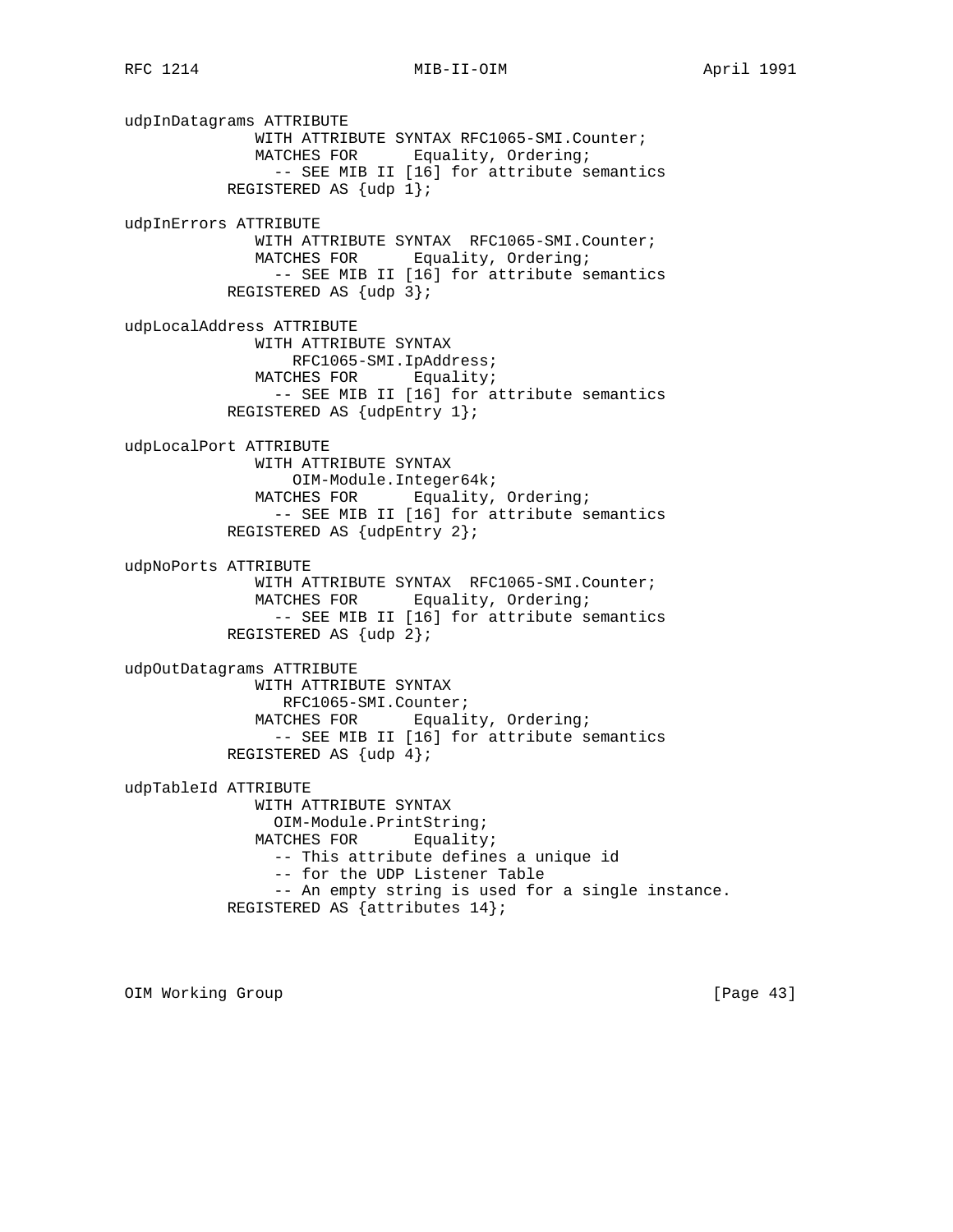```
udpInDatagrams ATTRIBUTE
              WITH ATTRIBUTE SYNTAX RFC1065-SMI.Counter;
              MATCHES FOR      Equality, Ordering;
                -- SEE MIB II [16] for attribute semantics
           REGISTERED AS {udp 1};

udpInErrors ATTRIBUTE
              WITH ATTRIBUTE SYNTAX  RFC1065-SMI.Counter;
              MATCHES FOR      Equality, Ordering;
                -- SEE MIB II [16] for attribute semantics
           REGISTERED AS {udp 3};

udpLocalAddress ATTRIBUTE
              WITH ATTRIBUTE SYNTAX
                  RFC1065-SMI.IpAddress;
              MATCHES FOR      Equality;
                -- SEE MIB II [16] for attribute semantics
           REGISTERED AS {udpEntry 1};

udpLocalPort ATTRIBUTE
              WITH ATTRIBUTE SYNTAX
                  OIM-Module.Integer64k;
              MATCHES FOR      Equality, Ordering;
                -- SEE MIB II [16] for attribute semantics
           REGISTERED AS {udpEntry 2};

udpNoPorts ATTRIBUTE
              WITH ATTRIBUTE SYNTAX  RFC1065-SMI.Counter;
              MATCHES FOR      Equality, Ordering;
                -- SEE MIB II [16] for attribute semantics
           REGISTERED AS {udp 2};

udpOutDatagrams ATTRIBUTE
              WITH ATTRIBUTE SYNTAX
                 RFC1065-SMI.Counter;
              MATCHES FOR      Equality, Ordering;
                -- SEE MIB II [16] for attribute semantics
           REGISTERED AS {udp 4};

udpTableId ATTRIBUTE
              WITH ATTRIBUTE SYNTAX
                OIM-Module.PrintString;
              MATCHES FOR      Equality;
                -- This attribute defines a unique id
                -- for the UDP Listener Table
                -- An empty string is used for a single instance.
           REGISTERED AS {attributes 14};
```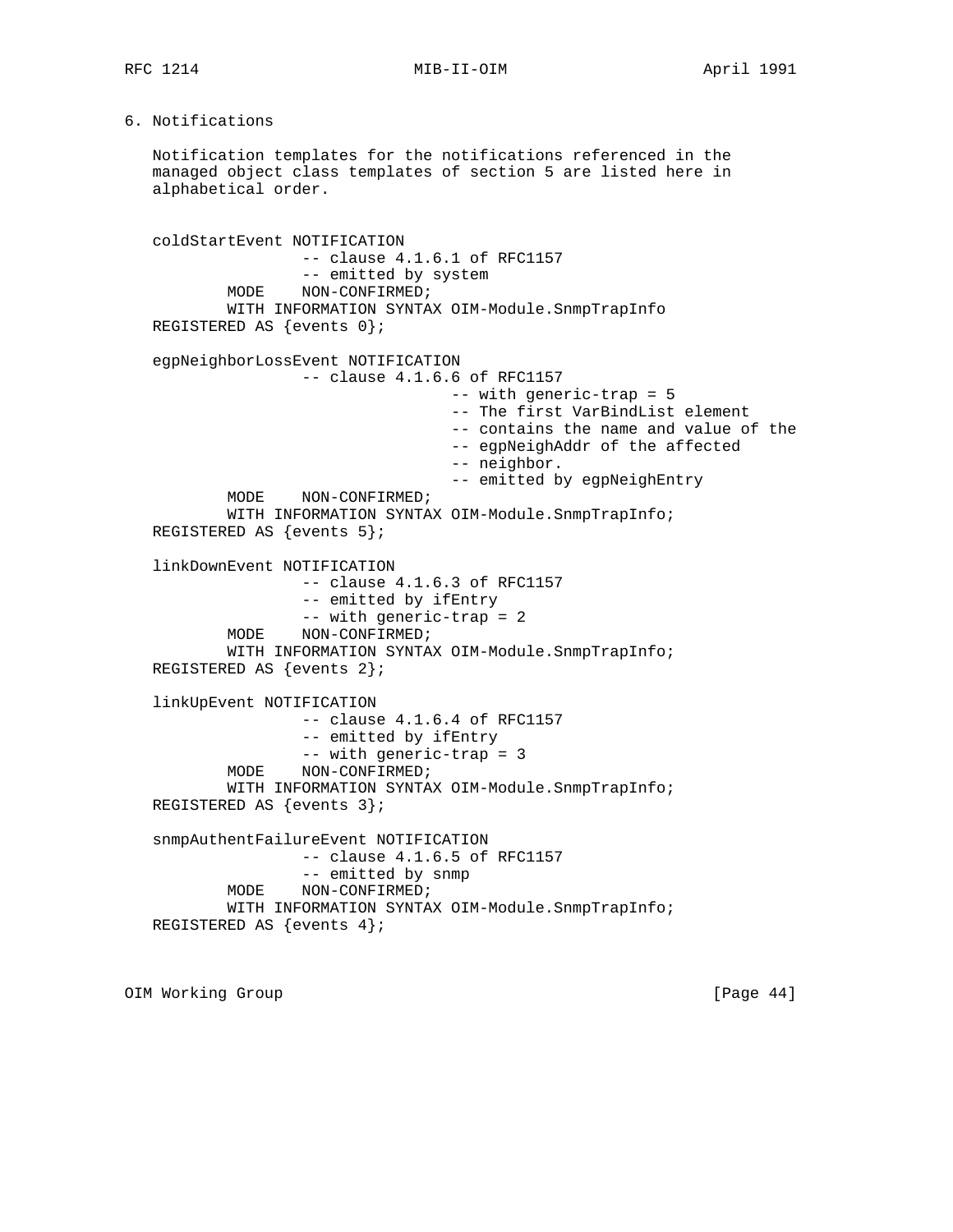## 6. Notifications

Notification templates for the notifications referenced in the managed object class templates of section 5 are listed here in alphabetical order.

```
coldStartEvent NOTIFICATION
                -- clause 4.1.6.1 of RFC1157
                -- emitted by system
        MODE    NON-CONFIRMED;
        WITH INFORMATION SYNTAX OIM-Module.SnmpTrapInfo
REGISTERED AS {events 0};

egpNeighborLossEvent NOTIFICATION
                -- clause 4.1.6.6 of RFC1157
                                -- with generic-trap = 5
                                -- The first VarBindList element
                                -- contains the name and value of the
                                -- egpNeighAddr of the affected
                                -- neighbor.
                                -- emitted by egpNeighEntry
        MODE    NON-CONFIRMED;
        WITH INFORMATION SYNTAX OIM-Module.SnmpTrapInfo;
REGISTERED AS {events 5};

linkDownEvent NOTIFICATION
                -- clause 4.1.6.3 of RFC1157
                -- emitted by ifEntry
                -- with generic-trap = 2
        MODE    NON-CONFIRMED;
        WITH INFORMATION SYNTAX OIM-Module.SnmpTrapInfo;
REGISTERED AS {events 2};

linkUpEvent NOTIFICATION
                -- clause 4.1.6.4 of RFC1157
                -- emitted by ifEntry
                -- with generic-trap = 3
        MODE    NON-CONFIRMED;
        WITH INFORMATION SYNTAX OIM-Module.SnmpTrapInfo;
REGISTERED AS {events 3};

snmpAuthentFailureEvent NOTIFICATION
                -- clause 4.1.6.5 of RFC1157
                -- emitted by snmp
        MODE    NON-CONFIRMED;
        WITH INFORMATION SYNTAX OIM-Module.SnmpTrapInfo;
REGISTERED AS {events 4};
```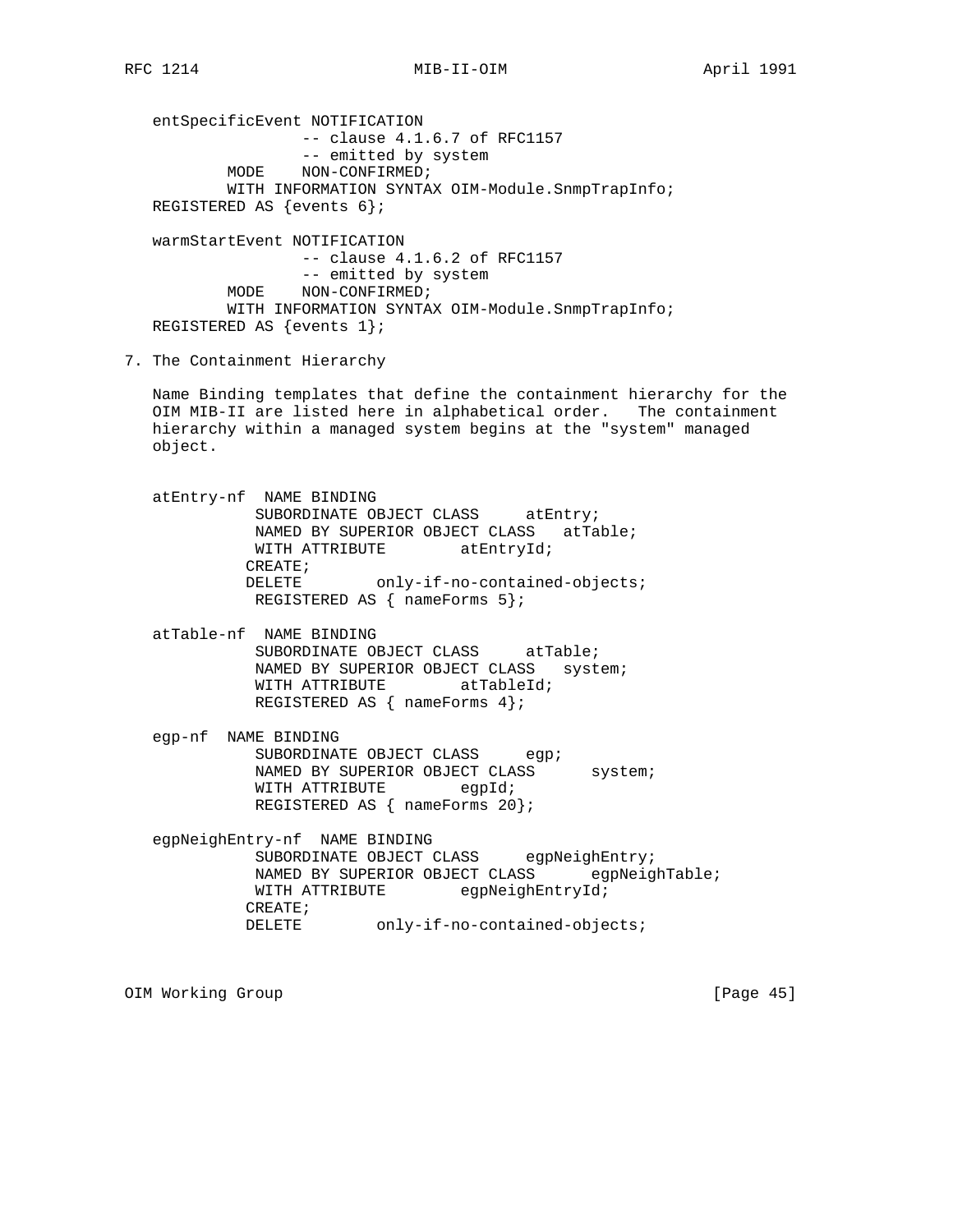```
   entSpecificEvent NOTIFICATION
                 -- clause 4.1.6.7 of RFC1157
                 -- emitted by system
          MODE    NON-CONFIRMED;
          WITH INFORMATION SYNTAX OIM-Module.SnmpTrapInfo;
   REGISTERED AS {events 6};

   warmStartEvent NOTIFICATION
                 -- clause 4.1.6.2 of RFC1157
                 -- emitted by system
          MODE    NON-CONFIRMED;
          WITH INFORMATION SYNTAX OIM-Module.SnmpTrapInfo;
   REGISTERED AS {events 1};
```

## 7. The Containment Hierarchy

Name Binding templates that define the containment hierarchy for the OIM MIB-II are listed here in alphabetical order. The containment hierarchy within a managed system begins at the "system" managed object.

```
   atEntry-nf  NAME BINDING
              SUBORDINATE OBJECT CLASS     atEntry;
              NAMED BY SUPERIOR OBJECT CLASS   atTable;
              WITH ATTRIBUTE        atEntryId;
             CREATE;
             DELETE        only-if-no-contained-objects;
              REGISTERED AS { nameForms 5};

   atTable-nf  NAME BINDING
              SUBORDINATE OBJECT CLASS     atTable;
              NAMED BY SUPERIOR OBJECT CLASS   system;
              WITH ATTRIBUTE        atTableId;
              REGISTERED AS { nameForms 4};

   egp-nf  NAME BINDING
              SUBORDINATE OBJECT CLASS     egp;
              NAMED BY SUPERIOR OBJECT CLASS      system;
              WITH ATTRIBUTE        egpId;
              REGISTERED AS { nameForms 20};

   egpNeighEntry-nf  NAME BINDING
              SUBORDINATE OBJECT CLASS     egpNeighEntry;
              NAMED BY SUPERIOR OBJECT CLASS      egpNeighTable;
              WITH ATTRIBUTE        egpNeighEntryId;
             CREATE;
             DELETE        only-if-no-contained-objects;
```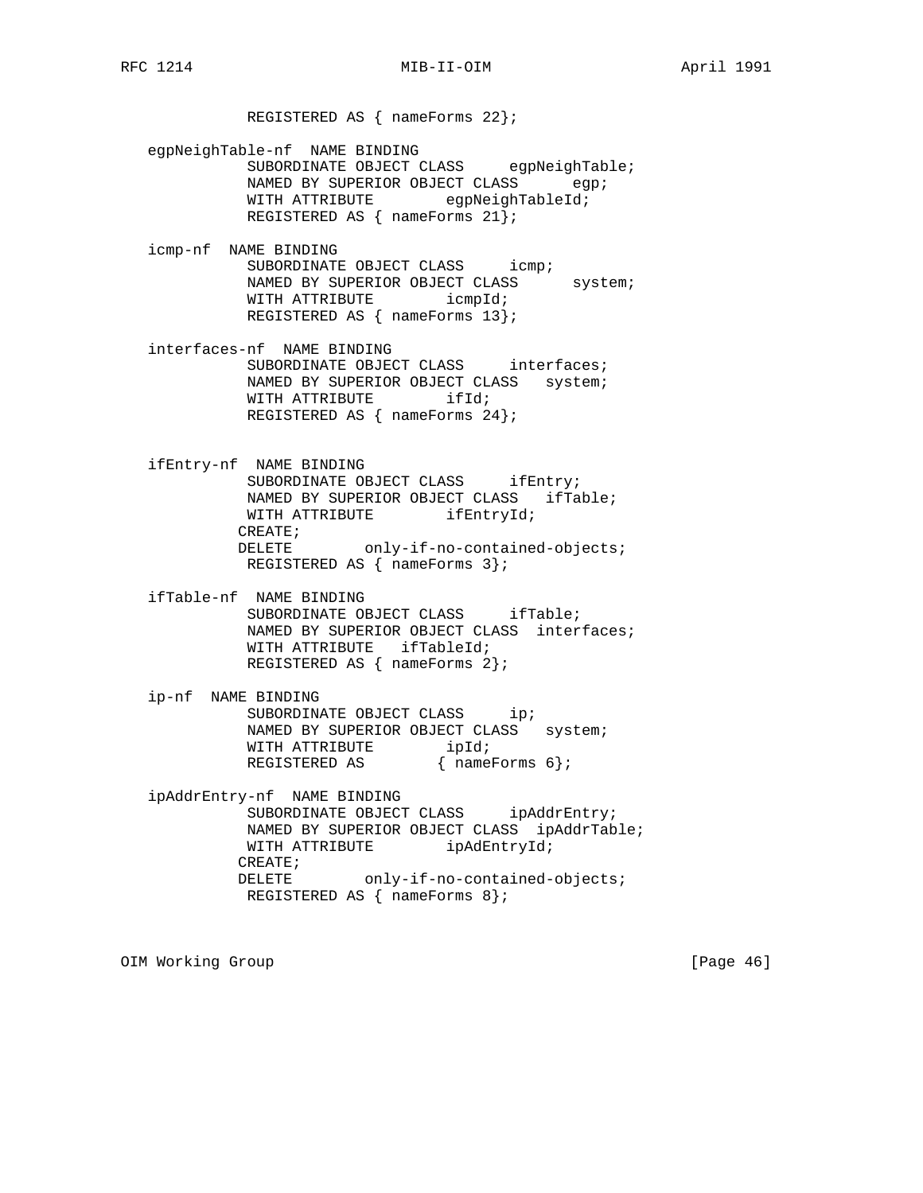```
             REGISTERED AS { nameForms 22};

   egpNeighTable-nf  NAME BINDING
             SUBORDINATE OBJECT CLASS     egpNeighTable;
             NAMED BY SUPERIOR OBJECT CLASS      egp;
             WITH ATTRIBUTE        egpNeighTableId;
             REGISTERED AS { nameForms 21};

   icmp-nf  NAME BINDING
             SUBORDINATE OBJECT CLASS     icmp;
             NAMED BY SUPERIOR OBJECT CLASS      system;
             WITH ATTRIBUTE        icmpId;
             REGISTERED AS { nameForms 13};

   interfaces-nf  NAME BINDING
             SUBORDINATE OBJECT CLASS     interfaces;
             NAMED BY SUPERIOR OBJECT CLASS   system;
             WITH ATTRIBUTE        ifId;
             REGISTERED AS { nameForms 24};


   ifEntry-nf  NAME BINDING
             SUBORDINATE OBJECT CLASS     ifEntry;
             NAMED BY SUPERIOR OBJECT CLASS   ifTable;
             WITH ATTRIBUTE        ifEntryId;
            CREATE;
            DELETE        only-if-no-contained-objects;
             REGISTERED AS { nameForms 3};

   ifTable-nf  NAME BINDING
             SUBORDINATE OBJECT CLASS     ifTable;
             NAMED BY SUPERIOR OBJECT CLASS  interfaces;
             WITH ATTRIBUTE   ifTableId;
             REGISTERED AS { nameForms 2};

   ip-nf  NAME BINDING
             SUBORDINATE OBJECT CLASS     ip;
             NAMED BY SUPERIOR OBJECT CLASS   system;
             WITH ATTRIBUTE        ipId;
             REGISTERED AS        { nameForms 6};

   ipAddrEntry-nf  NAME BINDING
             SUBORDINATE OBJECT CLASS     ipAddrEntry;
             NAMED BY SUPERIOR OBJECT CLASS  ipAddrTable;
             WITH ATTRIBUTE        ipAdEntryId;
            CREATE;
            DELETE        only-if-no-contained-objects;
             REGISTERED AS { nameForms 8};
```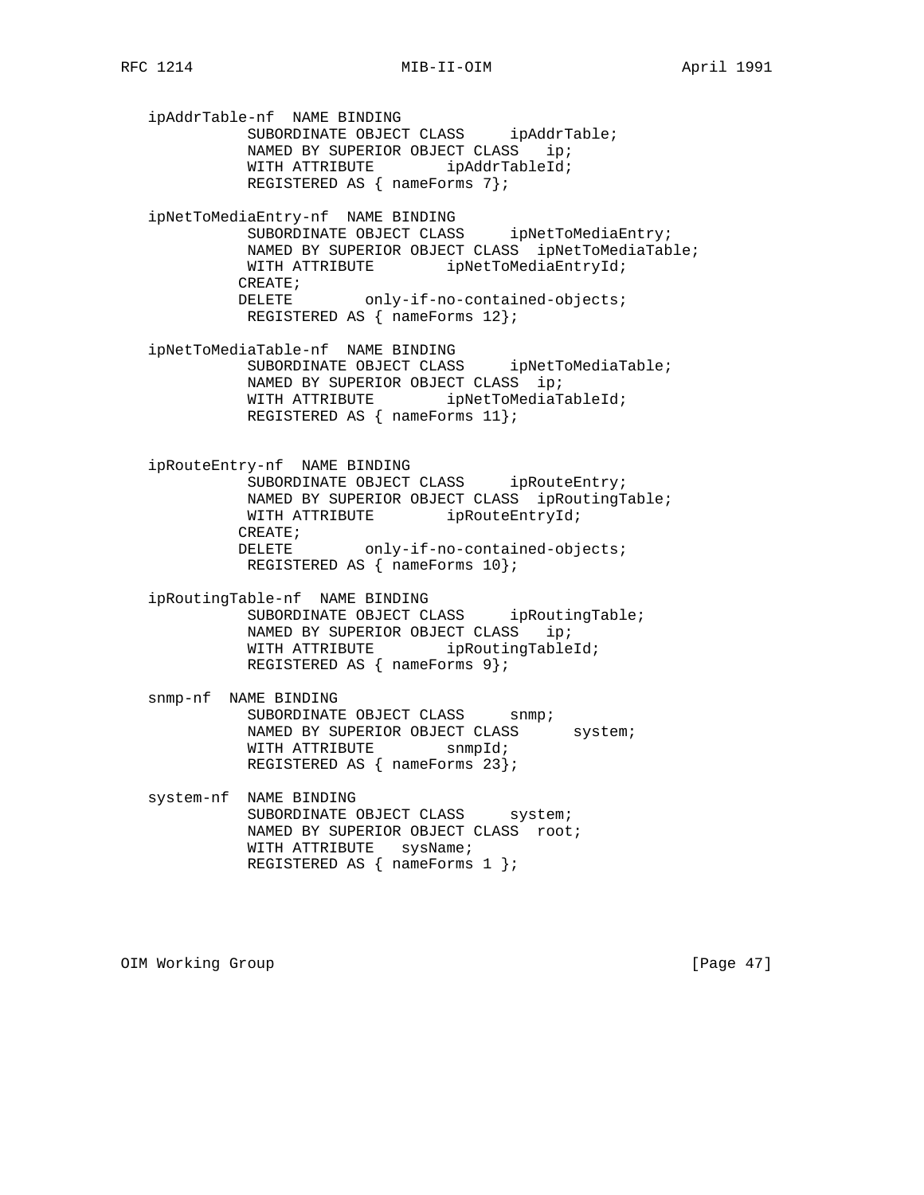```
   ipAddrTable-nf  NAME BINDING
             SUBORDINATE OBJECT CLASS     ipAddrTable;
             NAMED BY SUPERIOR OBJECT CLASS   ip;
             WITH ATTRIBUTE        ipAddrTableId;
             REGISTERED AS { nameForms 7};

   ipNetToMediaEntry-nf  NAME BINDING
             SUBORDINATE OBJECT CLASS     ipNetToMediaEntry;
             NAMED BY SUPERIOR OBJECT CLASS  ipNetToMediaTable;
             WITH ATTRIBUTE        ipNetToMediaEntryId;
            CREATE;
            DELETE        only-if-no-contained-objects;
             REGISTERED AS { nameForms 12};

   ipNetToMediaTable-nf  NAME BINDING
             SUBORDINATE OBJECT CLASS     ipNetToMediaTable;
             NAMED BY SUPERIOR OBJECT CLASS  ip;
             WITH ATTRIBUTE        ipNetToMediaTableId;
             REGISTERED AS { nameForms 11};


   ipRouteEntry-nf  NAME BINDING
             SUBORDINATE OBJECT CLASS     ipRouteEntry;
             NAMED BY SUPERIOR OBJECT CLASS  ipRoutingTable;
             WITH ATTRIBUTE        ipRouteEntryId;
            CREATE;
            DELETE        only-if-no-contained-objects;
             REGISTERED AS { nameForms 10};

   ipRoutingTable-nf  NAME BINDING
             SUBORDINATE OBJECT CLASS     ipRoutingTable;
             NAMED BY SUPERIOR OBJECT CLASS   ip;
             WITH ATTRIBUTE        ipRoutingTableId;
             REGISTERED AS { nameForms 9};

   snmp-nf  NAME BINDING
             SUBORDINATE OBJECT CLASS     snmp;
             NAMED BY SUPERIOR OBJECT CLASS      system;
             WITH ATTRIBUTE        snmpId;
             REGISTERED AS { nameForms 23};

   system-nf  NAME BINDING
             SUBORDINATE OBJECT CLASS     system;
             NAMED BY SUPERIOR OBJECT CLASS  root;
             WITH ATTRIBUTE   sysName;
             REGISTERED AS { nameForms 1 };
```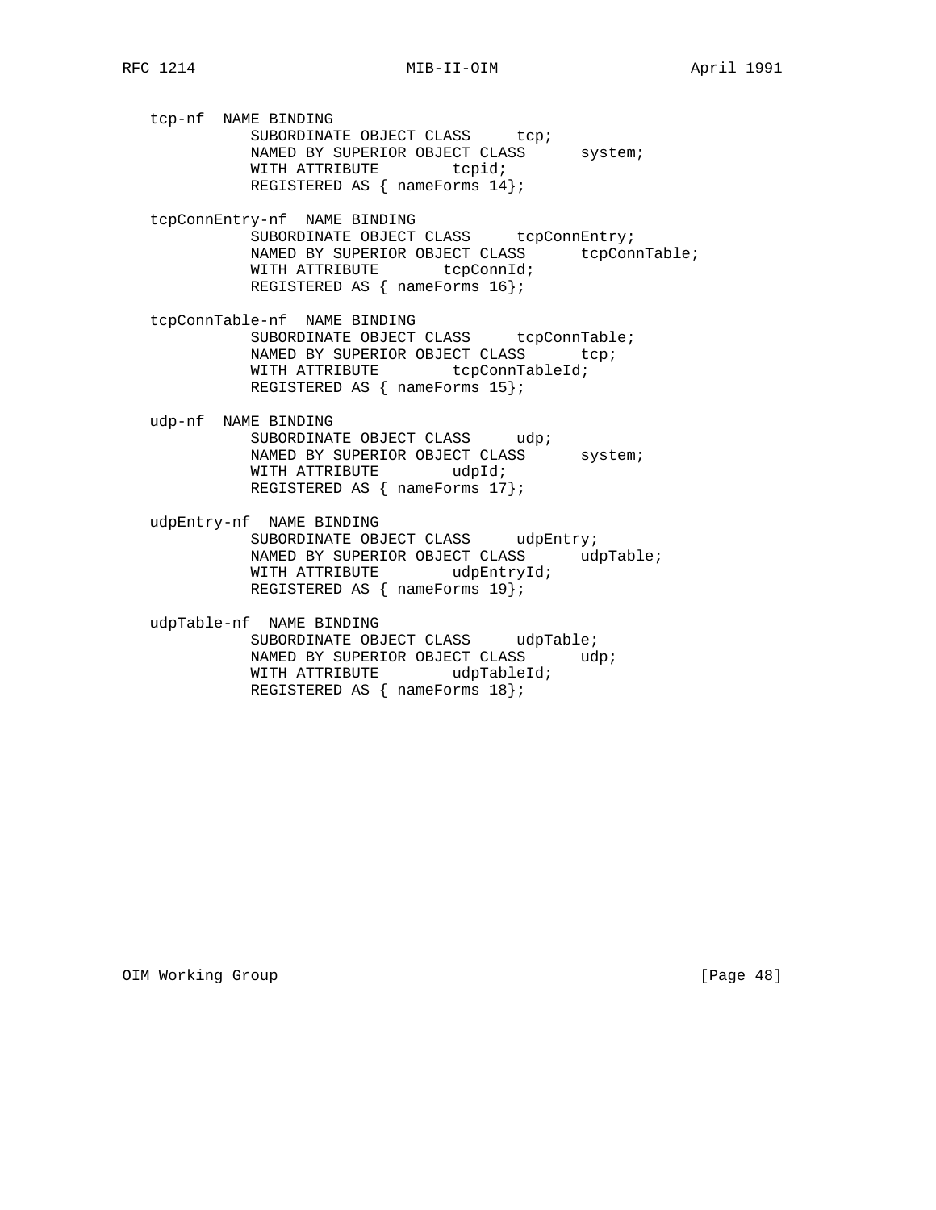```
   tcp-nf  NAME BINDING
             SUBORDINATE OBJECT CLASS     tcp;
             NAMED BY SUPERIOR OBJECT CLASS      system;
             WITH ATTRIBUTE        tcpid;
             REGISTERED AS { nameForms 14};

   tcpConnEntry-nf  NAME BINDING
             SUBORDINATE OBJECT CLASS     tcpConnEntry;
             NAMED BY SUPERIOR OBJECT CLASS      tcpConnTable;
             WITH ATTRIBUTE       tcpConnId;
             REGISTERED AS { nameForms 16};

   tcpConnTable-nf  NAME BINDING
             SUBORDINATE OBJECT CLASS     tcpConnTable;
             NAMED BY SUPERIOR OBJECT CLASS      tcp;
             WITH ATTRIBUTE        tcpConnTableId;
             REGISTERED AS { nameForms 15};

   udp-nf  NAME BINDING
             SUBORDINATE OBJECT CLASS     udp;
             NAMED BY SUPERIOR OBJECT CLASS      system;
             WITH ATTRIBUTE        udpId;
             REGISTERED AS { nameForms 17};

   udpEntry-nf  NAME BINDING
             SUBORDINATE OBJECT CLASS     udpEntry;
             NAMED BY SUPERIOR OBJECT CLASS      udpTable;
             WITH ATTRIBUTE        udpEntryId;
             REGISTERED AS { nameForms 19};

   udpTable-nf  NAME BINDING
             SUBORDINATE OBJECT CLASS     udpTable;
             NAMED BY SUPERIOR OBJECT CLASS      udp;
             WITH ATTRIBUTE        udpTableId;
             REGISTERED AS { nameForms 18};
```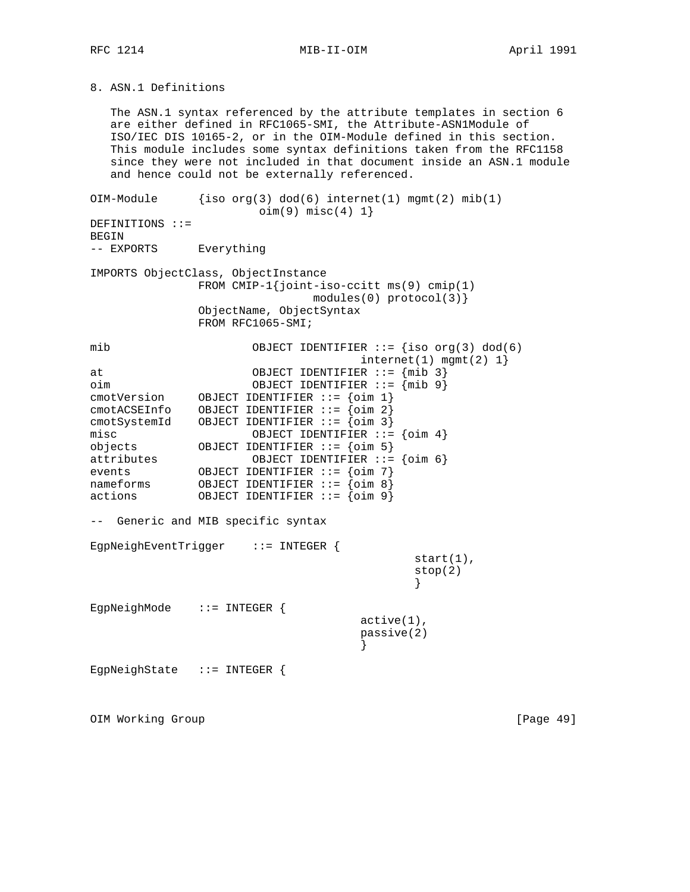## 8. ASN.1 Definitions

The ASN.1 syntax referenced by the attribute templates in section 6 are either defined in RFC1065-SMI, the Attribute-ASN1Module of ISO/IEC DIS 10165-2, or in the OIM-Module defined in this section. This module includes some syntax definitions taken from the RFC1158 since they were not included in that document inside an ASN.1 module and hence could not be externally referenced.

```
OIM-Module      {iso org(3) dod(6) internet(1) mgmt(2) mib(1)
                         oim(9) misc(4) 1}
DEFINITIONS ::=
BEGIN
-- EXPORTS      Everything

IMPORTS ObjectClass, ObjectInstance
                FROM CMIP-1{joint-iso-ccitt ms(9) cmip(1)
                                modules(0) protocol(3)}
                ObjectName, ObjectSyntax
                FROM RFC1065-SMI;

mib                     OBJECT IDENTIFIER ::= {iso org(3) dod(6)
                                        internet(1) mgmt(2) 1}
at                      OBJECT IDENTIFIER ::= {mib 3}
oim                     OBJECT IDENTIFIER ::= {mib 9}
cmotVersion     OBJECT IDENTIFIER ::= {oim 1}
cmotACSEInfo    OBJECT IDENTIFIER ::= {oim 2}
cmotSystemId    OBJECT IDENTIFIER ::= {oim 3}
misc                    OBJECT IDENTIFIER ::= {oim 4}
objects         OBJECT IDENTIFIER ::= {oim 5}
attributes              OBJECT IDENTIFIER ::= {oim 6}
events          OBJECT IDENTIFIER ::= {oim 7}
nameforms       OBJECT IDENTIFIER ::= {oim 8}
actions         OBJECT IDENTIFIER ::= {oim 9}

--  Generic and MIB specific syntax

EgpNeighEventTrigger    ::= INTEGER {
                                                start(1),
                                                stop(2)
                                                }

EgpNeighMode    ::= INTEGER {
                                        active(1),
                                        passive(2)
                                        }

EgpNeighState   ::= INTEGER {
```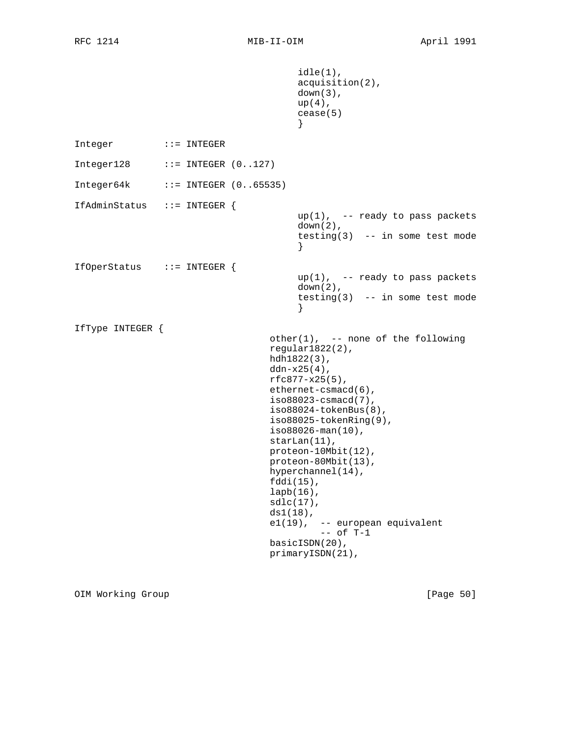```
                                        idle(1),
                                        acquisition(2),
                                        down(3),
                                        up(4),
                                        cease(5)
                                        }

Integer         ::= INTEGER

Integer128      ::= INTEGER (0..127)

Integer64k      ::= INTEGER (0..65535)

IfAdminStatus   ::= INTEGER {
                                        up(1),  -- ready to pass packets
                                        down(2),
                                        testing(3)  -- in some test mode
                                        }

IfOperStatus    ::= INTEGER {
                                        up(1),  -- ready to pass packets
                                        down(2),
                                        testing(3)  -- in some test mode
                                        }

IfType INTEGER {
                                   other(1),  -- none of the following
                                   regular1822(2),
                                   hdh1822(3),
                                   ddn-x25(4),
                                   rfc877-x25(5),
                                   ethernet-csmacd(6),
                                   iso88023-csmacd(7),
                                   iso88024-tokenBus(8),
                                   iso88025-tokenRing(9),
                                   iso88026-man(10),
                                   starLan(11),
                                   proteon-10Mbit(12),
                                   proteon-80Mbit(13),
                                   hyperchannel(14),
                                   fddi(15),
                                   lapb(16),
                                   sdlc(17),
                                   ds1(18),
                                   e1(19),  -- european equivalent
                                            -- of T-1
                                   basicISDN(20),
                                   primaryISDN(21),
```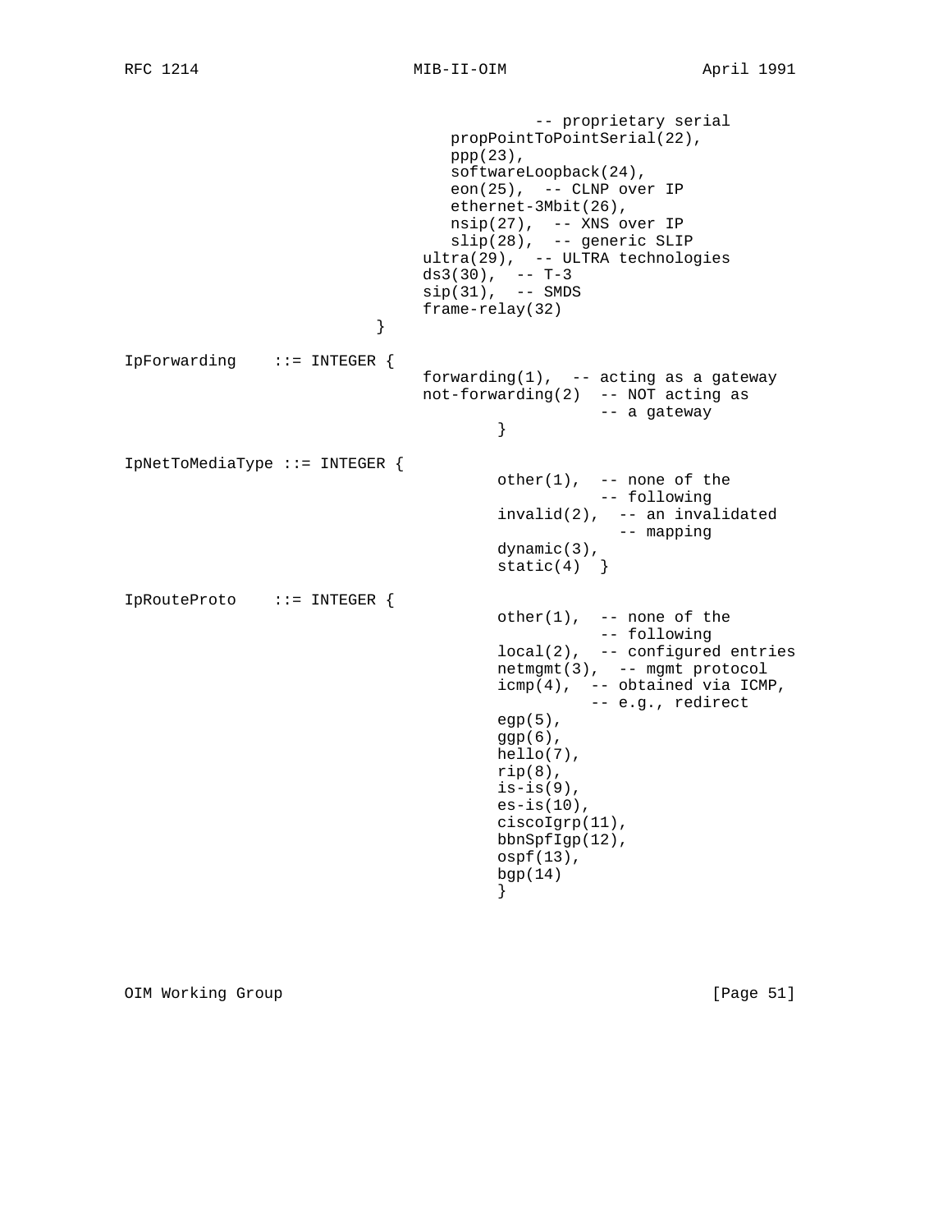```
                                           -- proprietary serial
                                   propPointToPointSerial(22),
                                   ppp(23),
                                   softwareLoopback(24),
                                   eon(25),  -- CLNP over IP
                                   ethernet-3Mbit(26),
                                   nsip(27),  -- XNS over IP
                                   slip(28),  -- generic SLIP
                                ultra(29),  -- ULTRA technologies
                                ds3(30),  -- T-3
                                sip(31),  -- SMDS
                                frame-relay(32)
                           }

IpForwarding    ::= INTEGER {
                                forwarding(1),  -- acting as a gateway
                                not-forwarding(2)  -- NOT acting as
                                                   -- a gateway
                                        }

IpNetToMediaType ::= INTEGER {
                                        other(1),  -- none of the
                                                   -- following
                                        invalid(2),  -- an invalidated
                                                     -- mapping
                                        dynamic(3),
                                        static(4)  }

IpRouteProto    ::= INTEGER {
                                        other(1),  -- none of the
                                                   -- following
                                        local(2),  -- configured entries
                                        netmgmt(3),  -- mgmt protocol
                                        icmp(4),  -- obtained via ICMP,
                                                  -- e.g., redirect
                                        egp(5),
                                        ggp(6),
                                        hello(7),
                                        rip(8),
                                        is-is(9),
                                        es-is(10),
                                        ciscoIgrp(11),
                                        bbnSpfIgp(12),
                                        ospf(13),
                                        bgp(14)
                                        }
```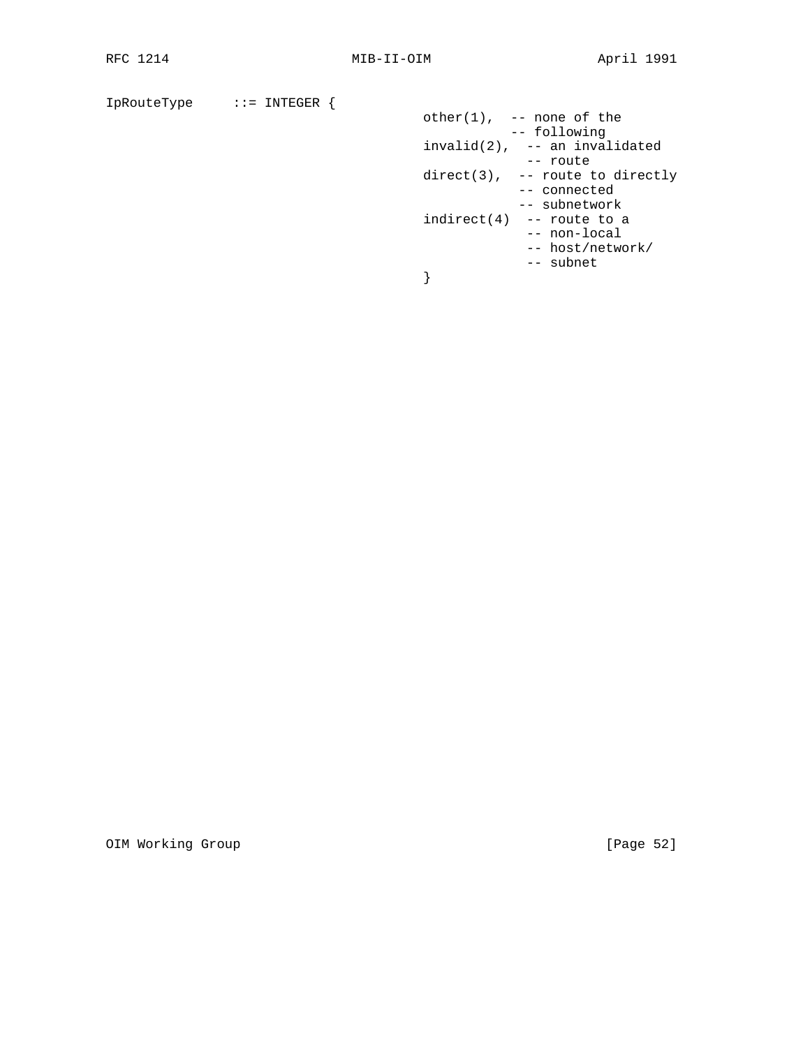```
IpRouteType     ::= INTEGER {
                                other(1),  -- none of the
                                           -- following
                                invalid(2),  -- an invalidated
                                             -- route
                                direct(3),  -- route to directly
                                            -- connected
                                            -- subnetwork
                                indirect(4)  -- route to a
                                             -- non-local
                                             -- host/network/
                                             -- subnet
                                }
```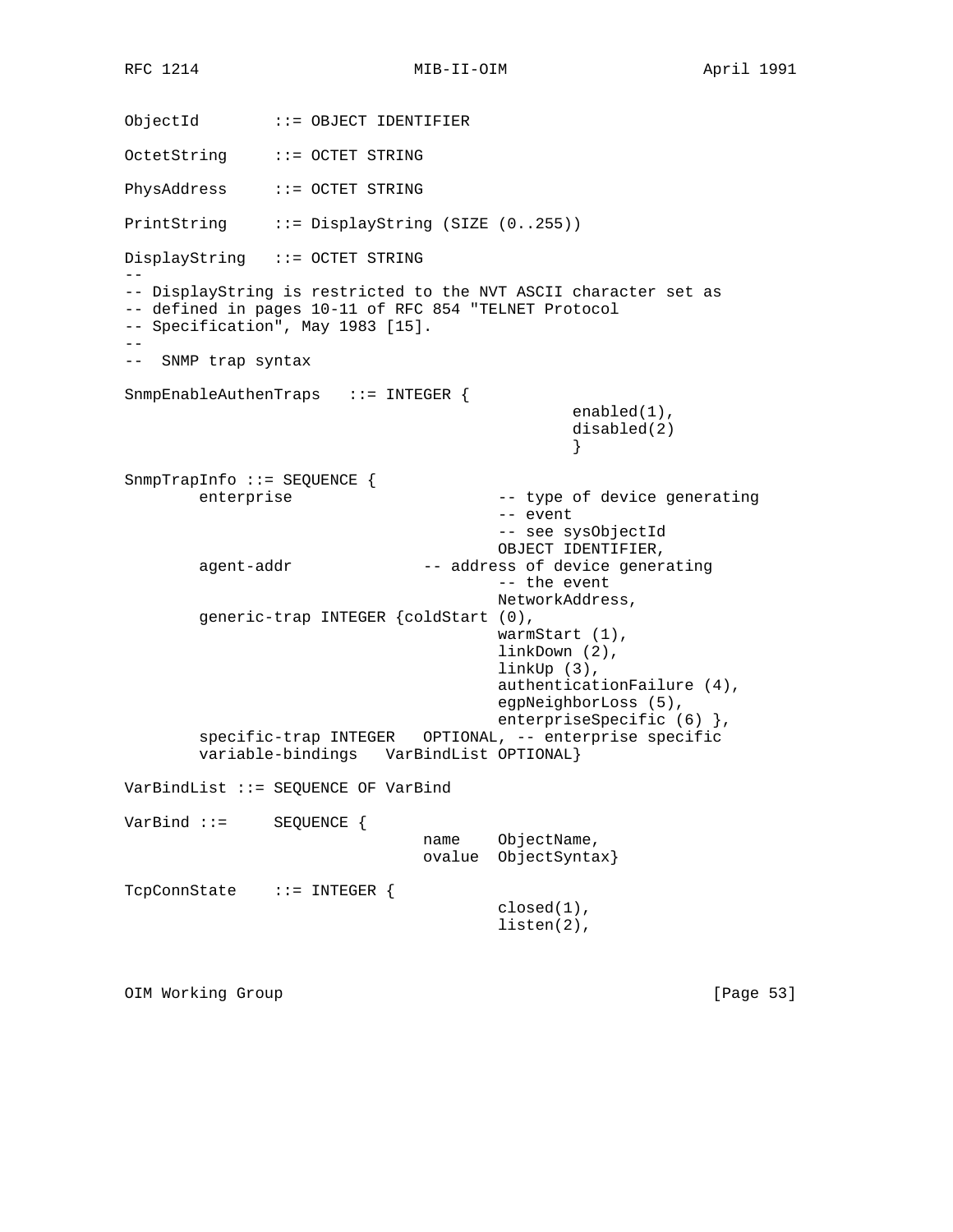```
ObjectId        ::= OBJECT IDENTIFIER

OctetString     ::= OCTET STRING

PhysAddress     ::= OCTET STRING

PrintString     ::= DisplayString (SIZE (0..255))

DisplayString   ::= OCTET STRING
--
-- DisplayString is restricted to the NVT ASCII character set as
-- defined in pages 10-11 of RFC 854 "TELNET Protocol
-- Specification", May 1983 [15].
--
--  SNMP trap syntax

SnmpEnableAuthenTraps   ::= INTEGER {
                                                enabled(1),
                                                disabled(2)
                                                }

SnmpTrapInfo ::= SEQUENCE {
        enterprise                      -- type of device generating
                                        -- event
                                        -- see sysObjectId
                                        OBJECT IDENTIFIER,
        agent-addr              -- address of device generating
                                        -- the event
                                        NetworkAddress,
        generic-trap INTEGER {coldStart (0),
                                        warmStart (1),
                                        linkDown (2),
                                        linkUp (3),
                                        authenticationFailure (4),
                                        egpNeighborLoss (5),
                                        enterpriseSpecific (6) },
        specific-trap INTEGER   OPTIONAL, -- enterprise specific
        variable-bindings   VarBindList OPTIONAL}

VarBindList ::= SEQUENCE OF VarBind

VarBind ::=     SEQUENCE {
                                name    ObjectName,
                                ovalue  ObjectSyntax}

TcpConnState    ::= INTEGER {
                                        closed(1),
                                        listen(2),
```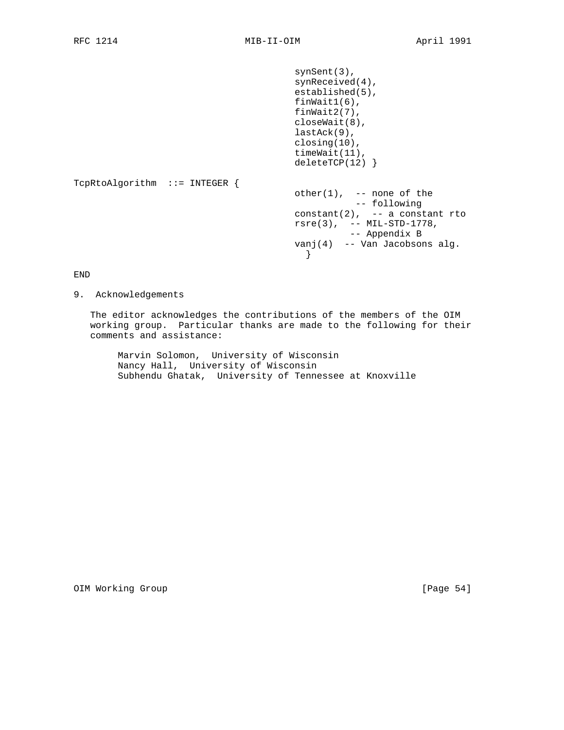```
                                        synSent(3),
                                        synReceived(4),
                                        established(5),
                                        finWait1(6),
                                        finWait2(7),
                                        closeWait(8),
                                        lastAck(9),
                                        closing(10),
                                        timeWait(11),
                                        deleteTCP(12) }

TcpRtoAlgorithm  ::= INTEGER {
                                        other(1),  -- none of the
                                                   -- following
                                        constant(2),  -- a constant rto
                                        rsre(3),  -- MIL-STD-1778,
                                                  -- Appendix B
                                        vanj(4)  -- Van Jacobsons alg.
                                          }

END
```

## 9. Acknowledgements

The editor acknowledges the contributions of the members of the OIM working group. Particular thanks are made to the following for their comments and assistance:

Marvin Solomon, University of Wisconsin
Nancy Hall, University of Wisconsin
Subhendu Ghatak, University of Tennessee at Knoxville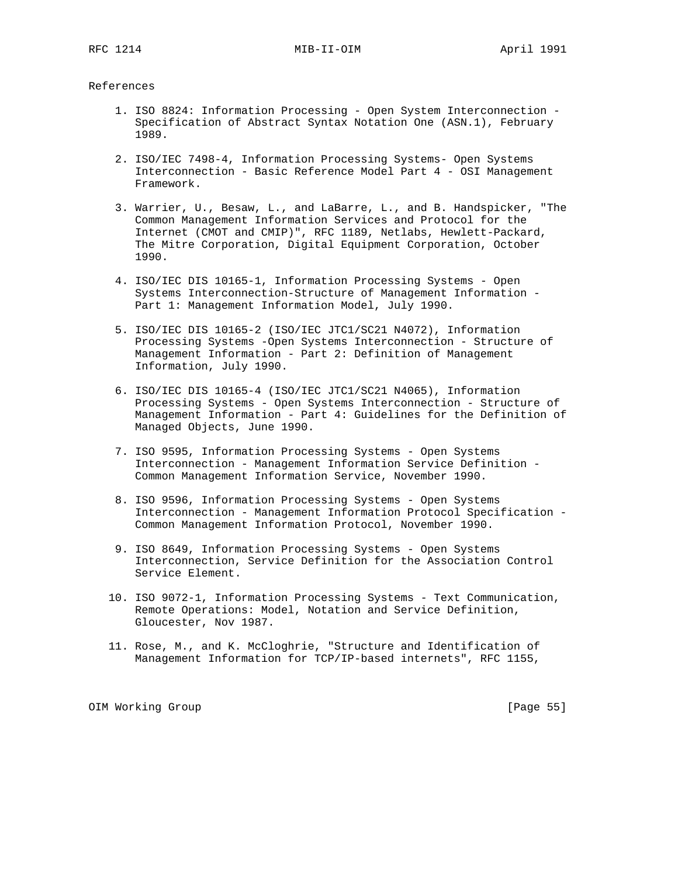References

1. ISO 8824: Information Processing - Open System Interconnection - Specification of Abstract Syntax Notation One (ASN.1), February 1989.

2. ISO/IEC 7498-4, Information Processing Systems- Open Systems Interconnection - Basic Reference Model Part 4 - OSI Management Framework.

3. Warrier, U., Besaw, L., and LaBarre, L., and B. Handspicker, "The Common Management Information Services and Protocol for the Internet (CMOT and CMIP)", RFC 1189, Netlabs, Hewlett-Packard, The Mitre Corporation, Digital Equipment Corporation, October 1990.

4. ISO/IEC DIS 10165-1, Information Processing Systems - Open Systems Interconnection-Structure of Management Information - Part 1: Management Information Model, July 1990.

5. ISO/IEC DIS 10165-2 (ISO/IEC JTC1/SC21 N4072), Information Processing Systems -Open Systems Interconnection - Structure of Management Information - Part 2: Definition of Management Information, July 1990.

6. ISO/IEC DIS 10165-4 (ISO/IEC JTC1/SC21 N4065), Information Processing Systems - Open Systems Interconnection - Structure of Management Information - Part 4: Guidelines for the Definition of Managed Objects, June 1990.

7. ISO 9595, Information Processing Systems - Open Systems Interconnection - Management Information Service Definition - Common Management Information Service, November 1990.

8. ISO 9596, Information Processing Systems - Open Systems Interconnection - Management Information Protocol Specification - Common Management Information Protocol, November 1990.

9. ISO 8649, Information Processing Systems - Open Systems Interconnection, Service Definition for the Association Control Service Element.

10. ISO 9072-1, Information Processing Systems - Text Communication, Remote Operations: Model, Notation and Service Definition, Gloucester, Nov 1987.

11. Rose, M., and K. McCloghrie, "Structure and Identification of Management Information for TCP/IP-based internets", RFC 1155,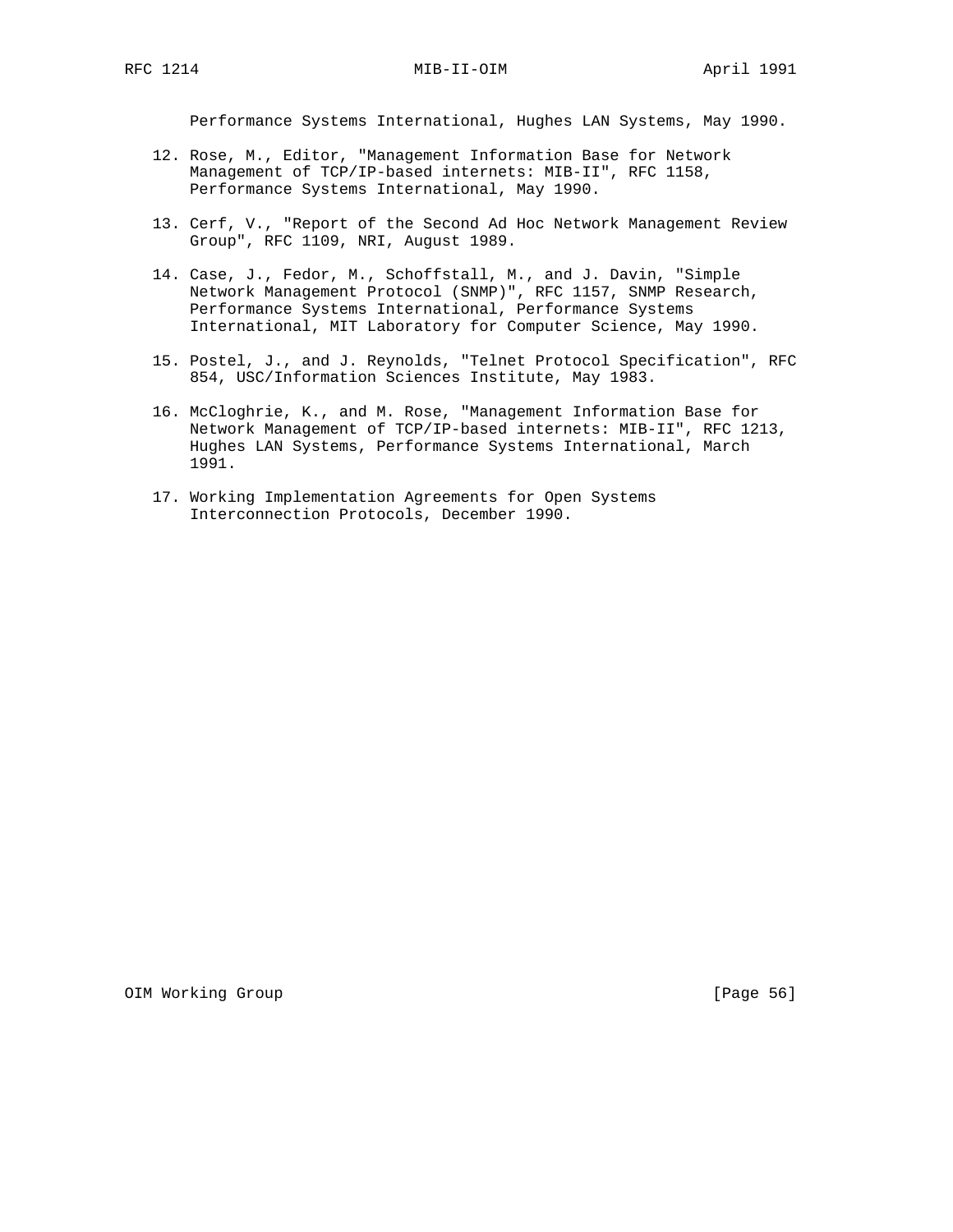Performance Systems International, Hughes LAN Systems, May 1990.

12. Rose, M., Editor, "Management Information Base for Network Management of TCP/IP-based internets: MIB-II", RFC 1158, Performance Systems International, May 1990.

13. Cerf, V., "Report of the Second Ad Hoc Network Management Review Group", RFC 1109, NRI, August 1989.

14. Case, J., Fedor, M., Schoffstall, M., and J. Davin, "Simple Network Management Protocol (SNMP)", RFC 1157, SNMP Research, Performance Systems International, Performance Systems International, MIT Laboratory for Computer Science, May 1990.

15. Postel, J., and J. Reynolds, "Telnet Protocol Specification", RFC 854, USC/Information Sciences Institute, May 1983.

16. McCloghrie, K., and M. Rose, "Management Information Base for Network Management of TCP/IP-based internets: MIB-II", RFC 1213, Hughes LAN Systems, Performance Systems International, March 1991.

17. Working Implementation Agreements for Open Systems Interconnection Protocols, December 1990.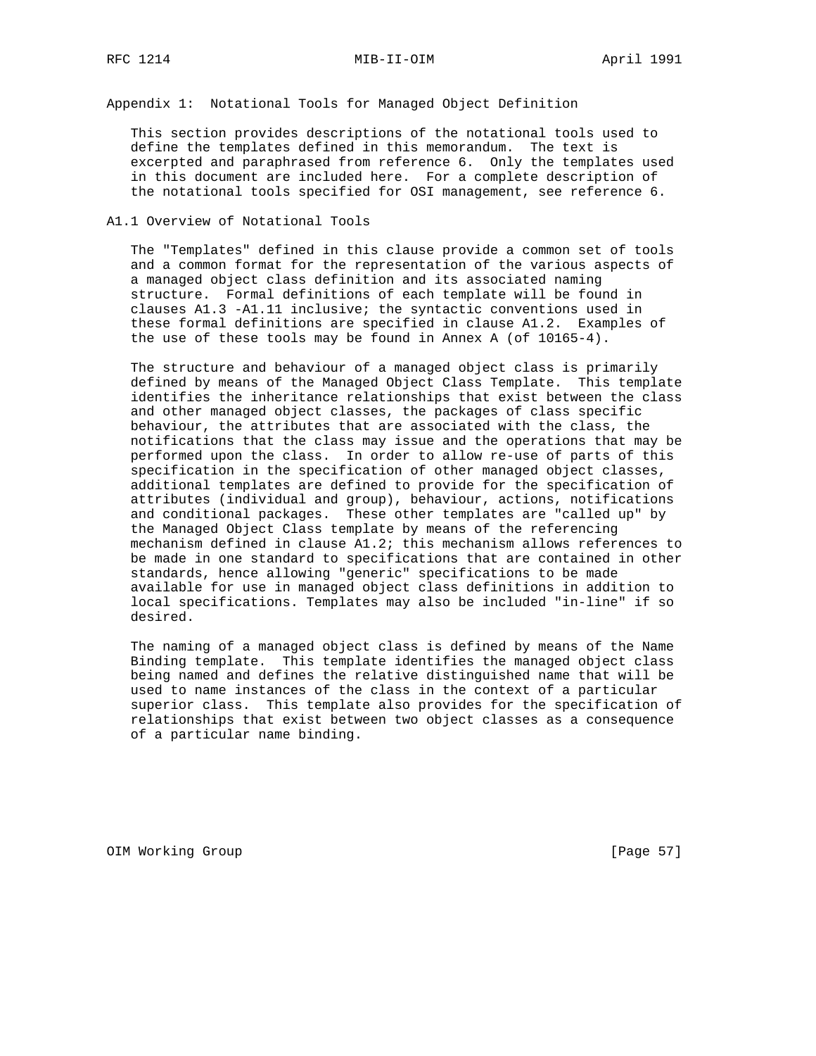## Appendix 1: Notational Tools for Managed Object Definition

This section provides descriptions of the notational tools used to define the templates defined in this memorandum. The text is excerpted and paraphrased from reference 6. Only the templates used in this document are included here. For a complete description of the notational tools specified for OSI management, see reference 6.

### A1.1 Overview of Notational Tools

The "Templates" defined in this clause provide a common set of tools and a common format for the representation of the various aspects of a managed object class definition and its associated naming structure. Formal definitions of each template will be found in clauses A1.3 -A1.11 inclusive; the syntactic conventions used in these formal definitions are specified in clause A1.2. Examples of the use of these tools may be found in Annex A (of 10165-4).

The structure and behaviour of a managed object class is primarily defined by means of the Managed Object Class Template. This template identifies the inheritance relationships that exist between the class and other managed object classes, the packages of class specific behaviour, the attributes that are associated with the class, the notifications that the class may issue and the operations that may be performed upon the class. In order to allow re-use of parts of this specification in the specification of other managed object classes, additional templates are defined to provide for the specification of attributes (individual and group), behaviour, actions, notifications and conditional packages. These other templates are "called up" by the Managed Object Class template by means of the referencing mechanism defined in clause A1.2; this mechanism allows references to be made in one standard to specifications that are contained in other standards, hence allowing "generic" specifications to be made available for use in managed object class definitions in addition to local specifications. Templates may also be included "in-line" if so desired.

The naming of a managed object class is defined by means of the Name Binding template. This template identifies the managed object class being named and defines the relative distinguished name that will be used to name instances of the class in the context of a particular superior class. This template also provides for the specification of relationships that exist between two object classes as a consequence of a particular name binding.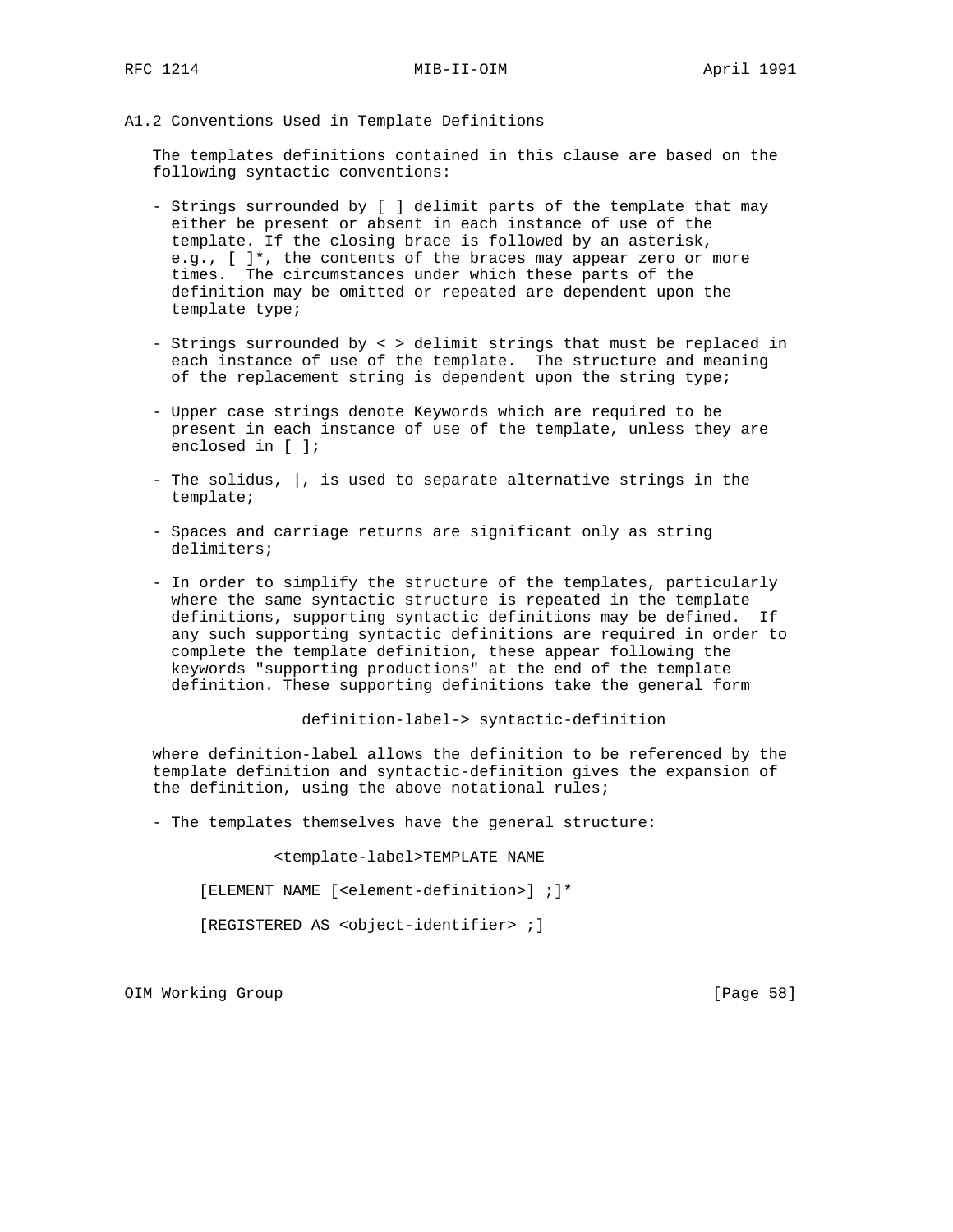### A1.2 Conventions Used in Template Definitions

The templates definitions contained in this clause are based on the following syntactic conventions:

- Strings surrounded by [ ] delimit parts of the template that may either be present or absent in each instance of use of the template. If the closing brace is followed by an asterisk, e.g., [ ]*, the contents of the braces may appear zero or more times. The circumstances under which these parts of the definition may be omitted or repeated are dependent upon the template type;

- Strings surrounded by < > delimit strings that must be replaced in each instance of use of the template. The structure and meaning of the replacement string is dependent upon the string type;

- Upper case strings denote Keywords which are required to be present in each instance of use of the template, unless they are enclosed in [ ];

- The solidus, |, is used to separate alternative strings in the template;

- Spaces and carriage returns are significant only as string delimiters;

- In order to simplify the structure of the templates, particularly where the same syntactic structure is repeated in the template definitions, supporting syntactic definitions may be defined. If any such supporting syntactic definitions are required in order to complete the template definition, these appear following the keywords "supporting productions" at the end of the template definition. These supporting definitions take the general form

```
definition-label-> syntactic-definition
```

where definition-label allows the definition to be referenced by the template definition and syntactic-definition gives the expansion of the definition, using the above notational rules;

- The templates themselves have the general structure:

```
          <template-label>TEMPLATE NAME

     [ELEMENT NAME [<element-definition>] ;]*

     [REGISTERED AS <object-identifier> ;]
```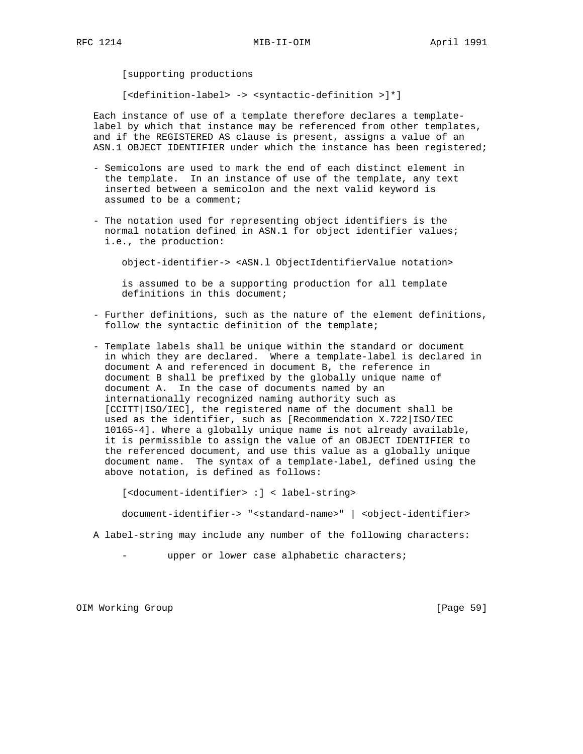```
[supporting productions

[<definition-label> -> <syntactic-definition >]*]
```

Each instance of use of a template therefore declares a template-label by which that instance may be referenced from other templates, and if the REGISTERED AS clause is present, assigns a value of an ASN.1 OBJECT IDENTIFIER under which the instance has been registered;

- Semicolons are used to mark the end of each distinct element in the template. In an instance of use of the template, any text inserted between a semicolon and the next valid keyword is assumed to be a comment;

- The notation used for representing object identifiers is the normal notation defined in ASN.1 for object identifier values; i.e., the production:

  ```
  object-identifier-> <ASN.l ObjectIdentifierValue notation>
  ```

  is assumed to be a supporting production for all template definitions in this document;

- Further definitions, such as the nature of the element definitions, follow the syntactic definition of the template;

- Template labels shall be unique within the standard or document in which they are declared. Where a template-label is declared in document A and referenced in document B, the reference in document B shall be prefixed by the globally unique name of document A. In the case of documents named by an internationally recognized naming authority such as [CCITT|ISO/IEC], the registered name of the document shall be used as the identifier, such as [Recommendation X.722|ISO/IEC 10165-4]. Where a globally unique name is not already available, it is permissible to assign the value of an OBJECT IDENTIFIER to the referenced document, and use this value as a globally unique document name. The syntax of a template-label, defined using the above notation, is defined as follows:

  ```
  [<document-identifier> :] < label-string>

  document-identifier-> "<standard-name>" | <object-identifier>
  ```

A label-string may include any number of the following characters:

- upper or lower case alphabetic characters;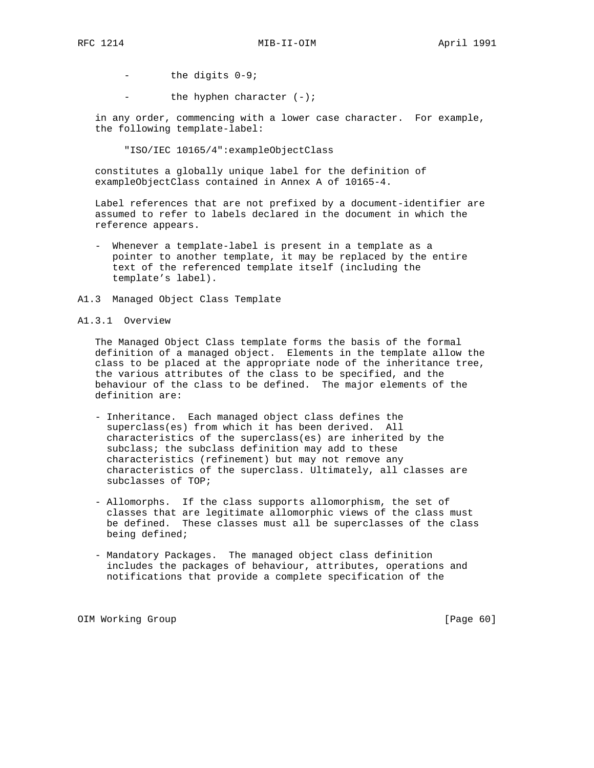- the digits 0-9;

- the hyphen character (-);

in any order, commencing with a lower case character. For example, the following template-label:

"ISO/IEC 10165/4":exampleObjectClass

constitutes a globally unique label for the definition of exampleObjectClass contained in Annex A of 10165-4.

Label references that are not prefixed by a document-identifier are assumed to refer to labels declared in the document in which the reference appears.

- Whenever a template-label is present in a template as a pointer to another template, it may be replaced by the entire text of the referenced template itself (including the template's label).

### A1.3 Managed Object Class Template

#### A1.3.1 Overview

The Managed Object Class template forms the basis of the formal definition of a managed object. Elements in the template allow the class to be placed at the appropriate node of the inheritance tree, the various attributes of the class to be specified, and the behaviour of the class to be defined. The major elements of the definition are:

- Inheritance. Each managed object class defines the superclass(es) from which it has been derived. All characteristics of the superclass(es) are inherited by the subclass; the subclass definition may add to these characteristics (refinement) but may not remove any characteristics of the superclass. Ultimately, all classes are subclasses of TOP;

- Allomorphs. If the class supports allomorphism, the set of classes that are legitimate allomorphic views of the class must be defined. These classes must all be superclasses of the class being defined;

- Mandatory Packages. The managed object class definition includes the packages of behaviour, attributes, operations and notifications that provide a complete specification of the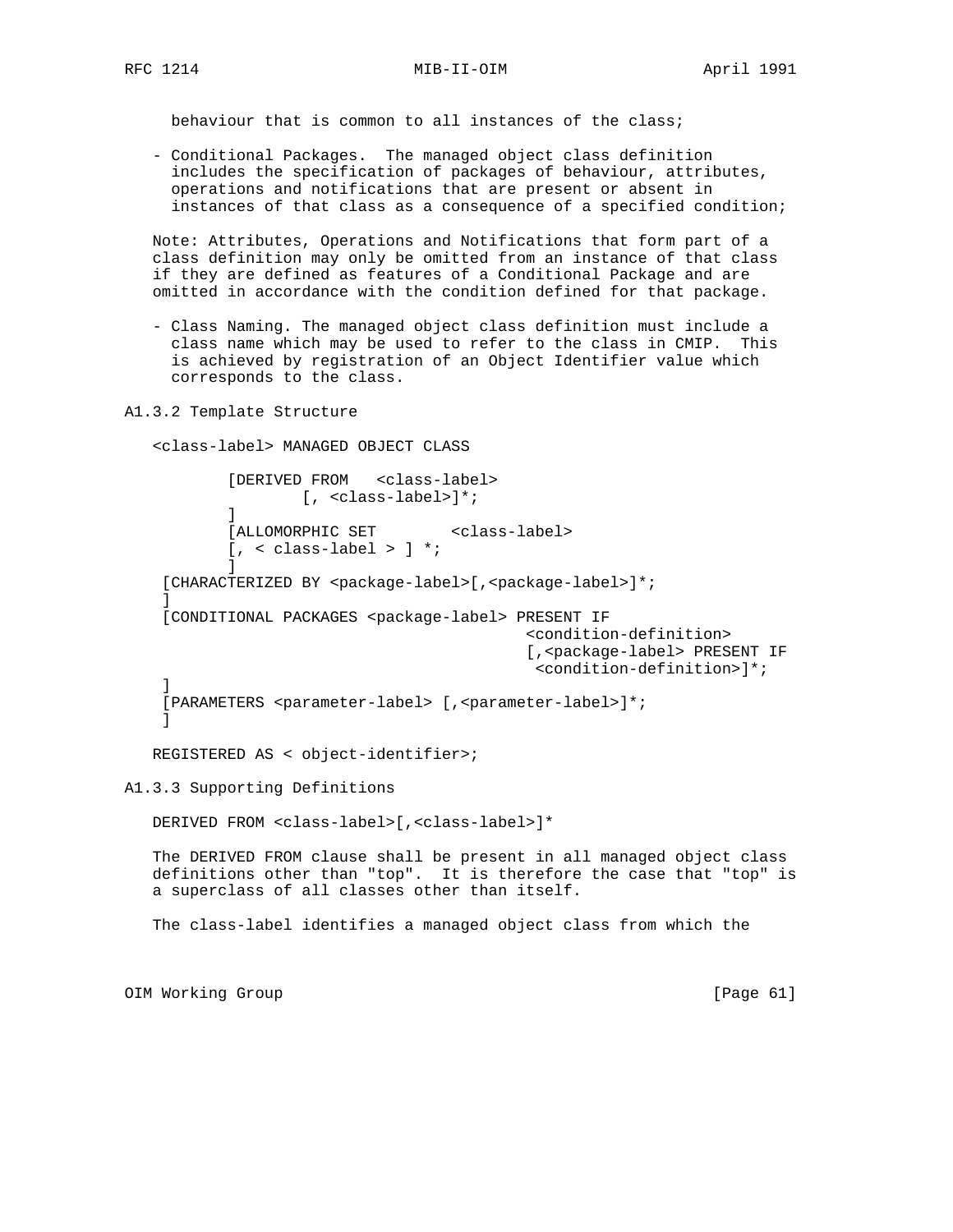behaviour that is common to all instances of the class;

- Conditional Packages. The managed object class definition includes the specification of packages of behaviour, attributes, operations and notifications that are present or absent in instances of that class as a consequence of a specified condition;

Note: Attributes, Operations and Notifications that form part of a class definition may only be omitted from an instance of that class if they are defined as features of a Conditional Package and are omitted in accordance with the condition defined for that package.

- Class Naming. The managed object class definition must include a class name which may be used to refer to the class in CMIP. This is achieved by registration of an Object Identifier value which corresponds to the class.

### A1.3.2 Template Structure

```
<class-label> MANAGED OBJECT CLASS

        [DERIVED FROM   <class-label>
                [, <class-label>]*;
        ]
        [ALLOMORPHIC SET        <class-label>
        [, < class-label > ] *;
        ]
 [CHARACTERIZED BY <package-label>[,<package-label>]*;
 ]
 [CONDITIONAL PACKAGES <package-label> PRESENT IF
                                     <condition-definition>
                                     [,<package-label> PRESENT IF
                                      <condition-definition>]*;
 ]
 [PARAMETERS <parameter-label> [,<parameter-label>]*;
 ]

REGISTERED AS < object-identifier>;
```

### A1.3.3 Supporting Definitions

DERIVED FROM <class-label>[,<class-label>]*

The DERIVED FROM clause shall be present in all managed object class definitions other than "top". It is therefore the case that "top" is a superclass of all classes other than itself.

The class-label identifies a managed object class from which the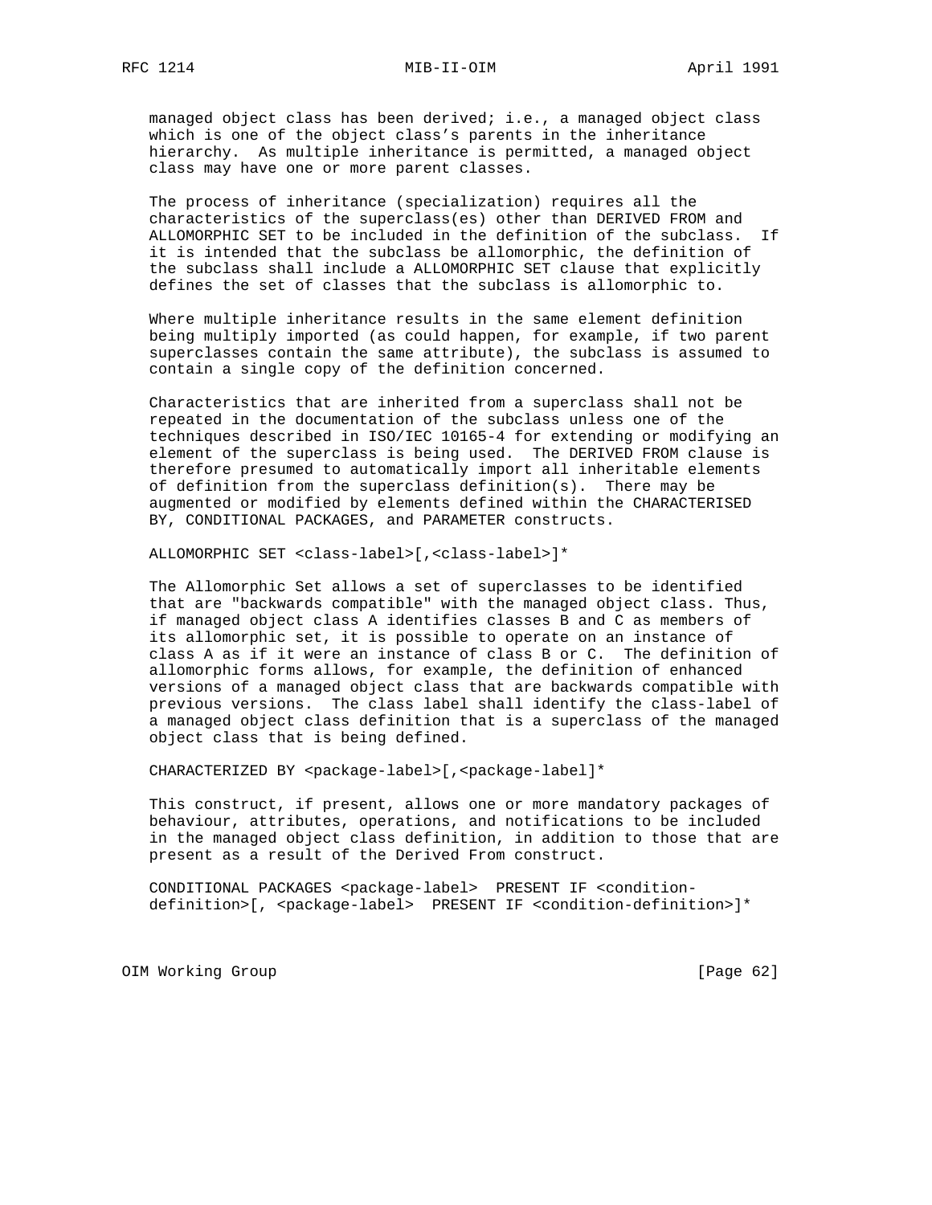managed object class has been derived; i.e., a managed object class which is one of the object class's parents in the inheritance hierarchy. As multiple inheritance is permitted, a managed object class may have one or more parent classes.

The process of inheritance (specialization) requires all the characteristics of the superclass(es) other than DERIVED FROM and ALLOMORPHIC SET to be included in the definition of the subclass. If it is intended that the subclass be allomorphic, the definition of the subclass shall include a ALLOMORPHIC SET clause that explicitly defines the set of classes that the subclass is allomorphic to.

Where multiple inheritance results in the same element definition being multiply imported (as could happen, for example, if two parent superclasses contain the same attribute), the subclass is assumed to contain a single copy of the definition concerned.

Characteristics that are inherited from a superclass shall not be repeated in the documentation of the subclass unless one of the techniques described in ISO/IEC 10165-4 for extending or modifying an element of the superclass is being used. The DERIVED FROM clause is therefore presumed to automatically import all inheritable elements of definition from the superclass definition(s). There may be augmented or modified by elements defined within the CHARACTERISED BY, CONDITIONAL PACKAGES, and PARAMETER constructs.

```
ALLOMORPHIC SET <class-label>[,<class-label>]*
```

The Allomorphic Set allows a set of superclasses to be identified that are "backwards compatible" with the managed object class. Thus, if managed object class A identifies classes B and C as members of its allomorphic set, it is possible to operate on an instance of class A as if it were an instance of class B or C. The definition of allomorphic forms allows, for example, the definition of enhanced versions of a managed object class that are backwards compatible with previous versions. The class label shall identify the class-label of a managed object class definition that is a superclass of the managed object class that is being defined.

```
CHARACTERIZED BY <package-label>[,<package-label]*
```

This construct, if present, allows one or more mandatory packages of behaviour, attributes, operations, and notifications to be included in the managed object class definition, in addition to those that are present as a result of the Derived From construct.

```
CONDITIONAL PACKAGES <package-label>  PRESENT IF <condition-
definition>[, <package-label>  PRESENT IF <condition-definition>]*
```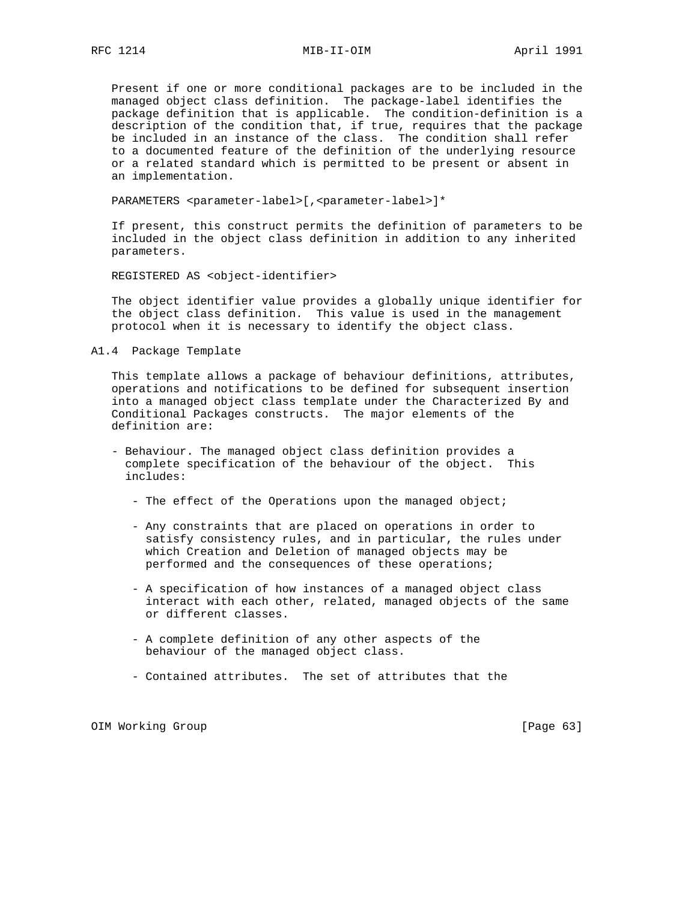Present if one or more conditional packages are to be included in the managed object class definition. The package-label identifies the package definition that is applicable. The condition-definition is a description of the condition that, if true, requires that the package be included in an instance of the class. The condition shall refer to a documented feature of the definition of the underlying resource or a related standard which is permitted to be present or absent in an implementation.

```
PARAMETERS <parameter-label>[,<parameter-label>]*
```

If present, this construct permits the definition of parameters to be included in the object class definition in addition to any inherited parameters.

```
REGISTERED AS <object-identifier>
```

The object identifier value provides a globally unique identifier for the object class definition. This value is used in the management protocol when it is necessary to identify the object class.

### A1.4 Package Template

This template allows a package of behaviour definitions, attributes, operations and notifications to be defined for subsequent insertion into a managed object class template under the Characterized By and Conditional Packages constructs. The major elements of the definition are:

- Behaviour. The managed object class definition provides a complete specification of the behaviour of the object. This includes:

  - The effect of the Operations upon the managed object;

  - Any constraints that are placed on operations in order to satisfy consistency rules, and in particular, the rules under which Creation and Deletion of managed objects may be performed and the consequences of these operations;

  - A specification of how instances of a managed object class interact with each other, related, managed objects of the same or different classes.

  - A complete definition of any other aspects of the behaviour of the managed object class.

  - Contained attributes. The set of attributes that the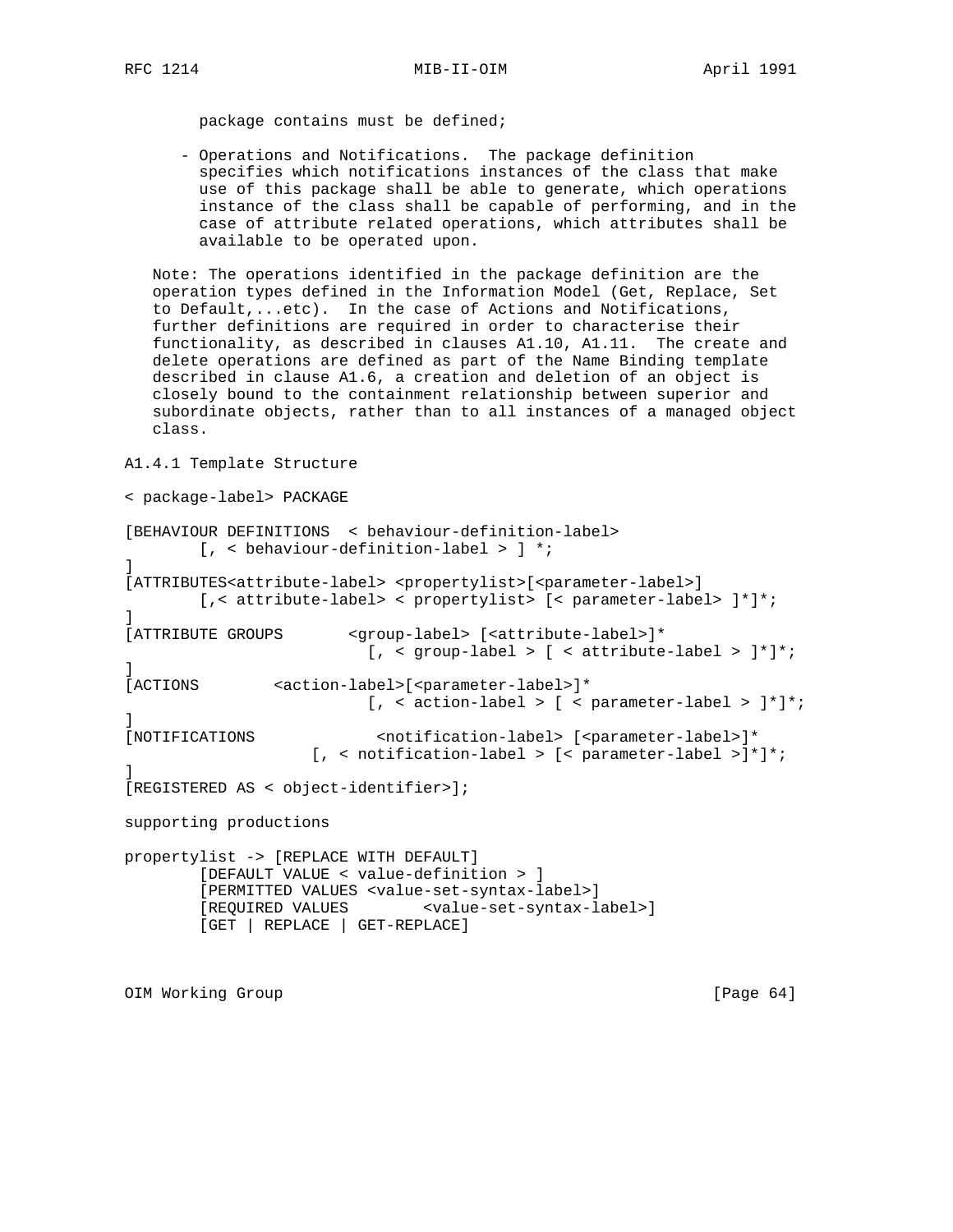package contains must be defined;

- Operations and Notifications. The package definition specifies which notifications instances of the class that make use of this package shall be able to generate, which operations instance of the class shall be capable of performing, and in the case of attribute related operations, which attributes shall be available to be operated upon.

Note: The operations identified in the package definition are the operation types defined in the Information Model (Get, Replace, Set to Default,...etc). In the case of Actions and Notifications, further definitions are required in order to characterise their functionality, as described in clauses A1.10, A1.11. The create and delete operations are defined as part of the Name Binding template described in clause A1.6, a creation and deletion of an object is closely bound to the containment relationship between superior and subordinate objects, rather than to all instances of a managed object class.

A1.4.1 Template Structure

```
< package-label> PACKAGE

[BEHAVIOUR DEFINITIONS  < behaviour-definition-label>
        [, < behaviour-definition-label > ] *;
]
[ATTRIBUTES<attribute-label> <propertylist>[<parameter-label>]
        [,< attribute-label> < propertylist> [< parameter-label> ]*]*;
]
[ATTRIBUTE GROUPS       <group-label> [<attribute-label>]*
                          [, < group-label > [ < attribute-label > ]*]*;
]
[ACTIONS        <action-label>[<parameter-label>]*
                          [, < action-label > [ < parameter-label > ]*]*;
]
[NOTIFICATIONS             <notification-label> [<parameter-label>]*
                    [, < notification-label > [< parameter-label >]*]*;
]
[REGISTERED AS < object-identifier>];

supporting productions

propertylist -> [REPLACE WITH DEFAULT]
        [DEFAULT VALUE < value-definition > ]
        [PERMITTED VALUES <value-set-syntax-label>]
        [REQUIRED VALUES        <value-set-syntax-label>]
        [GET | REPLACE | GET-REPLACE]
```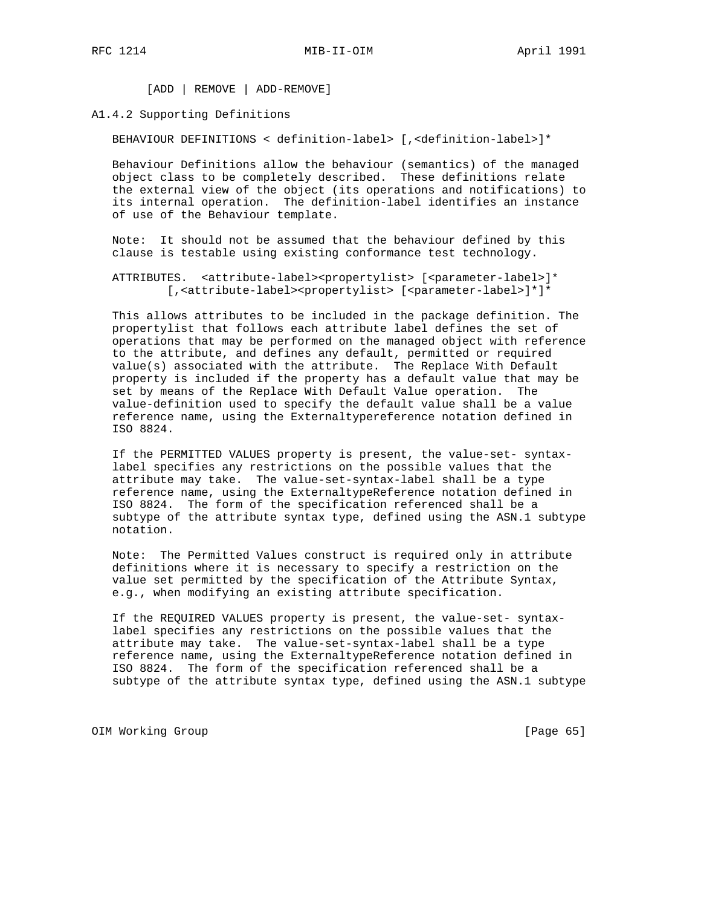[ADD | REMOVE | ADD-REMOVE]

### A1.4.2 Supporting Definitions

BEHAVIOUR DEFINITIONS < definition-label> [,<definition-label>]*

Behaviour Definitions allow the behaviour (semantics) of the managed object class to be completely described. These definitions relate the external view of the object (its operations and notifications) to its internal operation. The definition-label identifies an instance of use of the Behaviour template.

Note: It should not be assumed that the behaviour defined by this clause is testable using existing conformance test technology.

```
ATTRIBUTES.  <attribute-label><propertylist> [<parameter-label>]*
        [,<attribute-label><propertylist> [<parameter-label>]*]*
```

This allows attributes to be included in the package definition. The propertylist that follows each attribute label defines the set of operations that may be performed on the managed object with reference to the attribute, and defines any default, permitted or required value(s) associated with the attribute. The Replace With Default property is included if the property has a default value that may be set by means of the Replace With Default Value operation. The value-definition used to specify the default value shall be a value reference name, using the Externaltypereference notation defined in ISO 8824.

If the PERMITTED VALUES property is present, the value-set- syntax-label specifies any restrictions on the possible values that the attribute may take. The value-set-syntax-label shall be a type reference name, using the ExternaltypeReference notation defined in ISO 8824. The form of the specification referenced shall be a subtype of the attribute syntax type, defined using the ASN.1 subtype notation.

Note: The Permitted Values construct is required only in attribute definitions where it is necessary to specify a restriction on the value set permitted by the specification of the Attribute Syntax, e.g., when modifying an existing attribute specification.

If the REQUIRED VALUES property is present, the value-set- syntax-label specifies any restrictions on the possible values that the attribute may take. The value-set-syntax-label shall be a type reference name, using the ExternaltypeReference notation defined in ISO 8824. The form of the specification referenced shall be a subtype of the attribute syntax type, defined using the ASN.1 subtype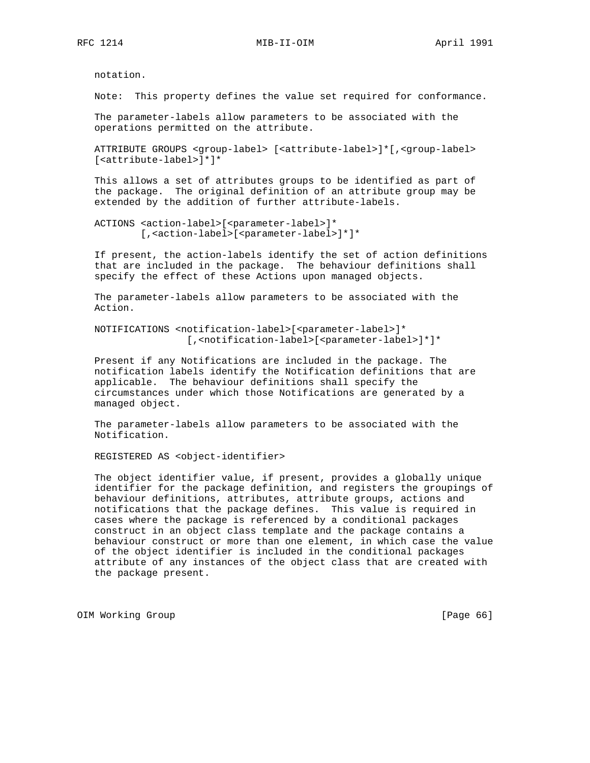notation.

Note: This property defines the value set required for conformance.

The parameter-labels allow parameters to be associated with the operations permitted on the attribute.

```
ATTRIBUTE GROUPS <group-label> [<attribute-label>]*[,<group-label>
[<attribute-label>]*]*
```

This allows a set of attributes groups to be identified as part of the package. The original definition of an attribute group may be extended by the addition of further attribute-labels.

```
ACTIONS <action-label>[<parameter-label>]*
        [,<action-label>[<parameter-label>]*]*
```

If present, the action-labels identify the set of action definitions that are included in the package. The behaviour definitions shall specify the effect of these Actions upon managed objects.

The parameter-labels allow parameters to be associated with the Action.

```
NOTIFICATIONS <notification-label>[<parameter-label>]*
                [,<notification-label>[<parameter-label>]*]*
```

Present if any Notifications are included in the package. The notification labels identify the Notification definitions that are applicable. The behaviour definitions shall specify the circumstances under which those Notifications are generated by a managed object.

The parameter-labels allow parameters to be associated with the Notification.

```
REGISTERED AS <object-identifier>
```

The object identifier value, if present, provides a globally unique identifier for the package definition, and registers the groupings of behaviour definitions, attributes, attribute groups, actions and notifications that the package defines. This value is required in cases where the package is referenced by a conditional packages construct in an object class template and the package contains a behaviour construct or more than one element, in which case the value of the object identifier is included in the conditional packages attribute of any instances of the object class that are created with the package present.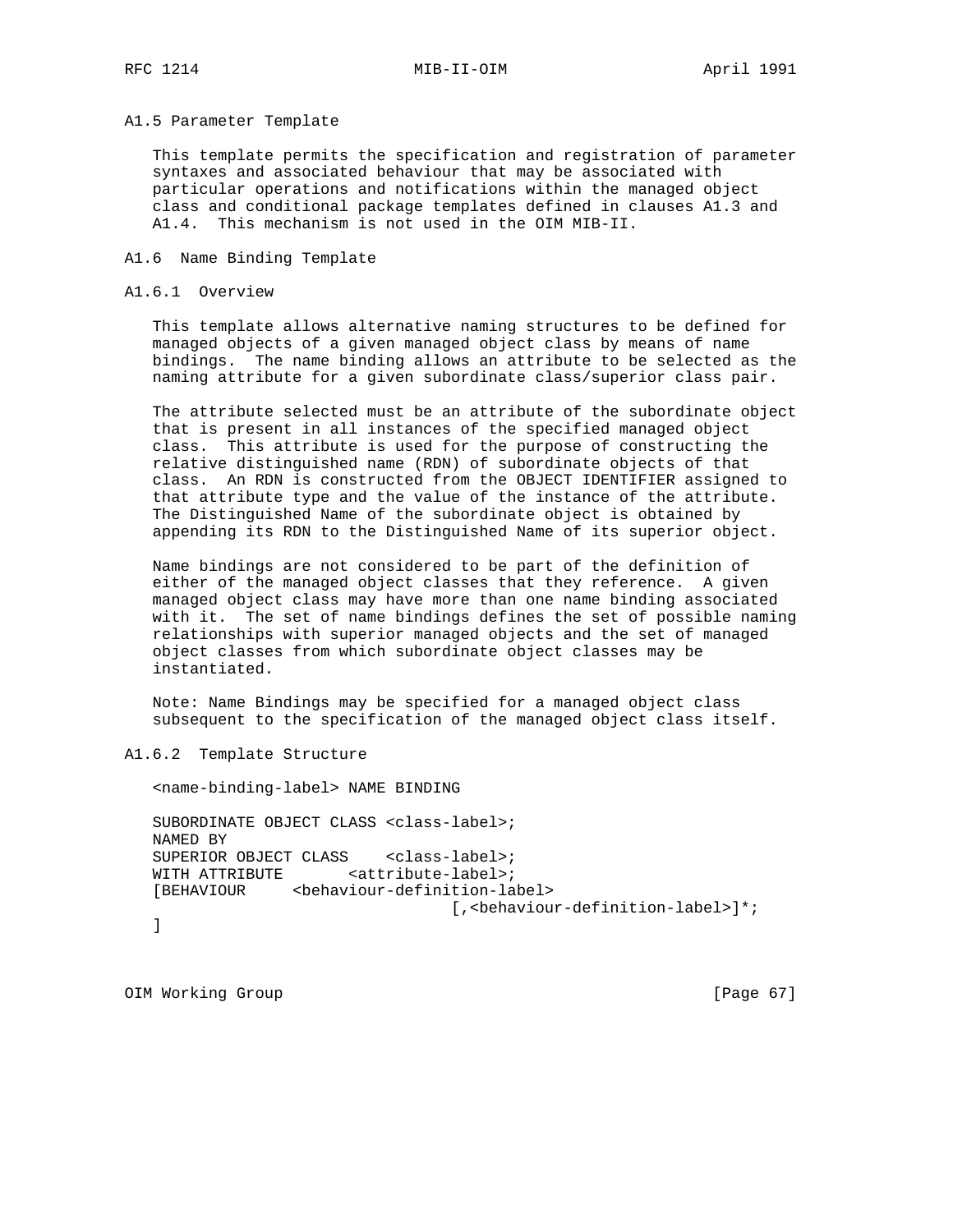### A1.5 Parameter Template

This template permits the specification and registration of parameter syntaxes and associated behaviour that may be associated with particular operations and notifications within the managed object class and conditional package templates defined in clauses A1.3 and A1.4. This mechanism is not used in the OIM MIB-II.

### A1.6 Name Binding Template

#### A1.6.1 Overview

This template allows alternative naming structures to be defined for managed objects of a given managed object class by means of name bindings. The name binding allows an attribute to be selected as the naming attribute for a given subordinate class/superior class pair.

The attribute selected must be an attribute of the subordinate object that is present in all instances of the specified managed object class. This attribute is used for the purpose of constructing the relative distinguished name (RDN) of subordinate objects of that class. An RDN is constructed from the OBJECT IDENTIFIER assigned to that attribute type and the value of the instance of the attribute. The Distinguished Name of the subordinate object is obtained by appending its RDN to the Distinguished Name of its superior object.

Name bindings are not considered to be part of the definition of either of the managed object classes that they reference. A given managed object class may have more than one name binding associated with it. The set of name bindings defines the set of possible naming relationships with superior managed objects and the set of managed object classes from which subordinate object classes may be instantiated.

Note: Name Bindings may be specified for a managed object class subsequent to the specification of the managed object class itself.

#### A1.6.2 Template Structure

```
<name-binding-label> NAME BINDING

SUBORDINATE OBJECT CLASS <class-label>;
NAMED BY
SUPERIOR OBJECT CLASS    <class-label>;
WITH ATTRIBUTE       <attribute-label>;
[BEHAVIOUR     <behaviour-definition-label>
                              [,<behaviour-definition-label>]*;
]
```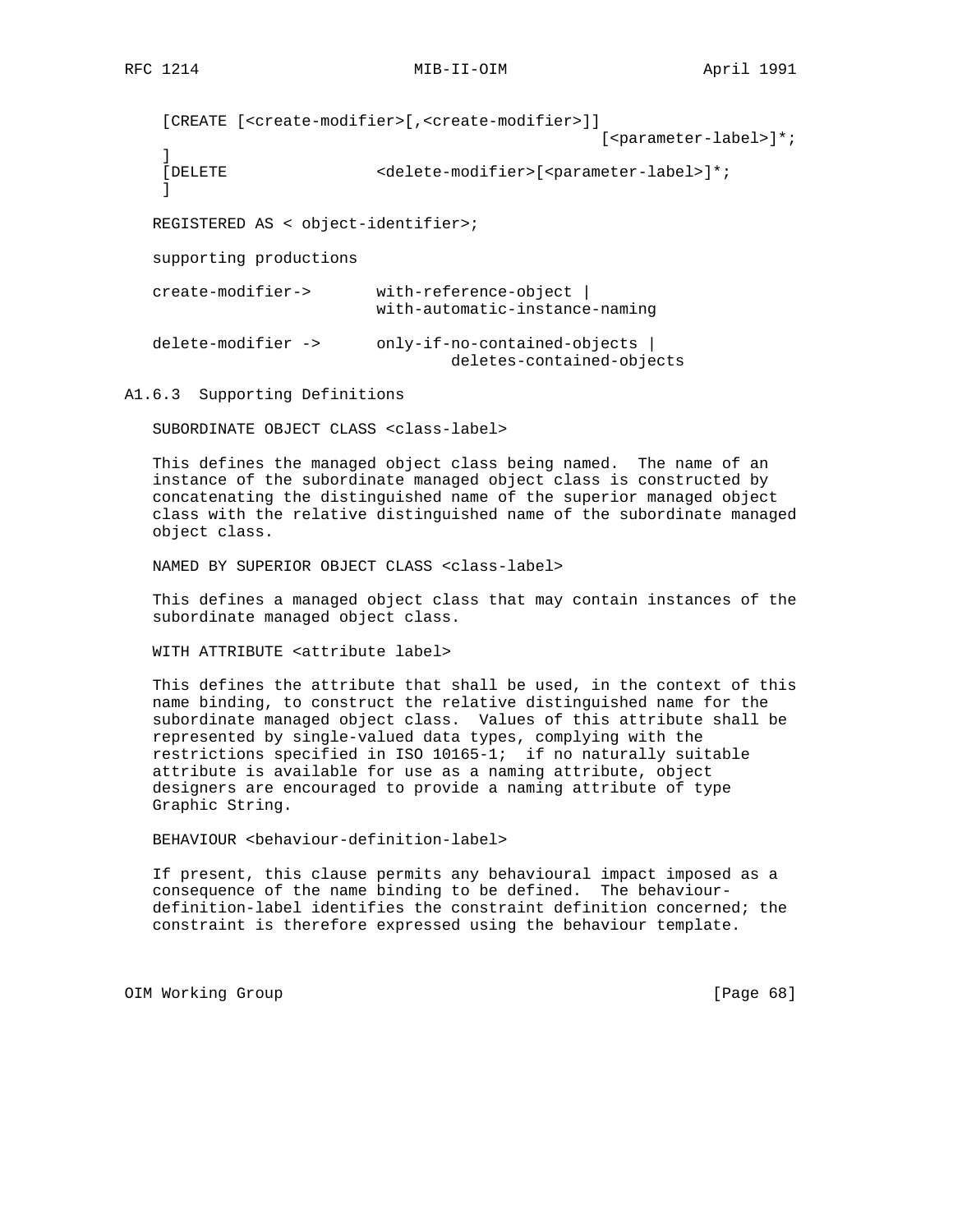```
 [CREATE [<create-modifier>[,<create-modifier>]]
                                               [<parameter-label>]*;
 ]
 [DELETE               <delete-modifier>[<parameter-label>]*;
 ]

REGISTERED AS < object-identifier>;

supporting productions

create-modifier->       with-reference-object |
                        with-automatic-instance-naming

delete-modifier ->      only-if-no-contained-objects |
                                deletes-contained-objects
```

### A1.6.3 Supporting Definitions

SUBORDINATE OBJECT CLASS <class-label>

This defines the managed object class being named. The name of an instance of the subordinate managed object class is constructed by concatenating the distinguished name of the superior managed object class with the relative distinguished name of the subordinate managed object class.

NAMED BY SUPERIOR OBJECT CLASS <class-label>

This defines a managed object class that may contain instances of the subordinate managed object class.

WITH ATTRIBUTE <attribute label>

This defines the attribute that shall be used, in the context of this name binding, to construct the relative distinguished name for the subordinate managed object class. Values of this attribute shall be represented by single-valued data types, complying with the restrictions specified in ISO 10165-1; if no naturally suitable attribute is available for use as a naming attribute, object designers are encouraged to provide a naming attribute of type Graphic String.

BEHAVIOUR <behaviour-definition-label>

If present, this clause permits any behavioural impact imposed as a consequence of the name binding to be defined. The behaviour-definition-label identifies the constraint definition concerned; the constraint is therefore expressed using the behaviour template.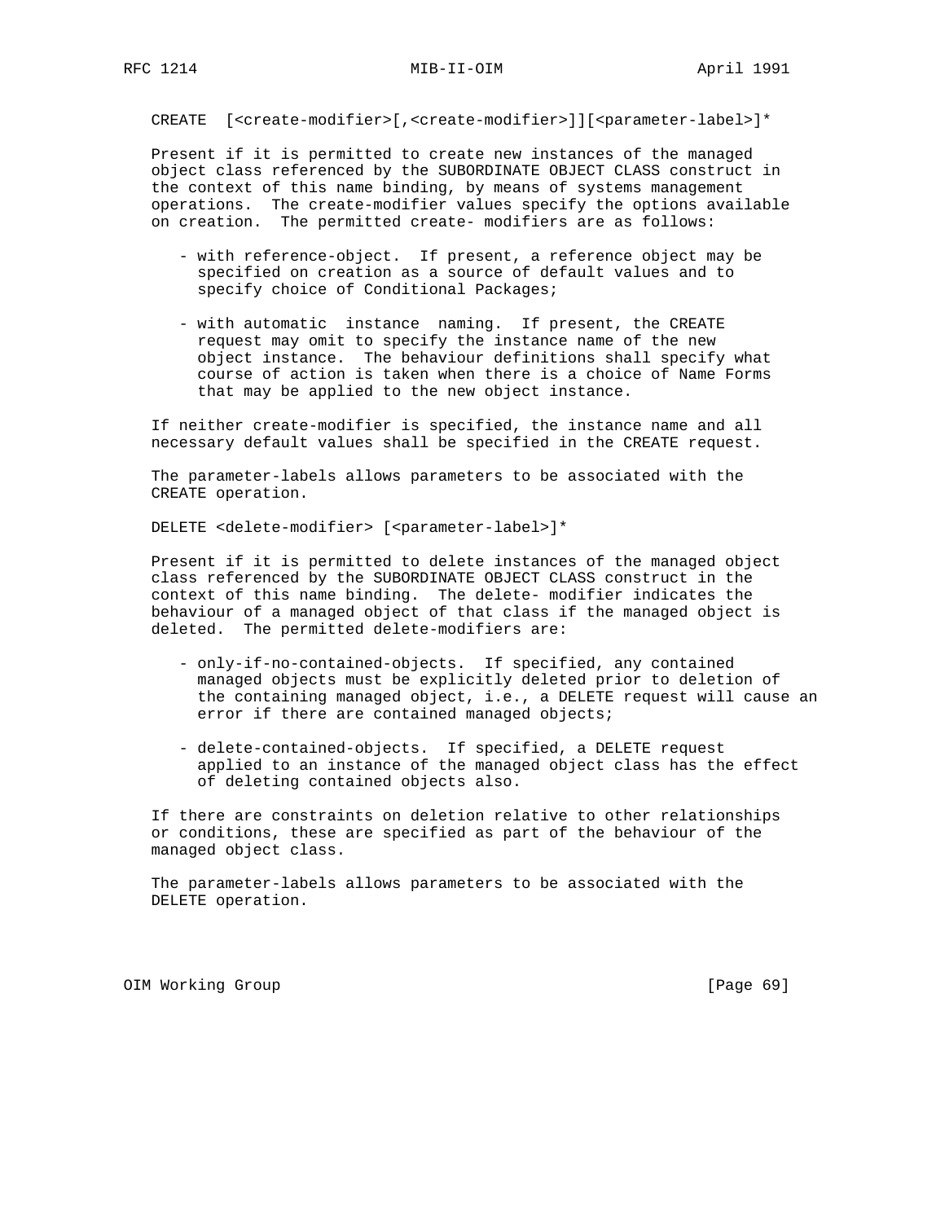CREATE  [<create-modifier>[,<create-modifier>]][<parameter-label>]*

Present if it is permitted to create new instances of the managed object class referenced by the SUBORDINATE OBJECT CLASS construct in the context of this name binding, by means of systems management operations. The create-modifier values specify the options available on creation. The permitted create- modifiers are as follows:

- with reference-object. If present, a reference object may be specified on creation as a source of default values and to specify choice of Conditional Packages;

- with automatic instance naming. If present, the CREATE request may omit to specify the instance name of the new object instance. The behaviour definitions shall specify what course of action is taken when there is a choice of Name Forms that may be applied to the new object instance.

If neither create-modifier is specified, the instance name and all necessary default values shall be specified in the CREATE request.

The parameter-labels allows parameters to be associated with the CREATE operation.

DELETE <delete-modifier> [<parameter-label>]*

Present if it is permitted to delete instances of the managed object class referenced by the SUBORDINATE OBJECT CLASS construct in the context of this name binding. The delete- modifier indicates the behaviour of a managed object of that class if the managed object is deleted. The permitted delete-modifiers are:

- only-if-no-contained-objects. If specified, any contained managed objects must be explicitly deleted prior to deletion of the containing managed object, i.e., a DELETE request will cause an error if there are contained managed objects;

- delete-contained-objects. If specified, a DELETE request applied to an instance of the managed object class has the effect of deleting contained objects also.

If there are constraints on deletion relative to other relationships or conditions, these are specified as part of the behaviour of the managed object class.

The parameter-labels allows parameters to be associated with the DELETE operation.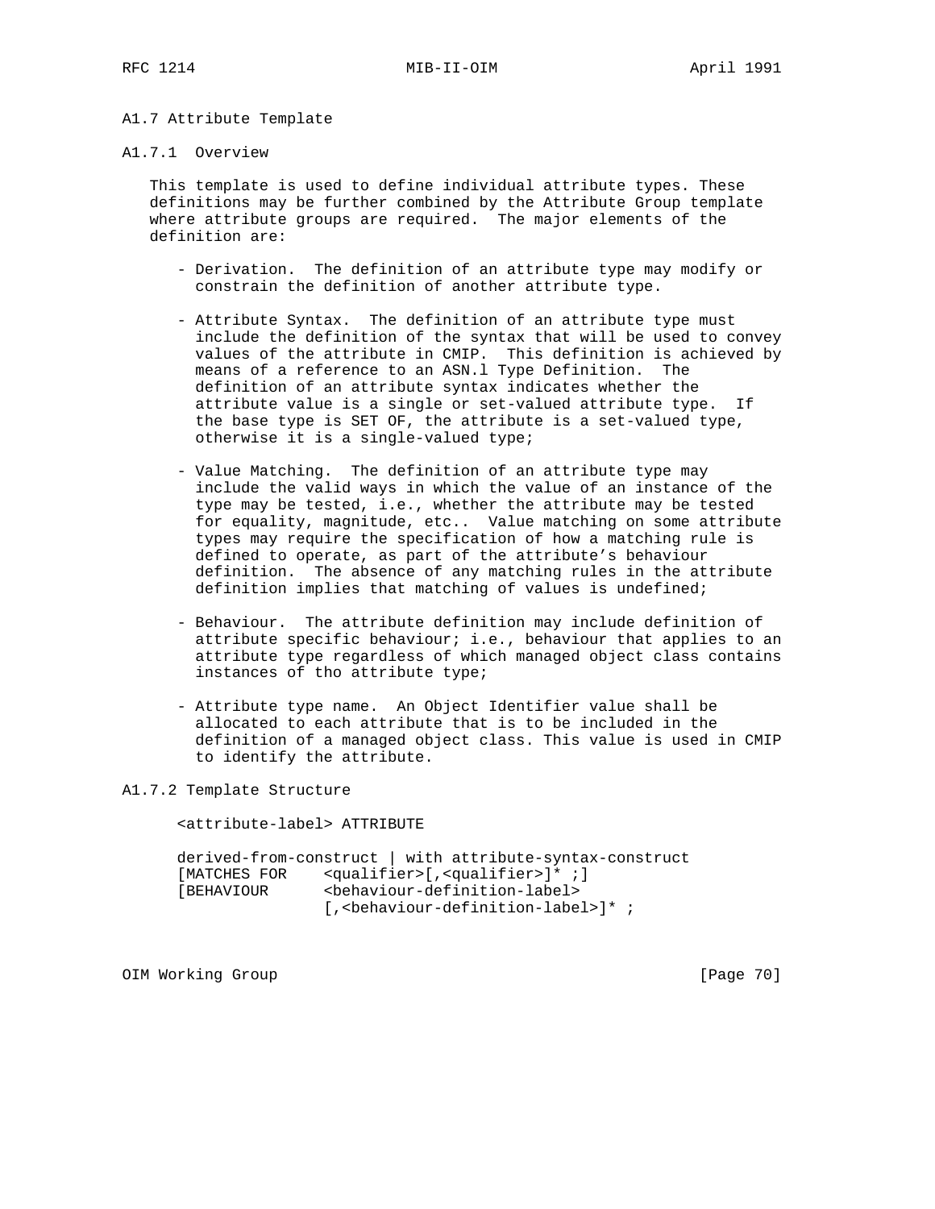### A1.7 Attribute Template

#### A1.7.1 Overview

This template is used to define individual attribute types. These definitions may be further combined by the Attribute Group template where attribute groups are required. The major elements of the definition are:

- Derivation. The definition of an attribute type may modify or constrain the definition of another attribute type.
- Attribute Syntax. The definition of an attribute type must include the definition of the syntax that will be used to convey values of the attribute in CMIP. This definition is achieved by means of a reference to an ASN.l Type Definition. The definition of an attribute syntax indicates whether the attribute value is a single or set-valued attribute type. If the base type is SET OF, the attribute is a set-valued type, otherwise it is a single-valued type;
- Value Matching. The definition of an attribute type may include the valid ways in which the value of an instance of the type may be tested, i.e., whether the attribute may be tested for equality, magnitude, etc.. Value matching on some attribute types may require the specification of how a matching rule is defined to operate, as part of the attribute’s behaviour definition. The absence of any matching rules in the attribute definition implies that matching of values is undefined;
- Behaviour. The attribute definition may include definition of attribute specific behaviour; i.e., behaviour that applies to an attribute type regardless of which managed object class contains instances of tho attribute type;
- Attribute type name. An Object Identifier value shall be allocated to each attribute that is to be included in the definition of a managed object class. This value is used in CMIP to identify the attribute.

#### A1.7.2 Template Structure

```
<attribute-label> ATTRIBUTE

derived-from-construct | with attribute-syntax-construct
[MATCHES FOR    <qualifier>[,<qualifier>]* ;]
[BEHAVIOUR      <behaviour-definition-label>
                [,<behaviour-definition-label>]* ;
```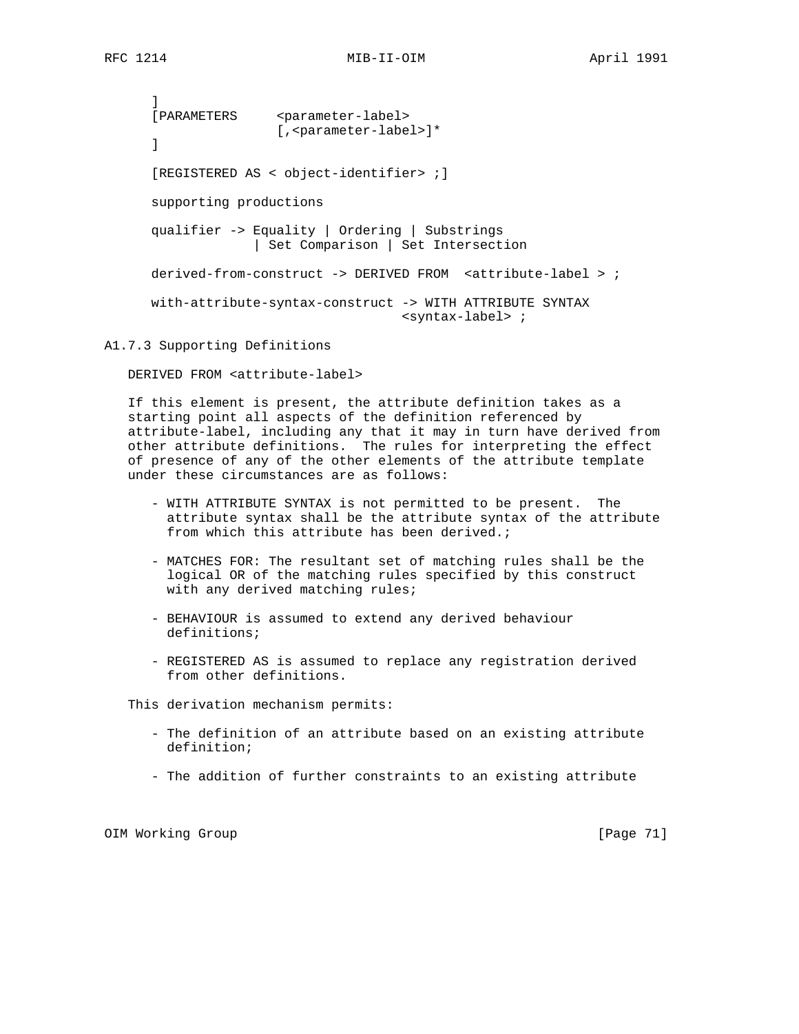```
]
[PARAMETERS     <parameter-label>
                [,<parameter-label>]*
]

[REGISTERED AS < object-identifier> ;]

supporting productions

qualifier -> Equality | Ordering | Substrings
             | Set Comparison | Set Intersection

derived-from-construct -> DERIVED FROM  <attribute-label > ;

with-attribute-syntax-construct -> WITH ATTRIBUTE SYNTAX
                                   <syntax-label> ;
```

### A1.7.3 Supporting Definitions

DERIVED FROM <attribute-label>

If this element is present, the attribute definition takes as a starting point all aspects of the definition referenced by attribute-label, including any that it may in turn have derived from other attribute definitions. The rules for interpreting the effect of presence of any of the other elements of the attribute template under these circumstances are as follows:

- WITH ATTRIBUTE SYNTAX is not permitted to be present. The attribute syntax shall be the attribute syntax of the attribute from which this attribute has been derived.;

- MATCHES FOR: The resultant set of matching rules shall be the logical OR of the matching rules specified by this construct with any derived matching rules;

- BEHAVIOUR is assumed to extend any derived behaviour definitions;

- REGISTERED AS is assumed to replace any registration derived from other definitions.

This derivation mechanism permits:

- The definition of an attribute based on an existing attribute definition;

- The addition of further constraints to an existing attribute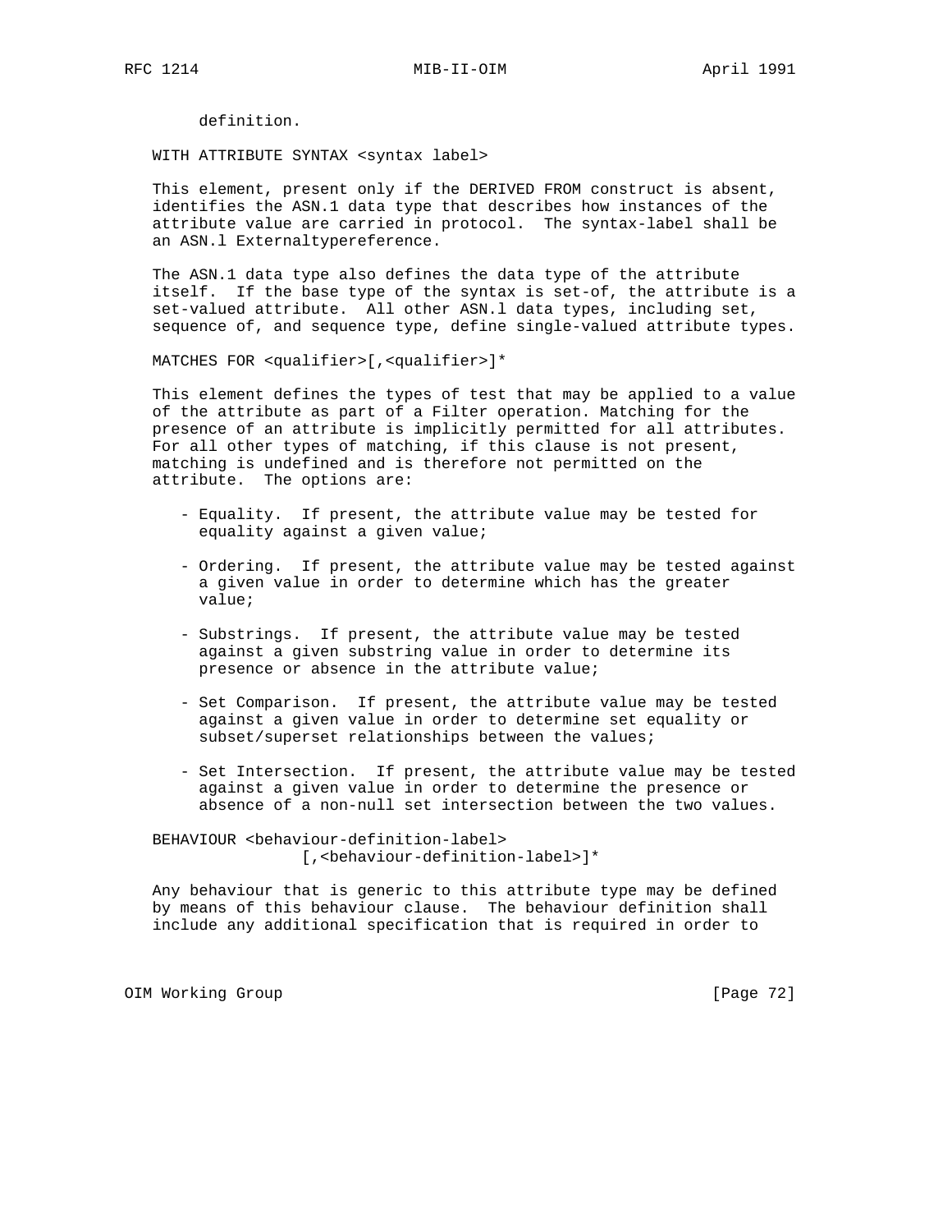definition.

WITH ATTRIBUTE SYNTAX <syntax label>

This element, present only if the DERIVED FROM construct is absent, identifies the ASN.1 data type that describes how instances of the attribute value are carried in protocol. The syntax-label shall be an ASN.l Externaltypereference.

The ASN.1 data type also defines the data type of the attribute itself. If the base type of the syntax is set-of, the attribute is a set-valued attribute. All other ASN.l data types, including set, sequence of, and sequence type, define single-valued attribute types.

MATCHES FOR <qualifier>[,<qualifier>]*

This element defines the types of test that may be applied to a value of the attribute as part of a Filter operation. Matching for the presence of an attribute is implicitly permitted for all attributes. For all other types of matching, if this clause is not present, matching is undefined and is therefore not permitted on the attribute. The options are:

- Equality. If present, the attribute value may be tested for equality against a given value;

- Ordering. If present, the attribute value may be tested against a given value in order to determine which has the greater value;

- Substrings. If present, the attribute value may be tested against a given substring value in order to determine its presence or absence in the attribute value;

- Set Comparison. If present, the attribute value may be tested against a given value in order to determine set equality or subset/superset relationships between the values;

- Set Intersection. If present, the attribute value may be tested against a given value in order to determine the presence or absence of a non-null set intersection between the two values.

BEHAVIOUR <behaviour-definition-label>
[,<behaviour-definition-label>]*

Any behaviour that is generic to this attribute type may be defined by means of this behaviour clause. The behaviour definition shall include any additional specification that is required in order to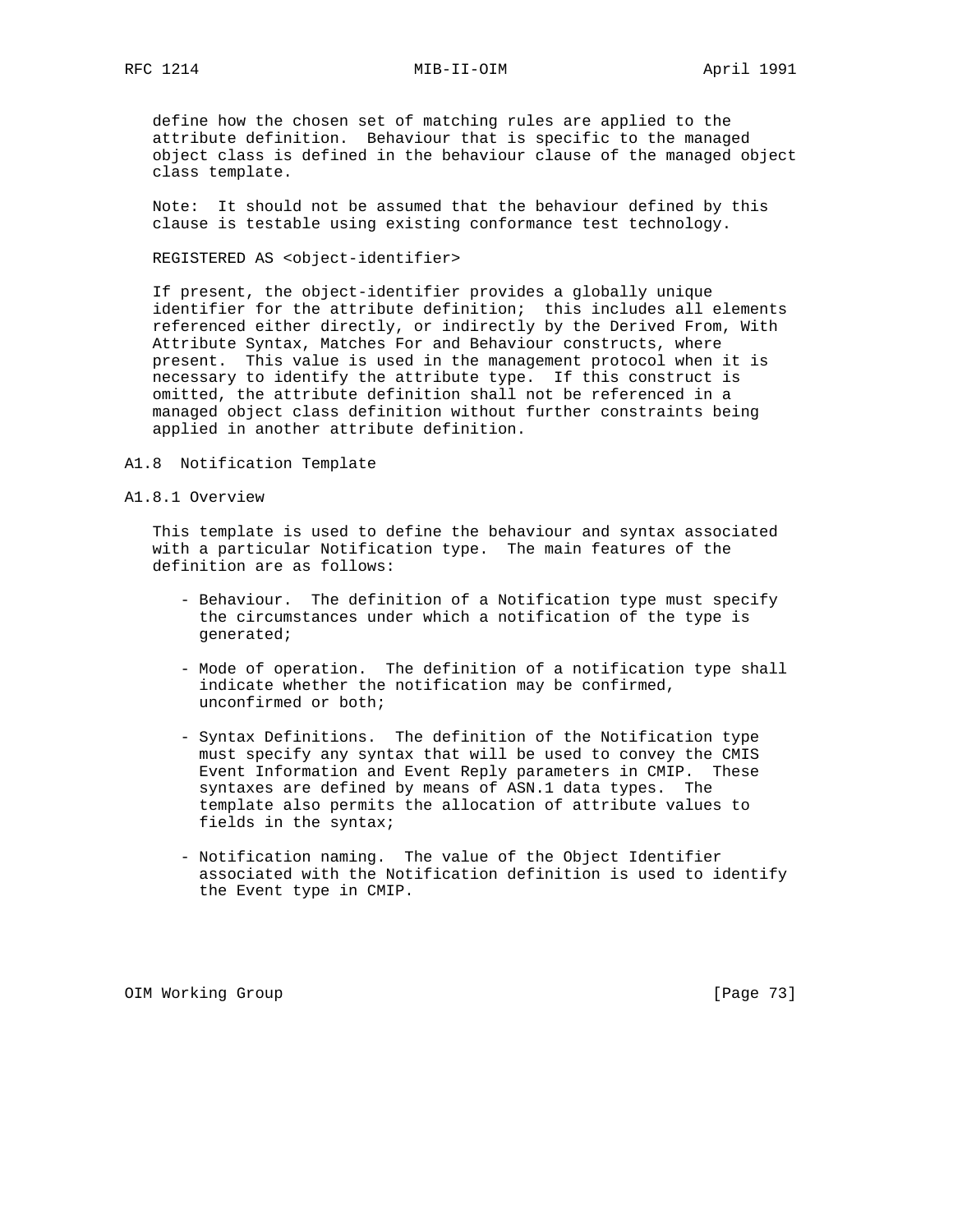define how the chosen set of matching rules are applied to the attribute definition. Behaviour that is specific to the managed object class is defined in the behaviour clause of the managed object class template.

Note: It should not be assumed that the behaviour defined by this clause is testable using existing conformance test technology.

REGISTERED AS <object-identifier>

If present, the object-identifier provides a globally unique identifier for the attribute definition; this includes all elements referenced either directly, or indirectly by the Derived From, With Attribute Syntax, Matches For and Behaviour constructs, where present. This value is used in the management protocol when it is necessary to identify the attribute type. If this construct is omitted, the attribute definition shall not be referenced in a managed object class definition without further constraints being applied in another attribute definition.

### A1.8 Notification Template

#### A1.8.1 Overview

This template is used to define the behaviour and syntax associated with a particular Notification type. The main features of the definition are as follows:

- Behaviour. The definition of a Notification type must specify the circumstances under which a notification of the type is generated;

- Mode of operation. The definition of a notification type shall indicate whether the notification may be confirmed, unconfirmed or both;

- Syntax Definitions. The definition of the Notification type must specify any syntax that will be used to convey the CMIS Event Information and Event Reply parameters in CMIP. These syntaxes are defined by means of ASN.1 data types. The template also permits the allocation of attribute values to fields in the syntax;

- Notification naming. The value of the Object Identifier associated with the Notification definition is used to identify the Event type in CMIP.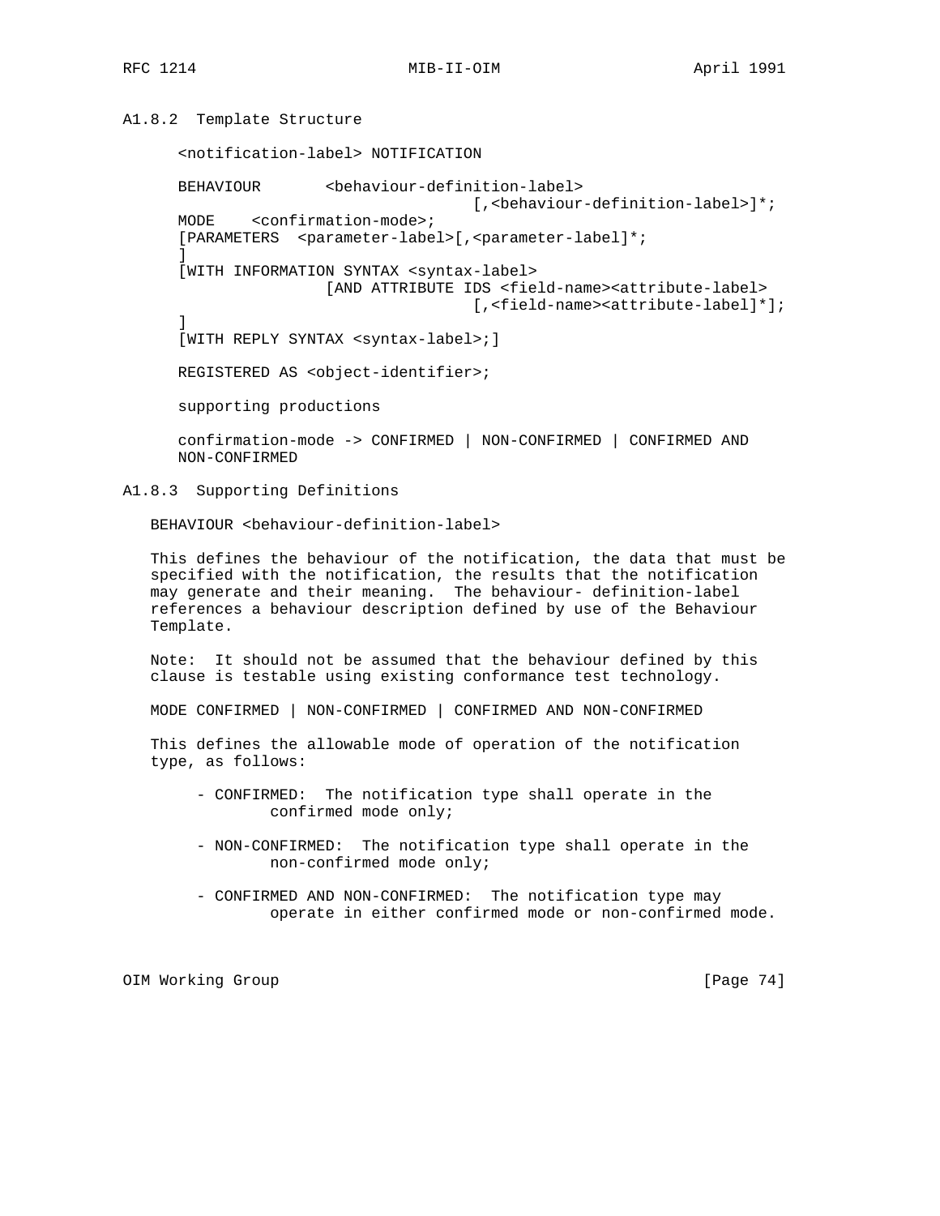### A1.8.2 Template Structure

```
<notification-label> NOTIFICATION

BEHAVIOUR       <behaviour-definition-label>
                             [,<behaviour-definition-label>]*;
MODE    <confirmation-mode>;
[PARAMETERS  <parameter-label>[,<parameter-label]*;
]
[WITH INFORMATION SYNTAX <syntax-label>
                [AND ATTRIBUTE IDS <field-name><attribute-label>
                             [,<field-name><attribute-label]*];
]
[WITH REPLY SYNTAX <syntax-label>;]

REGISTERED AS <object-identifier>;

supporting productions

confirmation-mode -> CONFIRMED | NON-CONFIRMED | CONFIRMED AND
NON-CONFIRMED
```

### A1.8.3 Supporting Definitions

BEHAVIOUR <behaviour-definition-label>

This defines the behaviour of the notification, the data that must be specified with the notification, the results that the notification may generate and their meaning. The behaviour- definition-label references a behaviour description defined by use of the Behaviour Template.

Note: It should not be assumed that the behaviour defined by this clause is testable using existing conformance test technology.

MODE CONFIRMED | NON-CONFIRMED | CONFIRMED AND NON-CONFIRMED

This defines the allowable mode of operation of the notification type, as follows:

- CONFIRMED: The notification type shall operate in the confirmed mode only;

- NON-CONFIRMED: The notification type shall operate in the non-confirmed mode only;

- CONFIRMED AND NON-CONFIRMED: The notification type may operate in either confirmed mode or non-confirmed mode.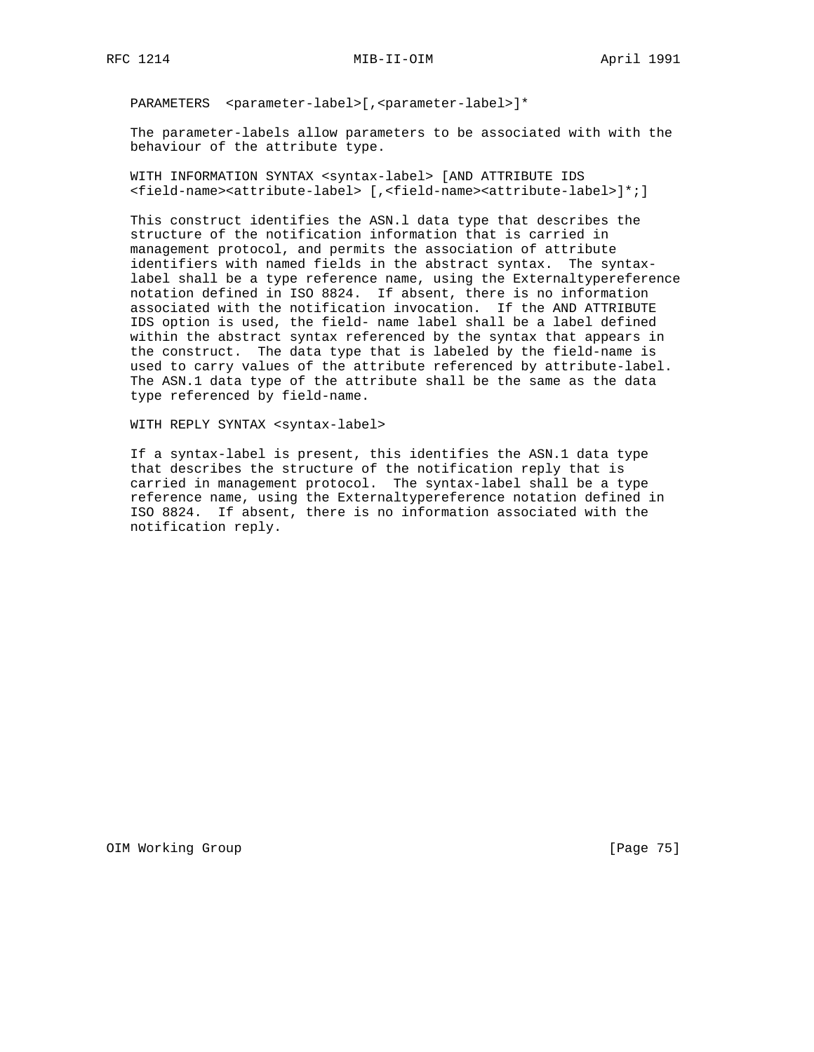PARAMETERS <parameter-label>[,<parameter-label>]*

The parameter-labels allow parameters to be associated with with the behaviour of the attribute type.

WITH INFORMATION SYNTAX <syntax-label> [AND ATTRIBUTE IDS <field-name><attribute-label> [,<field-name><attribute-label>]*;]

This construct identifies the ASN.l data type that describes the structure of the notification information that is carried in management protocol, and permits the association of attribute identifiers with named fields in the abstract syntax. The syntax-label shall be a type reference name, using the Externaltypereference notation defined in ISO 8824. If absent, there is no information associated with the notification invocation. If the AND ATTRIBUTE IDS option is used, the field- name label shall be a label defined within the abstract syntax referenced by the syntax that appears in the construct. The data type that is labeled by the field-name is used to carry values of the attribute referenced by attribute-label. The ASN.1 data type of the attribute shall be the same as the data type referenced by field-name.

WITH REPLY SYNTAX <syntax-label>

If a syntax-label is present, this identifies the ASN.1 data type that describes the structure of the notification reply that is carried in management protocol. The syntax-label shall be a type reference name, using the Externaltypereference notation defined in ISO 8824. If absent, there is no information associated with the notification reply.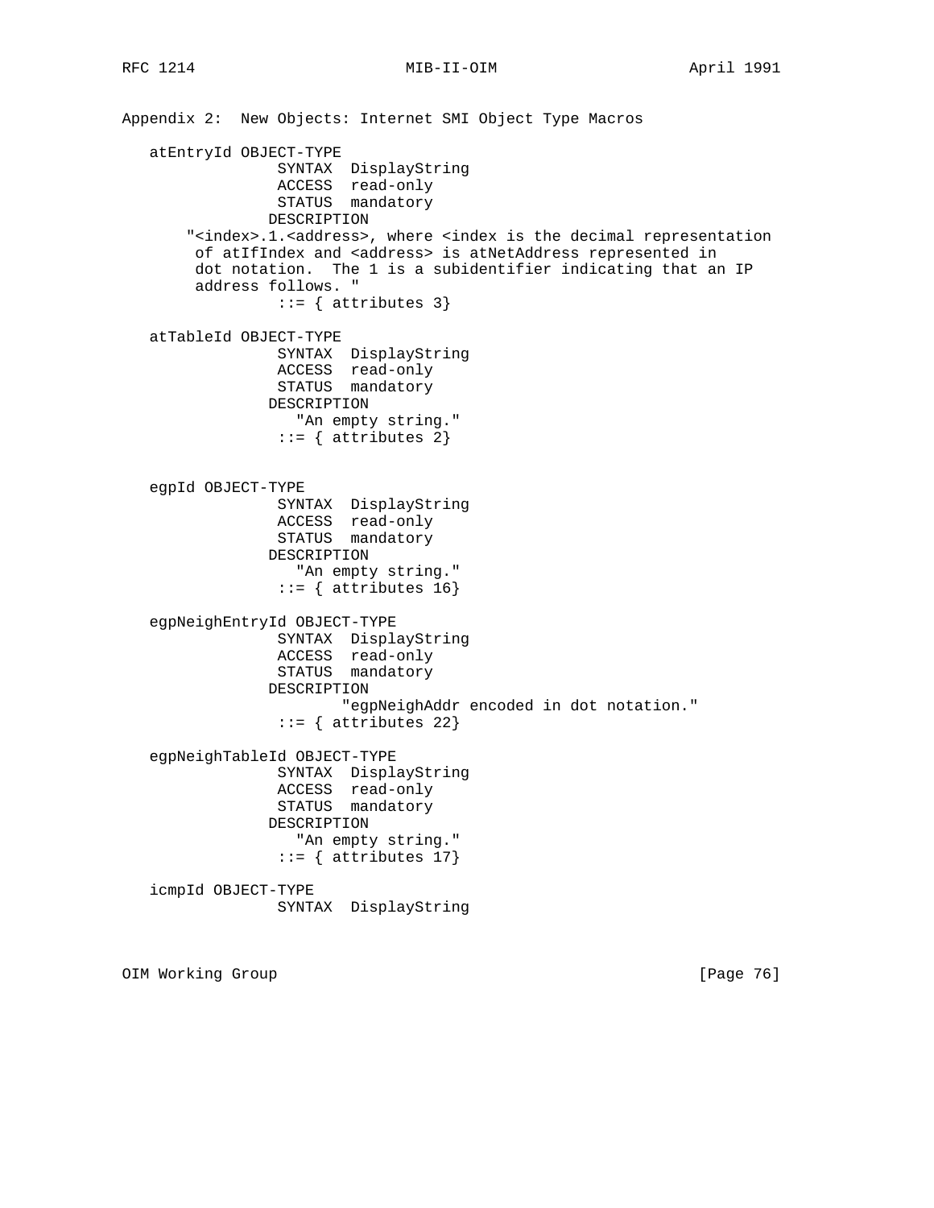Appendix 2: New Objects: Internet SMI Object Type Macros

```
   atEntryId OBJECT-TYPE
                 SYNTAX  DisplayString
                 ACCESS  read-only
                 STATUS  mandatory
                DESCRIPTION
       "<index>.1.<address>, where <index is the decimal representation
        of atIfIndex and <address> is atNetAddress represented in
        dot notation.  The 1 is a subidentifier indicating that an IP
        address follows. "
                 ::= { attributes 3}

   atTableId OBJECT-TYPE
                 SYNTAX  DisplayString
                 ACCESS  read-only
                 STATUS  mandatory
                DESCRIPTION
                   "An empty string."
                 ::= { attributes 2}


   egpId OBJECT-TYPE
                 SYNTAX  DisplayString
                 ACCESS  read-only
                 STATUS  mandatory
                DESCRIPTION
                   "An empty string."
                 ::= { attributes 16}

   egpNeighEntryId OBJECT-TYPE
                 SYNTAX  DisplayString
                 ACCESS  read-only
                 STATUS  mandatory
                DESCRIPTION
                        "egpNeighAddr encoded in dot notation."
                 ::= { attributes 22}

   egpNeighTableId OBJECT-TYPE
                 SYNTAX  DisplayString
                 ACCESS  read-only
                 STATUS  mandatory
                DESCRIPTION
                   "An empty string."
                 ::= { attributes 17}

   icmpId OBJECT-TYPE
                 SYNTAX  DisplayString
```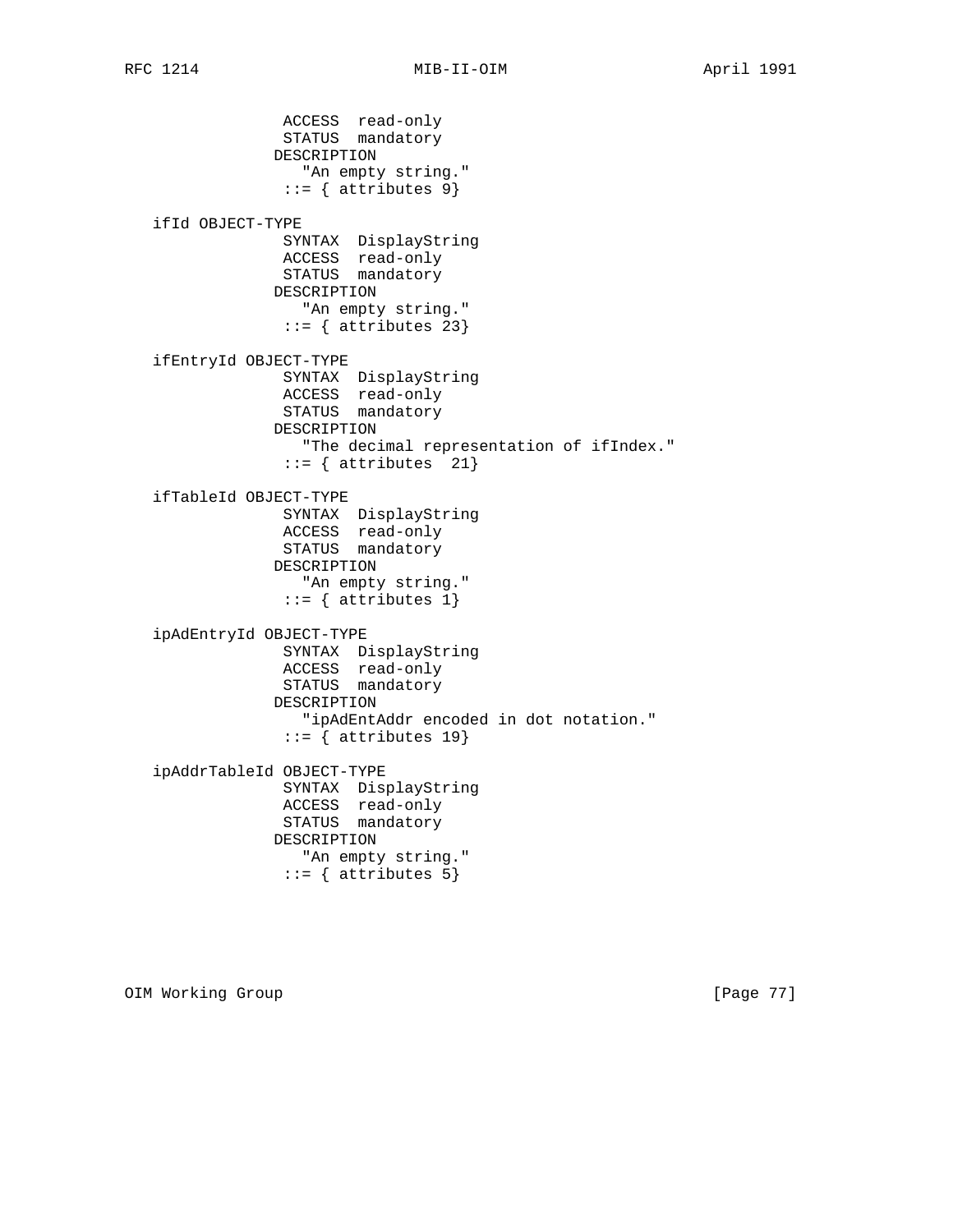```
                ACCESS  read-only
                STATUS  mandatory
               DESCRIPTION
                  "An empty string."
                ::= { attributes 9}

   ifId OBJECT-TYPE
                SYNTAX  DisplayString
                ACCESS  read-only
                STATUS  mandatory
               DESCRIPTION
                  "An empty string."
                ::= { attributes 23}

   ifEntryId OBJECT-TYPE
                SYNTAX  DisplayString
                ACCESS  read-only
                STATUS  mandatory
               DESCRIPTION
                  "The decimal representation of ifIndex."
                ::= { attributes  21}

   ifTableId OBJECT-TYPE
                SYNTAX  DisplayString
                ACCESS  read-only
                STATUS  mandatory
               DESCRIPTION
                  "An empty string."
                ::= { attributes 1}

   ipAdEntryId OBJECT-TYPE
                SYNTAX  DisplayString
                ACCESS  read-only
                STATUS  mandatory
               DESCRIPTION
                  "ipAdEntAddr encoded in dot notation."
                ::= { attributes 19}

   ipAddrTableId OBJECT-TYPE
                SYNTAX  DisplayString
                ACCESS  read-only
                STATUS  mandatory
               DESCRIPTION
                  "An empty string."
                ::= { attributes 5}
```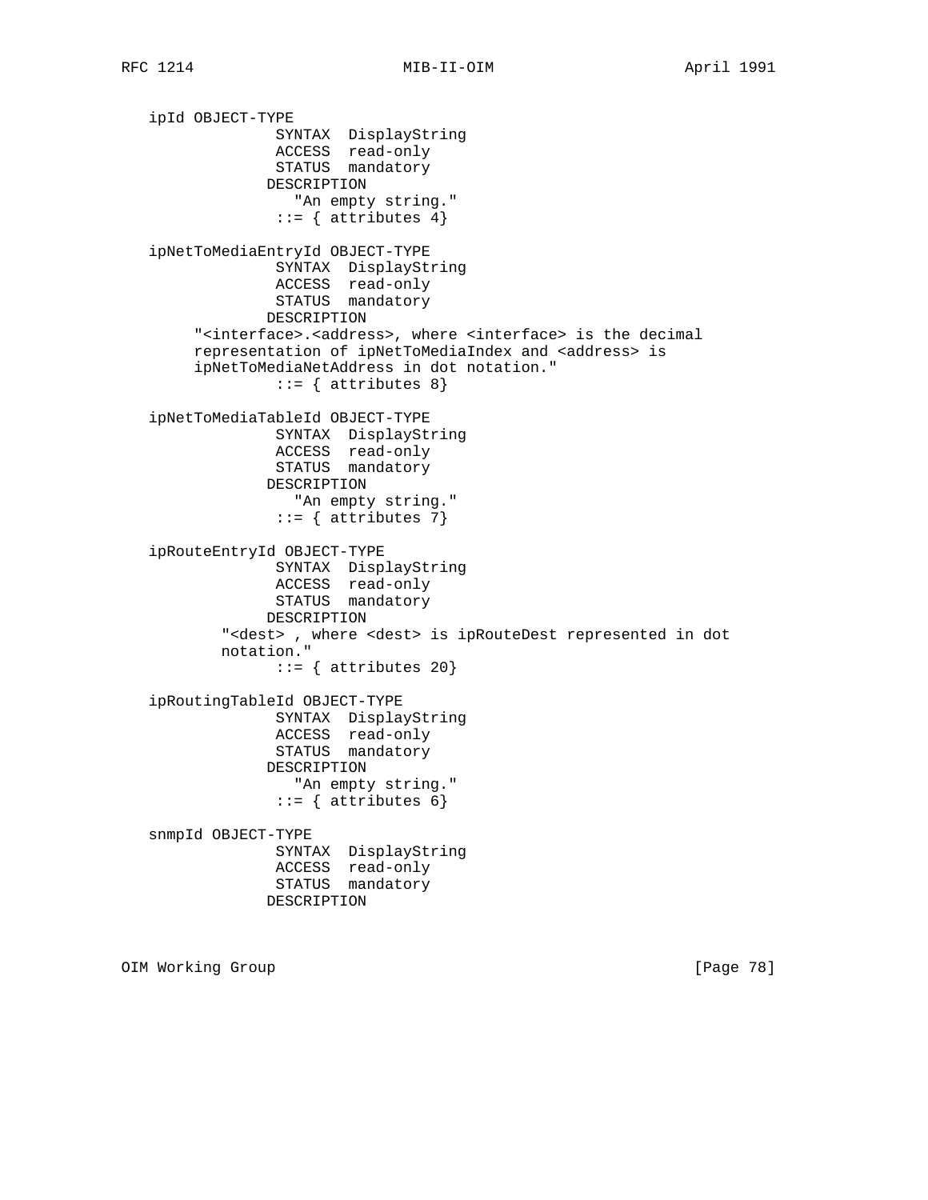```
   ipId OBJECT-TYPE
                SYNTAX  DisplayString
                ACCESS  read-only
                STATUS  mandatory
               DESCRIPTION
                  "An empty string."
                ::= { attributes 4}

   ipNetToMediaEntryId OBJECT-TYPE
                SYNTAX  DisplayString
                ACCESS  read-only
                STATUS  mandatory
               DESCRIPTION
       "<interface>.<address>, where <interface> is the decimal
       representation of ipNetToMediaIndex and <address> is
       ipNetToMediaNetAddress in dot notation."
                ::= { attributes 8}

   ipNetToMediaTableId OBJECT-TYPE
                SYNTAX  DisplayString
                ACCESS  read-only
                STATUS  mandatory
               DESCRIPTION
                  "An empty string."
                ::= { attributes 7}

   ipRouteEntryId OBJECT-TYPE
                SYNTAX  DisplayString
                ACCESS  read-only
                STATUS  mandatory
               DESCRIPTION
          "<dest> , where <dest> is ipRouteDest represented in dot
          notation."
                ::= { attributes 20}

   ipRoutingTableId OBJECT-TYPE
                SYNTAX  DisplayString
                ACCESS  read-only
                STATUS  mandatory
               DESCRIPTION
                  "An empty string."
                ::= { attributes 6}

   snmpId OBJECT-TYPE
                SYNTAX  DisplayString
                ACCESS  read-only
                STATUS  mandatory
               DESCRIPTION
```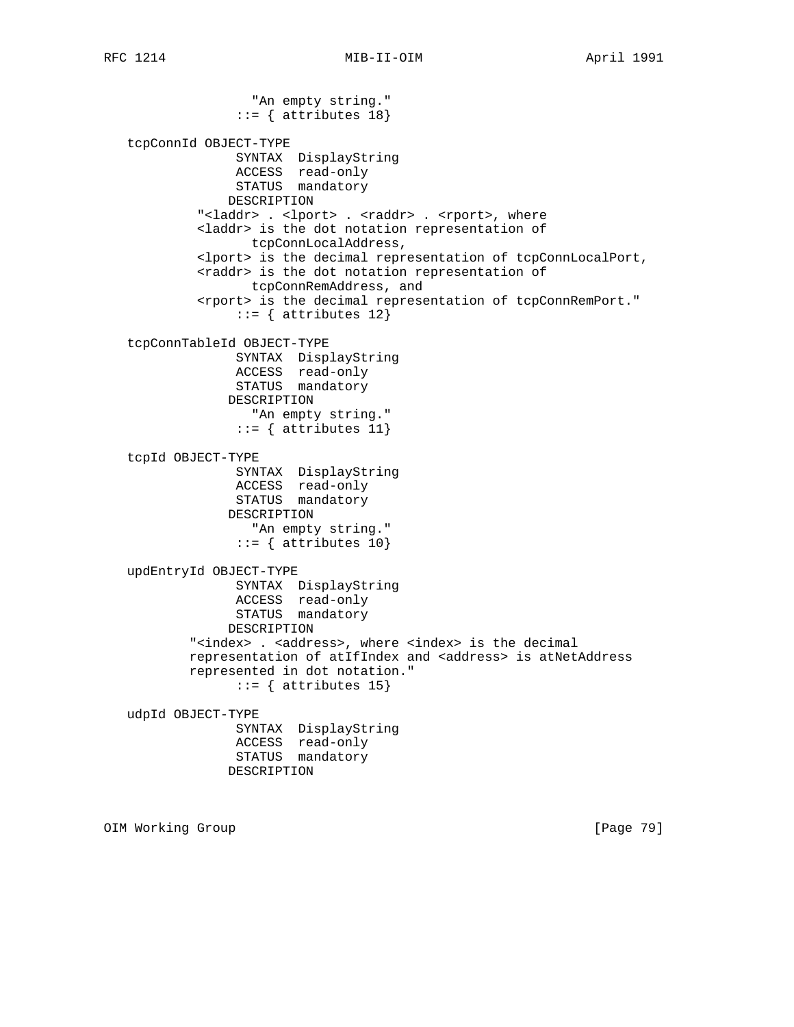```
                  "An empty string."
                ::= { attributes 18}

   tcpConnId OBJECT-TYPE
                SYNTAX  DisplayString
                ACCESS  read-only
                STATUS  mandatory
               DESCRIPTION
           "<laddr> . <lport> . <raddr> . <rport>, where
           <laddr> is the dot notation representation of
                  tcpConnLocalAddress,
           <lport> is the decimal representation of tcpConnLocalPort,
           <raddr> is the dot notation representation of
                  tcpConnRemAddress, and
           <rport> is the decimal representation of tcpConnRemPort."
                ::= { attributes 12}

   tcpConnTableId OBJECT-TYPE
                SYNTAX  DisplayString
                ACCESS  read-only
                STATUS  mandatory
               DESCRIPTION
                  "An empty string."
                ::= { attributes 11}

   tcpId OBJECT-TYPE
                SYNTAX  DisplayString
                ACCESS  read-only
                STATUS  mandatory
               DESCRIPTION
                  "An empty string."
                ::= { attributes 10}

   updEntryId OBJECT-TYPE
                SYNTAX  DisplayString
                ACCESS  read-only
                STATUS  mandatory
               DESCRIPTION
          "<index> . <address>, where <index> is the decimal
          representation of atIfIndex and <address> is atNetAddress
          represented in dot notation."
                ::= { attributes 15}

   udpId OBJECT-TYPE
                SYNTAX  DisplayString
                ACCESS  read-only
                STATUS  mandatory
               DESCRIPTION
```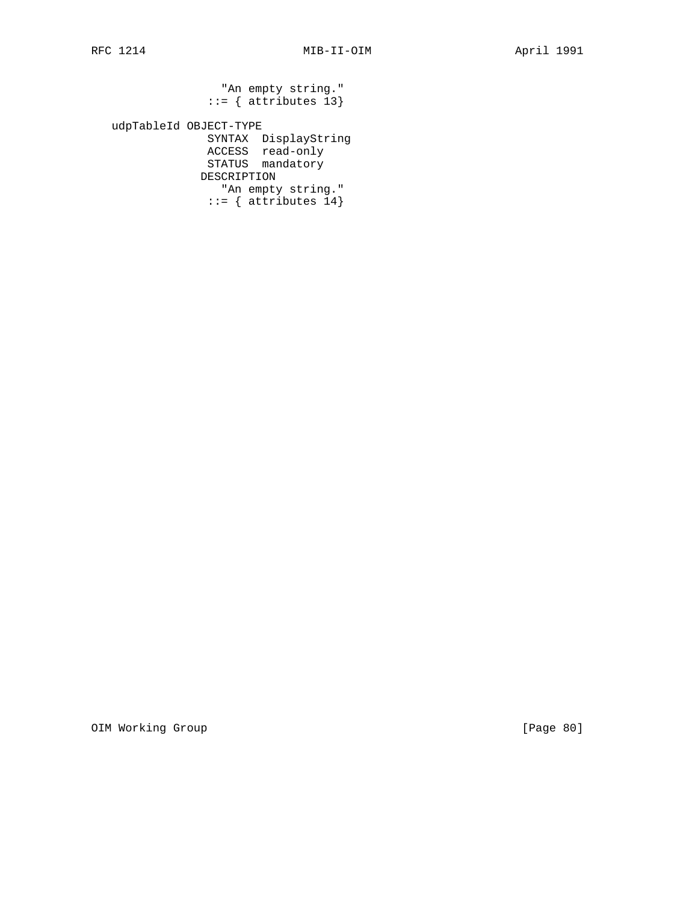```
                  "An empty string."
                ::= { attributes 13}

   udpTableId OBJECT-TYPE
                SYNTAX  DisplayString
                ACCESS  read-only
                STATUS  mandatory
               DESCRIPTION
                  "An empty string."
                ::= { attributes 14}
```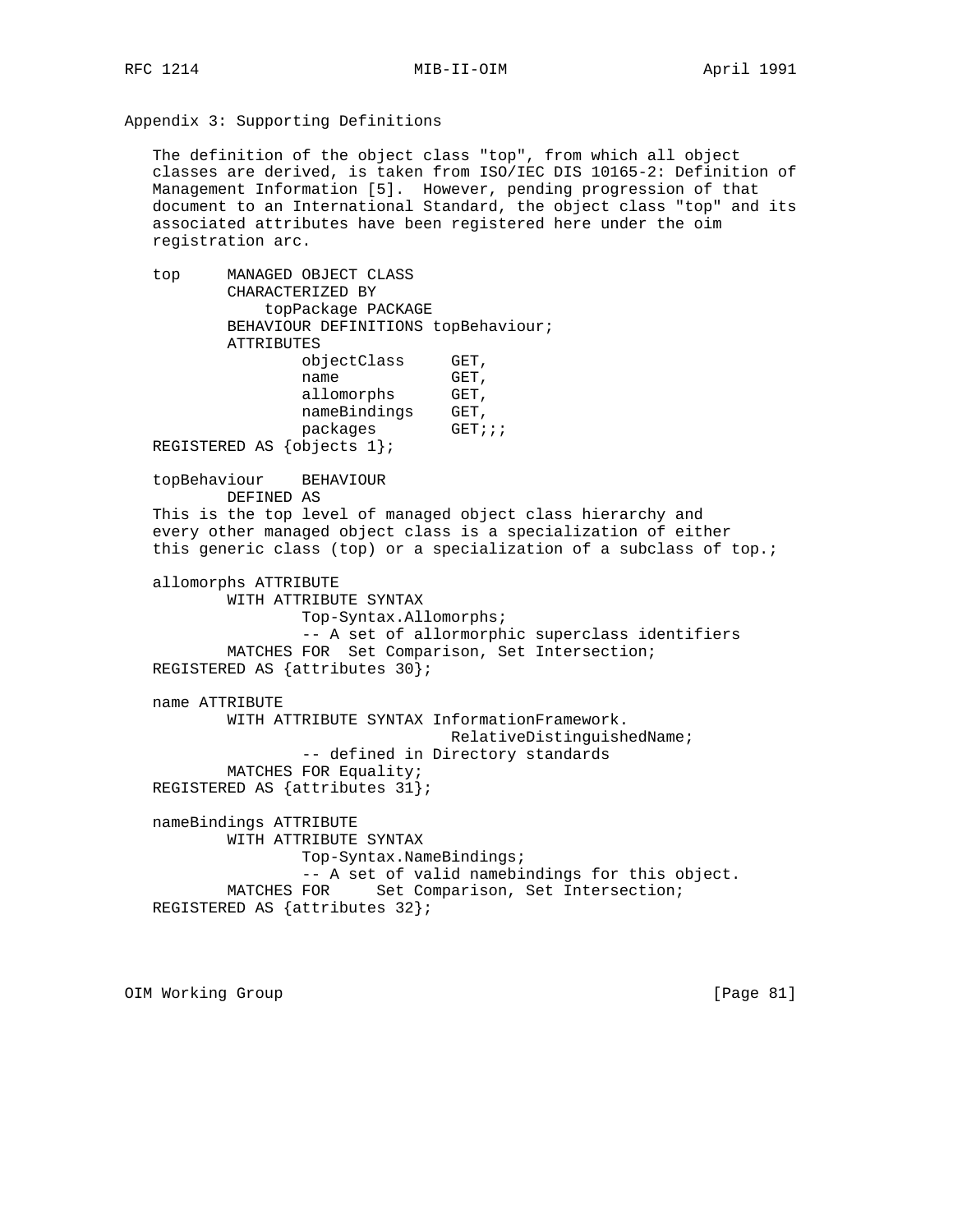## Appendix 3: Supporting Definitions

The definition of the object class "top", from which all object classes are derived, is taken from ISO/IEC DIS 10165-2: Definition of Management Information [5]. However, pending progression of that document to an International Standard, the object class "top" and its associated attributes have been registered here under the oim registration arc.

```
top     MANAGED OBJECT CLASS
        CHARACTERIZED BY
            topPackage PACKAGE
        BEHAVIOUR DEFINITIONS topBehaviour;
        ATTRIBUTES
                objectClass     GET,
                name            GET,
                allomorphs      GET,
                nameBindings    GET,
                packages        GET;;;
REGISTERED AS {objects 1};

topBehaviour    BEHAVIOUR
        DEFINED AS
This is the top level of managed object class hierarchy and
every other managed object class is a specialization of either
this generic class (top) or a specialization of a subclass of top.;

allomorphs ATTRIBUTE
        WITH ATTRIBUTE SYNTAX
                Top-Syntax.Allomorphs;
                -- A set of allormorphic superclass identifiers
        MATCHES FOR  Set Comparison, Set Intersection;
REGISTERED AS {attributes 30};

name ATTRIBUTE
        WITH ATTRIBUTE SYNTAX InformationFramework.
                              RelativeDistinguishedName;
                -- defined in Directory standards
        MATCHES FOR Equality;
REGISTERED AS {attributes 31};

nameBindings ATTRIBUTE
        WITH ATTRIBUTE SYNTAX
                Top-Syntax.NameBindings;
                -- A set of valid namebindings for this object.
        MATCHES FOR     Set Comparison, Set Intersection;
REGISTERED AS {attributes 32};
```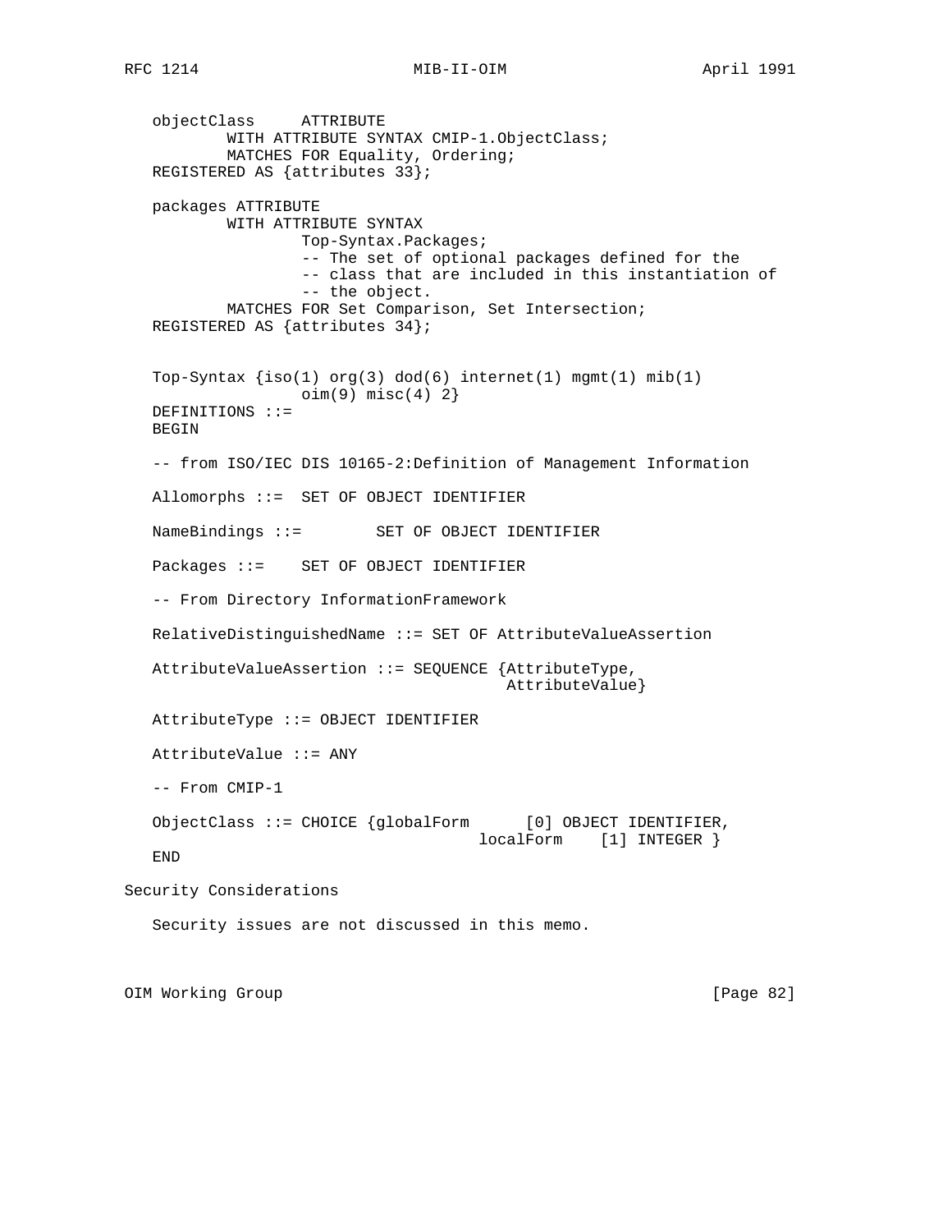```
   objectClass     ATTRIBUTE
           WITH ATTRIBUTE SYNTAX CMIP-1.ObjectClass;
           MATCHES FOR Equality, Ordering;
   REGISTERED AS {attributes 33};

   packages ATTRIBUTE
           WITH ATTRIBUTE SYNTAX
                   Top-Syntax.Packages;
                   -- The set of optional packages defined for the
                   -- class that are included in this instantiation of
                   -- the object.
           MATCHES FOR Set Comparison, Set Intersection;
   REGISTERED AS {attributes 34};


   Top-Syntax {iso(1) org(3) dod(6) internet(1) mgmt(1) mib(1)
                   oim(9) misc(4) 2}
   DEFINITIONS ::=
   BEGIN

   -- from ISO/IEC DIS 10165-2:Definition of Management Information

   Allomorphs ::=  SET OF OBJECT IDENTIFIER

   NameBindings ::=        SET OF OBJECT IDENTIFIER

   Packages ::=    SET OF OBJECT IDENTIFIER

   -- From Directory InformationFramework

   RelativeDistinguishedName ::= SET OF AttributeValueAssertion

   AttributeValueAssertion ::= SEQUENCE {AttributeType,
                                          AttributeValue}

   AttributeType ::= OBJECT IDENTIFIER

   AttributeValue ::= ANY

   -- From CMIP-1

   ObjectClass ::= CHOICE {globalForm      [0] OBJECT IDENTIFIER,
                                      localForm    [1] INTEGER }
   END
```

## Security Considerations

Security issues are not discussed in this memo.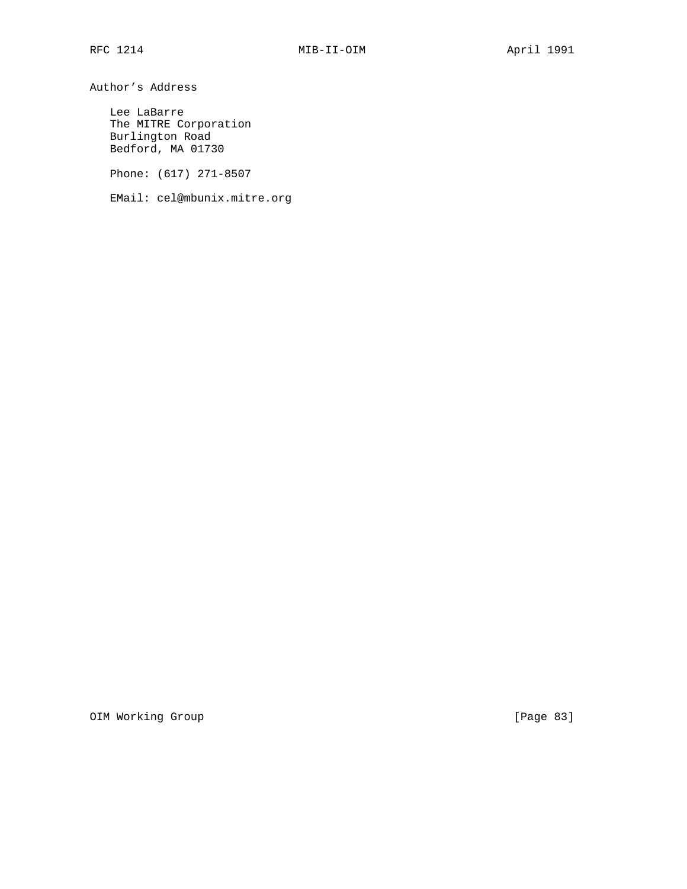## Author's Address

Lee LaBarre
The MITRE Corporation
Burlington Road
Bedford, MA 01730

Phone: (617) 271-8507

EMail: cel@mbunix.mitre.org